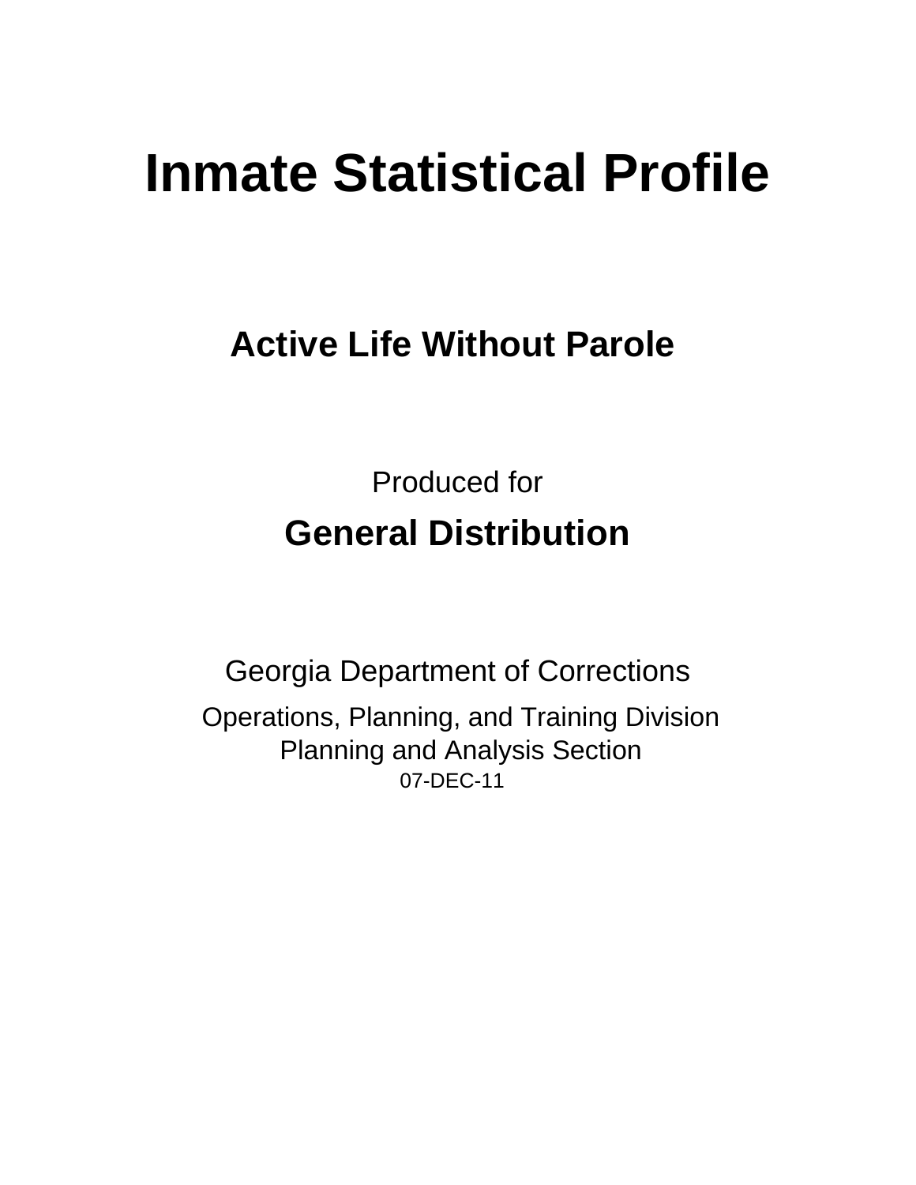# Inmate Statistical Profile

## Active Life Without Parole

Produced for

**General Distribution**

Georgia Department of Corrections

Operations, Planning, and Training Division
Planning and Analysis Section
07-DEC-11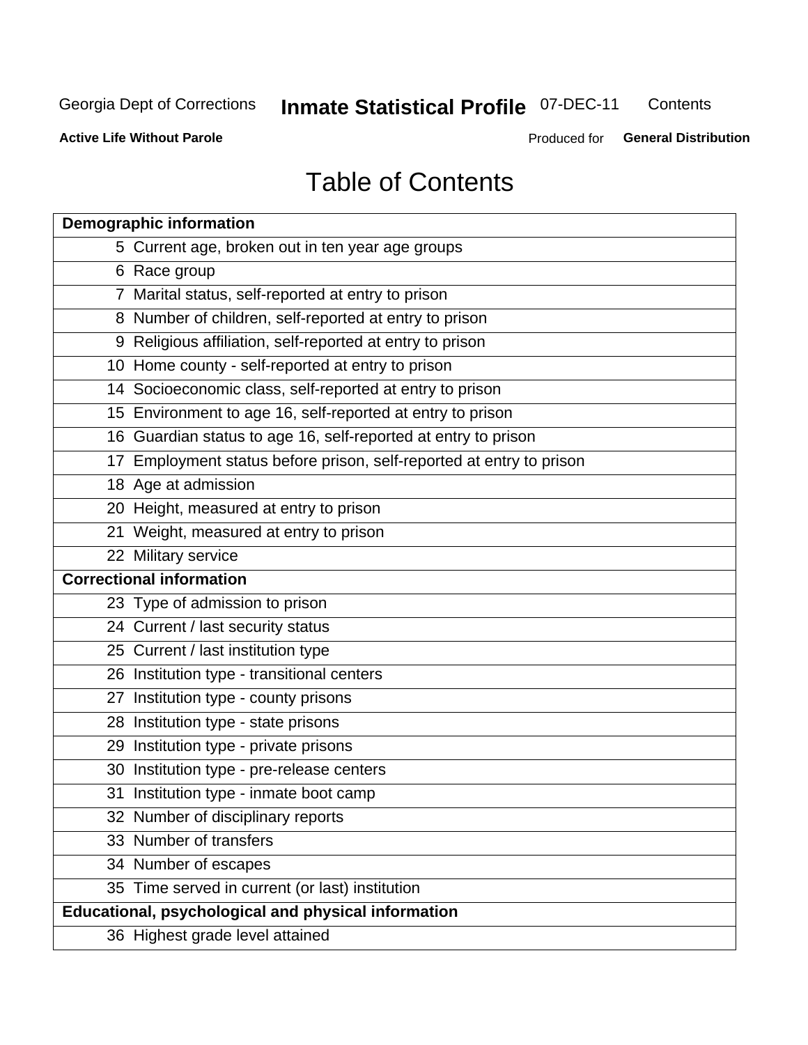Georgia Dept of Corrections **Inmate Statistical Profile** 07-DEC-11 Contents

**Active Life Without Parole** Produced for **General Distribution**

# Table of Contents

| **Demographic information** | |
|---|---|
| 5 | Current age, broken out in ten year age groups |
| 6 | Race group |
| 7 | Marital status, self-reported at entry to prison |
| 8 | Number of children, self-reported at entry to prison |
| 9 | Religious affiliation, self-reported at entry to prison |
| 10 | Home county - self-reported at entry to prison |
| 14 | Socioeconomic class, self-reported at entry to prison |
| 15 | Environment to age 16, self-reported at entry to prison |
| 16 | Guardian status to age 16, self-reported at entry to prison |
| 17 | Employment status before prison, self-reported at entry to prison |
| 18 | Age at admission |
| 20 | Height, measured at entry to prison |
| 21 | Weight, measured at entry to prison |
| 22 | Military service |
| **Correctional information** | |
| 23 | Type of admission to prison |
| 24 | Current / last security status |
| 25 | Current / last institution type |
| 26 | Institution type - transitional centers |
| 27 | Institution type - county prisons |
| 28 | Institution type - state prisons |
| 29 | Institution type - private prisons |
| 30 | Institution type - pre-release centers |
| 31 | Institution type - inmate boot camp |
| 32 | Number of disciplinary reports |
| 33 | Number of transfers |
| 34 | Number of escapes |
| 35 | Time served in current (or last) institution |
| **Educational, psychological and physical information** | |
| 36 | Highest grade level attained |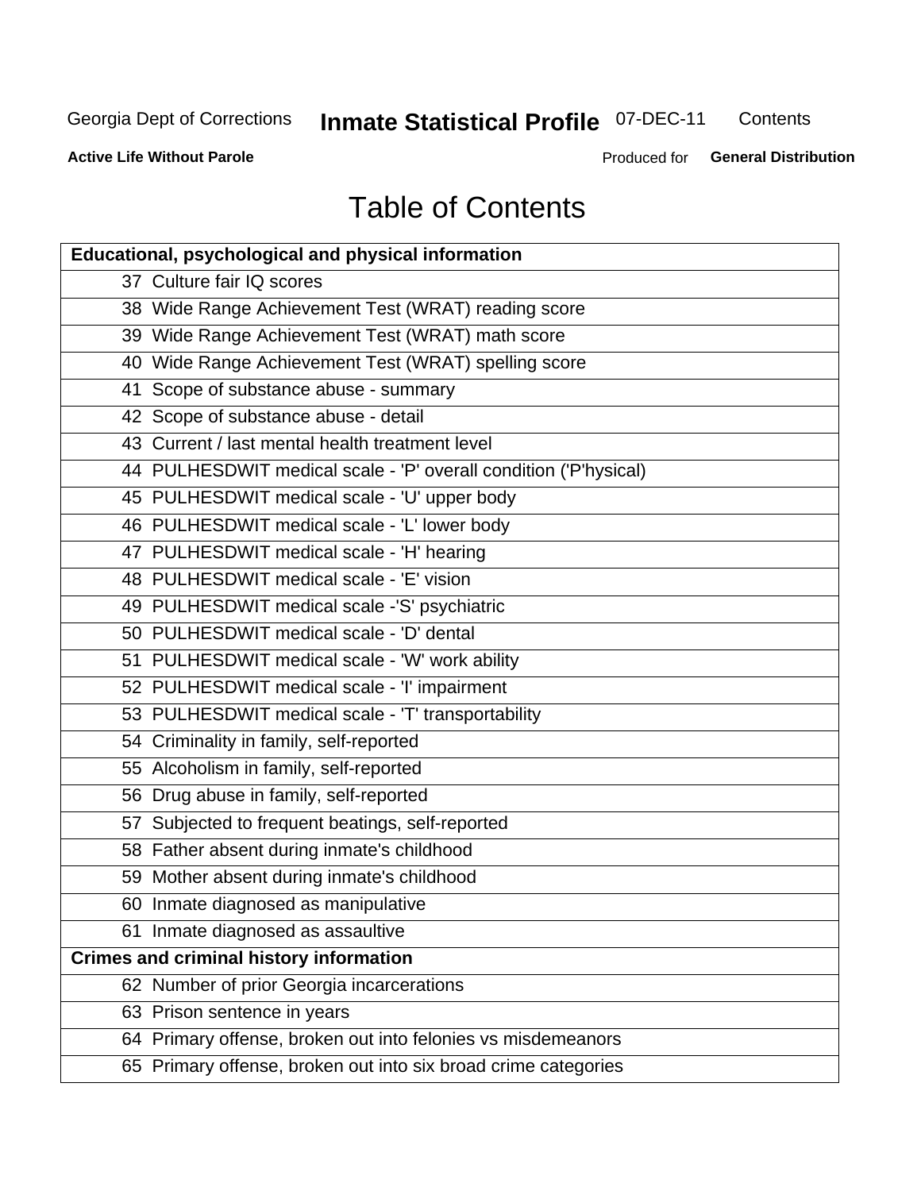# Table of Contents

| Educational, psychological and physical information |
|---|
| 37 Culture fair IQ scores |
| 38 Wide Range Achievement Test (WRAT) reading score |
| 39 Wide Range Achievement Test (WRAT) math score |
| 40 Wide Range Achievement Test (WRAT) spelling score |
| 41 Scope of substance abuse - summary |
| 42 Scope of substance abuse - detail |
| 43 Current / last mental health treatment level |
| 44 PULHESDWIT medical scale - 'P' overall condition ('P'hysical) |
| 45 PULHESDWIT medical scale - 'U' upper body |
| 46 PULHESDWIT medical scale - 'L' lower body |
| 47 PULHESDWIT medical scale - 'H' hearing |
| 48 PULHESDWIT medical scale - 'E' vision |
| 49 PULHESDWIT medical scale -'S' psychiatric |
| 50 PULHESDWIT medical scale - 'D' dental |
| 51 PULHESDWIT medical scale - 'W' work ability |
| 52 PULHESDWIT medical scale - 'I' impairment |
| 53 PULHESDWIT medical scale - 'T' transportability |
| 54 Criminality in family, self-reported |
| 55 Alcoholism in family, self-reported |
| 56 Drug abuse in family, self-reported |
| 57 Subjected to frequent beatings, self-reported |
| 58 Father absent during inmate's childhood |
| 59 Mother absent during inmate's childhood |
| 60 Inmate diagnosed as manipulative |
| 61 Inmate diagnosed as assaultive |
| **Crimes and criminal history information** |
| 62 Number of prior Georgia incarcerations |
| 63 Prison sentence in years |
| 64 Primary offense, broken out into felonies vs misdemeanors |
| 65 Primary offense, broken out into six broad crime categories |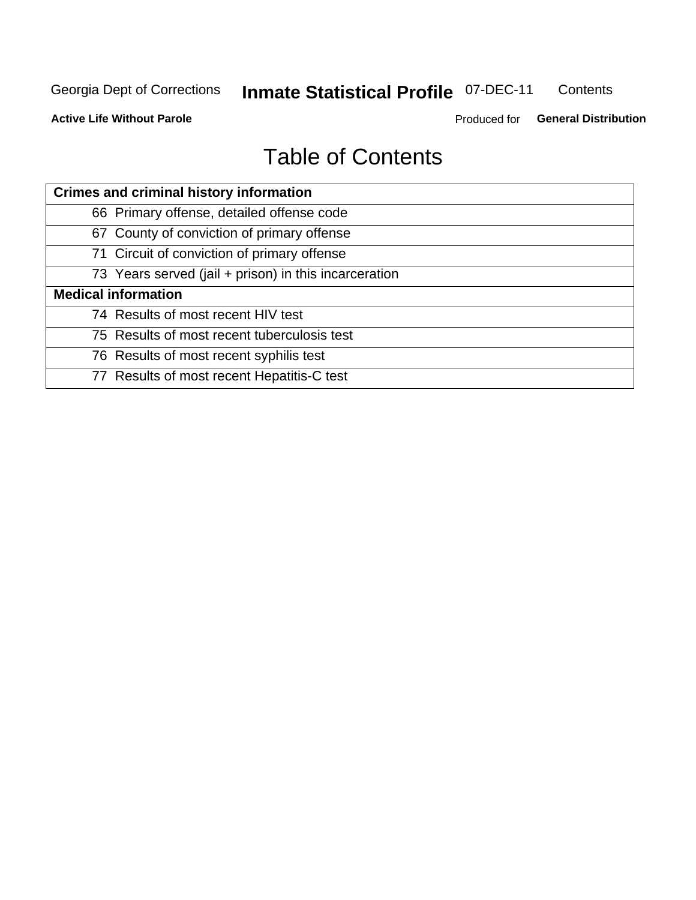# Table of Contents

| Crimes and criminal history information |
|---|
| 66 Primary offense, detailed offense code |
| 67 County of conviction of primary offense |
| 71 Circuit of conviction of primary offense |
| 73 Years served (jail + prison) in this incarceration |
| **Medical information** |
| 74 Results of most recent HIV test |
| 75 Results of most recent tuberculosis test |
| 76 Results of most recent syphilis test |
| 77 Results of most recent Hepatitis-C test |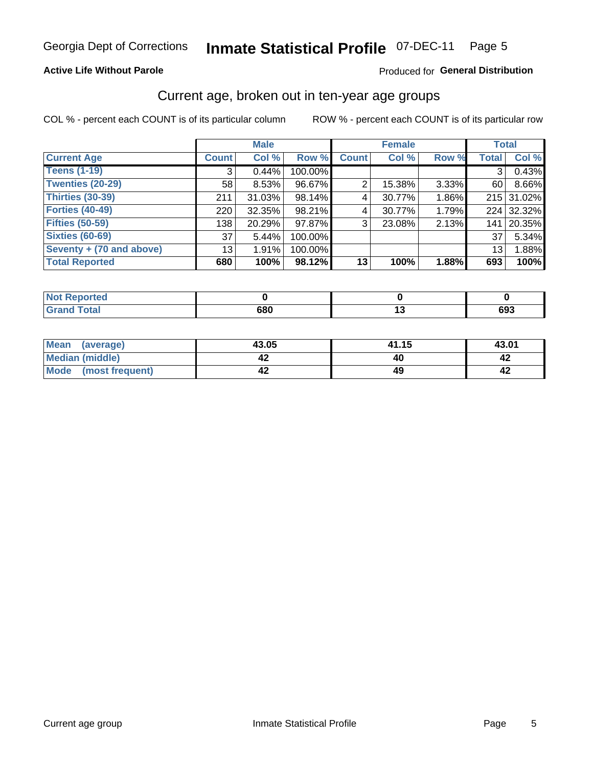Georgia Dept of Corrections **Inmate Statistical Profile** 07-DEC-11

**Active Life Without Parole**

Produced for **General Distribution**

## Current age, broken out in ten-year age groups

COL % - percent each COUNT is of its particular column     ROW % - percent each COUNT is of its particular row

| | Male | | | Female | | | Total | |
|---|---|---|---|---|---|---|---|---|
| **Current Age** | **Count** | **Col %** | **Row %** | **Count** | **Col %** | **Row %** | **Total** | **Col %** |
| **Teens (1-19)** | 3 | 0.44% | 100.00% | | | | 3 | 0.43% |
| **Twenties (20-29)** | 58 | 8.53% | 96.67% | 2 | 15.38% | 3.33% | 60 | 8.66% |
| **Thirties (30-39)** | 211 | 31.03% | 98.14% | 4 | 30.77% | 1.86% | 215 | 31.02% |
| **Forties (40-49)** | 220 | 32.35% | 98.21% | 4 | 30.77% | 1.79% | 224 | 32.32% |
| **Fifties (50-59)** | 138 | 20.29% | 97.87% | 3 | 23.08% | 2.13% | 141 | 20.35% |
| **Sixties (60-69)** | 37 | 5.44% | 100.00% | | | | 37 | 5.34% |
| **Seventy + (70 and above)** | 13 | 1.91% | 100.00% | | | | 13 | 1.88% |
| **Total Reported** | **680** | **100%** | **98.12%** | **13** | **100%** | **1.88%** | **693** | **100%** |

| | Male | Female | Total |
|---|---|---|---|
| **Not Reported** | **0** | **0** | **0** |
| **Grand Total** | **680** | **13** | **693** |

| | Male | Female | Total |
|---|---|---|---|
| **Mean (average)** | **43.05** | **41.15** | **43.01** |
| **Median (middle)** | **42** | **40** | **42** |
| **Mode (most frequent)** | **42** | **49** | **42** |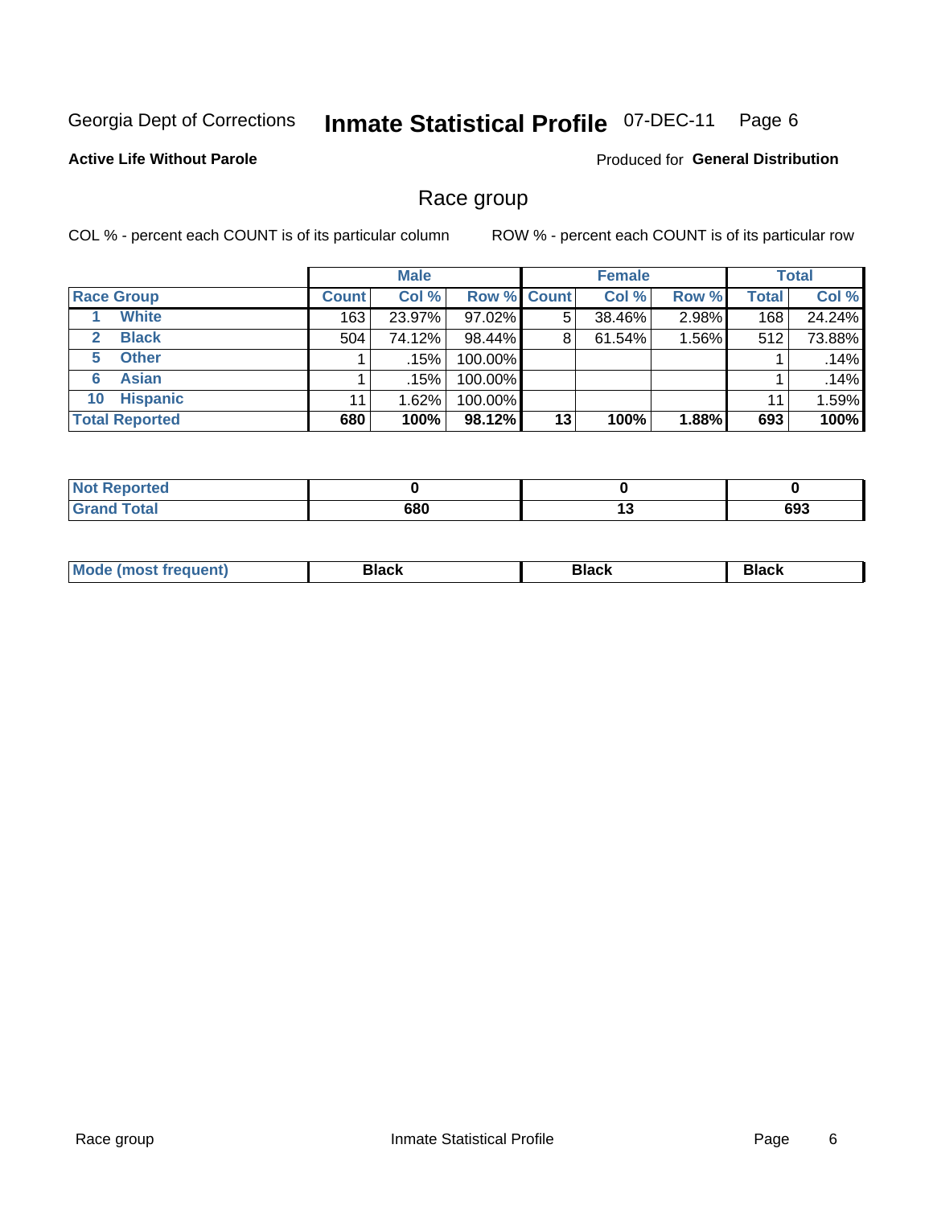Georgia Dept of Corrections **Inmate Statistical Profile** 07-DEC-11

**Active Life Without Parole**

Produced for **General Distribution**

## Race group

COL % - percent each COUNT is of its particular column ROW % - percent each COUNT is of its particular row

| | | Male | | | Female | | | Total | |
|---|---|---|---|---|---|---|---|---|---|
| **Race Group** | | **Count** | **Col %** | **Row %** | **Count** | **Col %** | **Row %** | **Total** | **Col %** |
| 1 | White | 163 | 23.97% | 97.02% | 5 | 38.46% | 2.98% | 168 | 24.24% |
| 2 | Black | 504 | 74.12% | 98.44% | 8 | 61.54% | 1.56% | 512 | 73.88% |
| 5 | Other | 1 | .15% | 100.00% | | | | 1 | .14% |
| 6 | Asian | 1 | .15% | 100.00% | | | | 1 | .14% |
| 10 | Hispanic | 11 | 1.62% | 100.00% | | | | 11 | 1.59% |
| **Total Reported** | | **680** | **100%** | **98.12%** | **13** | **100%** | **1.88%** | **693** | **100%** |

| | Male | Female | Total |
|---|---|---|---|
| Not Reported | 0 | 0 | 0 |
| Grand Total | 680 | 13 | 693 |

| | Male | Female | Total |
|---|---|---|---|
| Mode (most frequent) | Black | Black | Black |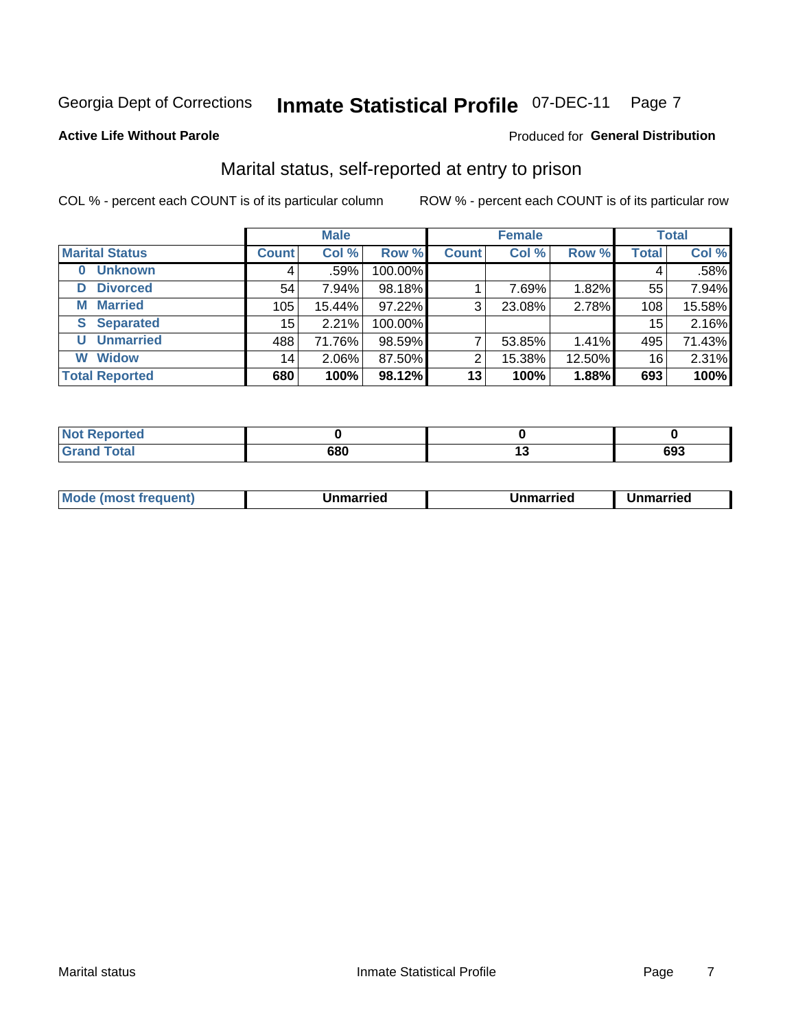Georgia Dept of Corrections **Inmate Statistical Profile** 07-DEC-11 Page 7

**Active Life Without Parole**

Produced for **General Distribution**

## Marital status, self-reported at entry to prison

COL % - percent each COUNT is of its particular column

ROW % - percent each COUNT is of its particular row

| | Male | | | Female | | | Total | |
|---|---|---|---|---|---|---|---|---|
| **Marital Status** | **Count** | **Col %** | **Row %** | **Count** | **Col %** | **Row %** | **Total** | **Col %** |
| 0 Unknown | 4 | .59% | 100.00% | | | | 4 | .58% |
| D Divorced | 54 | 7.94% | 98.18% | 1 | 7.69% | 1.82% | 55 | 7.94% |
| M Married | 105 | 15.44% | 97.22% | 3 | 23.08% | 2.78% | 108 | 15.58% |
| S Separated | 15 | 2.21% | 100.00% | | | | 15 | 2.16% |
| U Unmarried | 488 | 71.76% | 98.59% | 7 | 53.85% | 1.41% | 495 | 71.43% |
| W Widow | 14 | 2.06% | 87.50% | 2 | 15.38% | 12.50% | 16 | 2.31% |
| **Total Reported** | **680** | **100%** | **98.12%** | **13** | **100%** | **1.88%** | **693** | **100%** |

| | Male | Female | Total |
|---|---|---|---|
| Not Reported | 0 | 0 | 0 |
| Grand Total | 680 | 13 | 693 |

| | Male | Female | Total |
|---|---|---|---|
| Mode (most frequent) | Unmarried | Unmarried | Unmarried |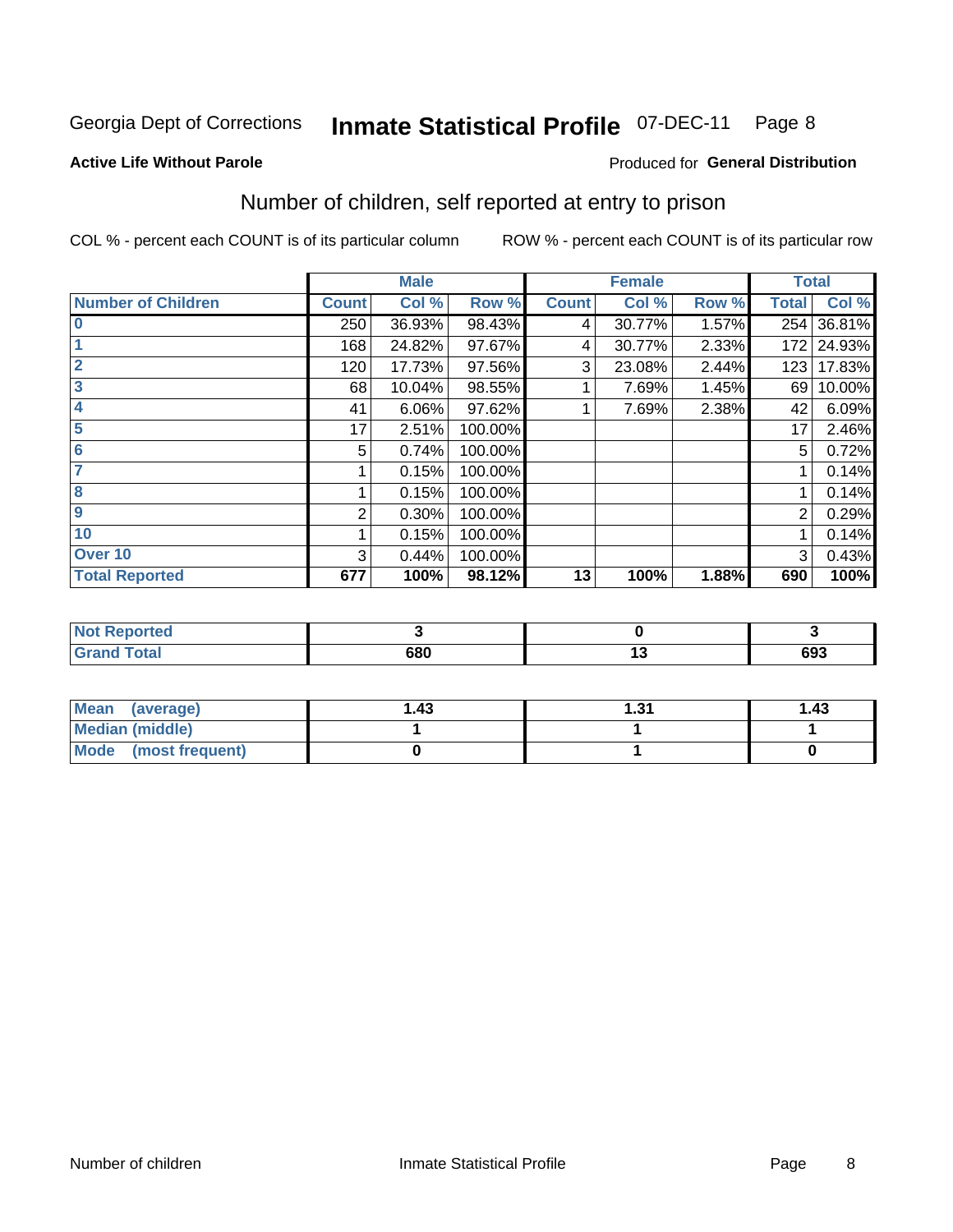Georgia Dept of Corrections **Inmate Statistical Profile** 07-DEC-11

**Active Life Without Parole**

Produced for **General Distribution**

## Number of children, self reported at entry to prison

COL % - percent each COUNT is of its particular column

ROW % - percent each COUNT is of its particular row

| | Male | | | Female | | | Total | |
|---|---|---|---|---|---|---|---|---|
| **Number of Children** | **Count** | **Col %** | **Row %** | **Count** | **Col %** | **Row %** | **Total** | **Col %** |
| 0 | 250 | 36.93% | 98.43% | 4 | 30.77% | 1.57% | 254 | 36.81% |
| 1 | 168 | 24.82% | 97.67% | 4 | 30.77% | 2.33% | 172 | 24.93% |
| 2 | 120 | 17.73% | 97.56% | 3 | 23.08% | 2.44% | 123 | 17.83% |
| 3 | 68 | 10.04% | 98.55% | 1 | 7.69% | 1.45% | 69 | 10.00% |
| 4 | 41 | 6.06% | 97.62% | 1 | 7.69% | 2.38% | 42 | 6.09% |
| 5 | 17 | 2.51% | 100.00% | | | | 17 | 2.46% |
| 6 | 5 | 0.74% | 100.00% | | | | 5 | 0.72% |
| 7 | 1 | 0.15% | 100.00% | | | | 1 | 0.14% |
| 8 | 1 | 0.15% | 100.00% | | | | 1 | 0.14% |
| 9 | 2 | 0.30% | 100.00% | | | | 2 | 0.29% |
| 10 | 1 | 0.15% | 100.00% | | | | 1 | 0.14% |
| Over 10 | 3 | 0.44% | 100.00% | | | | 3 | 0.43% |
| **Total Reported** | **677** | **100%** | **98.12%** | **13** | **100%** | **1.88%** | **690** | **100%** |

| | Male | Female | Total |
|---|---|---|---|
| **Not Reported** | **3** | **0** | **3** |
| **Grand Total** | **680** | **13** | **693** |

| | Male | Female | Total |
|---|---|---|---|
| **Mean (average)** | **1.43** | **1.31** | **1.43** |
| **Median (middle)** | **1** | **1** | **1** |
| **Mode (most frequent)** | **0** | **1** | **0** |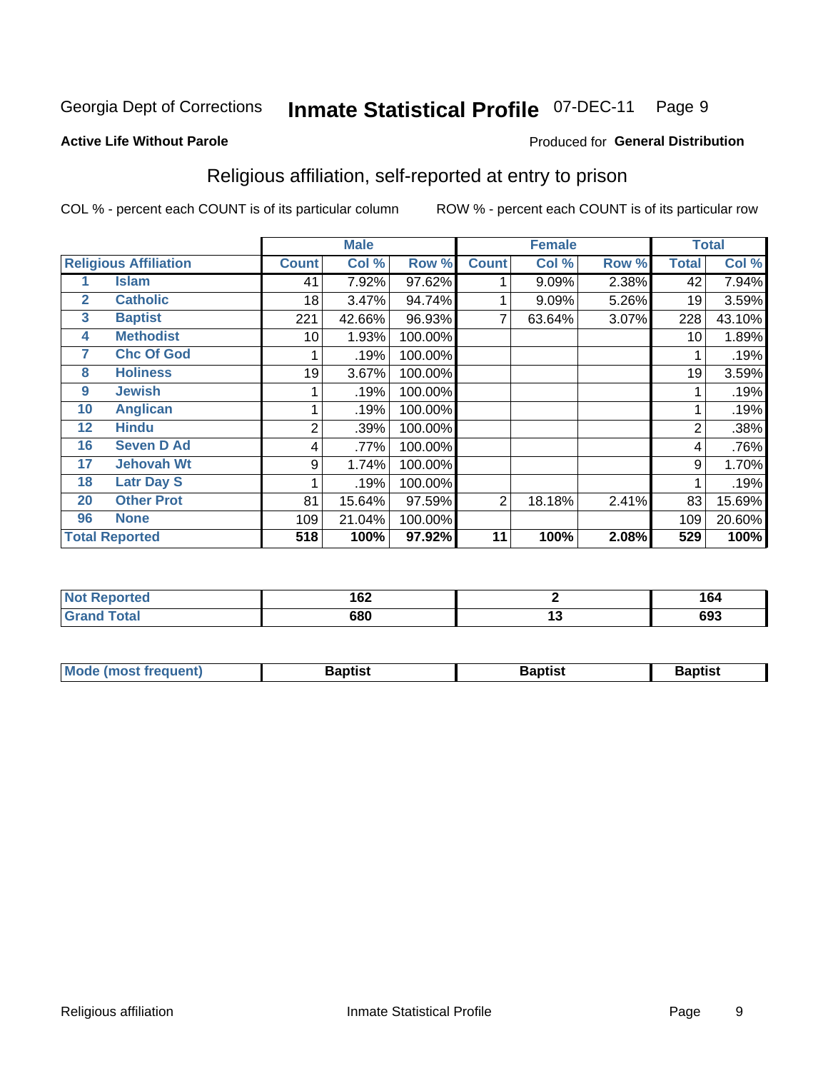Georgia Dept of Corrections **Inmate Statistical Profile** 07-DEC-11

**Active Life Without Parole**

Produced for **General Distribution**

## Religious affiliation, self-reported at entry to prison

COL % - percent each COUNT is of its particular column ROW % - percent each COUNT is of its particular row

| Religious Affiliation | | Male | | | Female | | | Total | |
|---|---|---|---|---|---|---|---|---|---|
| | | Count | Col % | Row % | Count | Col % | Row % | Total | Col % |
| 1 | Islam | 41 | 7.92% | 97.62% | 1 | 9.09% | 2.38% | 42 | 7.94% |
| 2 | Catholic | 18 | 3.47% | 94.74% | 1 | 9.09% | 5.26% | 19 | 3.59% |
| 3 | Baptist | 221 | 42.66% | 96.93% | 7 | 63.64% | 3.07% | 228 | 43.10% |
| 4 | Methodist | 10 | 1.93% | 100.00% | | | | 10 | 1.89% |
| 7 | Chc Of God | 1 | .19% | 100.00% | | | | 1 | .19% |
| 8 | Holiness | 19 | 3.67% | 100.00% | | | | 19 | 3.59% |
| 9 | Jewish | 1 | .19% | 100.00% | | | | 1 | .19% |
| 10 | Anglican | 1 | .19% | 100.00% | | | | 1 | .19% |
| 12 | Hindu | 2 | .39% | 100.00% | | | | 2 | .38% |
| 16 | Seven D Ad | 4 | .77% | 100.00% | | | | 4 | .76% |
| 17 | Jehovah Wt | 9 | 1.74% | 100.00% | | | | 9 | 1.70% |
| 18 | Latr Day S | 1 | .19% | 100.00% | | | | 1 | .19% |
| 20 | Other Prot | 81 | 15.64% | 97.59% | 2 | 18.18% | 2.41% | 83 | 15.69% |
| 96 | None | 109 | 21.04% | 100.00% | | | | 109 | 20.60% |
| **Total Reported** | | **518** | **100%** | **97.92%** | **11** | **100%** | **2.08%** | **529** | **100%** |

| | Male | Female | Total |
|---|---|---|---|
| Not Reported | 162 | 2 | 164 |
| Grand Total | 680 | 13 | 693 |

| | Male | Female | Total |
|---|---|---|---|
| Mode (most frequent) | Baptist | Baptist | Baptist |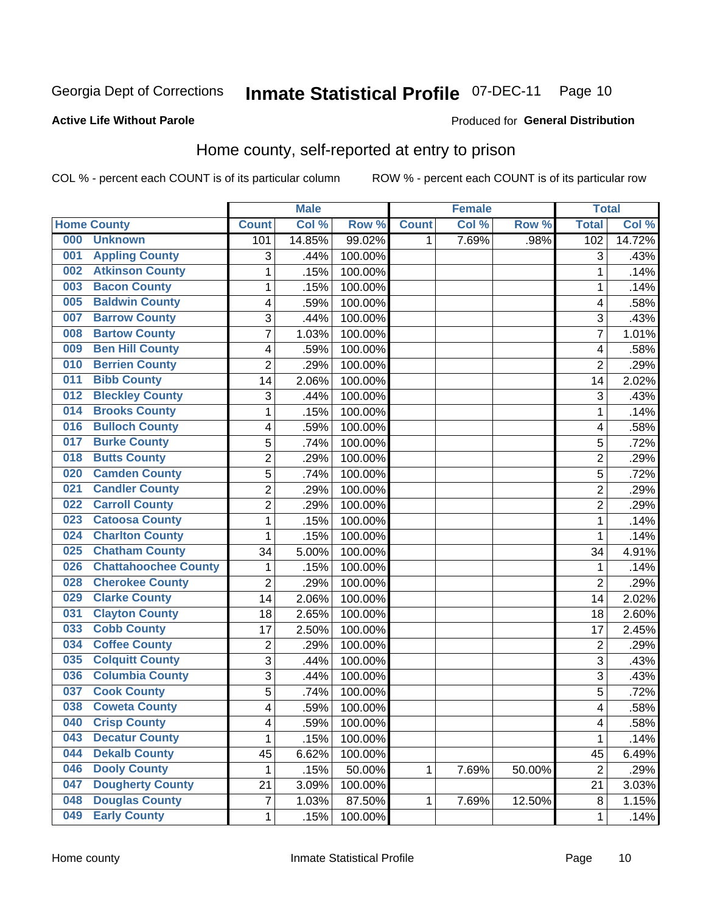Georgia Dept of Corrections **Inmate Statistical Profile** 07-DEC-11

**Active Life Without Parole**

Produced for **General Distribution**

## Home county, self-reported at entry to prison

COL % - percent each COUNT is of its particular column    ROW % - percent each COUNT is of its particular row

| | | Male | | | Female | | | Total | |
|---|---|---|---|---|---|---|---|---|---|
| **Home County** | | **Count** | **Col %** | **Row %** | **Count** | **Col %** | **Row %** | **Total** | **Col %** |
| 000 | Unknown | 101 | 14.85% | 99.02% | 1 | 7.69% | .98% | 102 | 14.72% |
| 001 | Appling County | 3 | .44% | 100.00% | | | | 3 | .43% |
| 002 | Atkinson County | 1 | .15% | 100.00% | | | | 1 | .14% |
| 003 | Bacon County | 1 | .15% | 100.00% | | | | 1 | .14% |
| 005 | Baldwin County | 4 | .59% | 100.00% | | | | 4 | .58% |
| 007 | Barrow County | 3 | .44% | 100.00% | | | | 3 | .43% |
| 008 | Bartow County | 7 | 1.03% | 100.00% | | | | 7 | 1.01% |
| 009 | Ben Hill County | 4 | .59% | 100.00% | | | | 4 | .58% |
| 010 | Berrien County | 2 | .29% | 100.00% | | | | 2 | .29% |
| 011 | Bibb County | 14 | 2.06% | 100.00% | | | | 14 | 2.02% |
| 012 | Bleckley County | 3 | .44% | 100.00% | | | | 3 | .43% |
| 014 | Brooks County | 1 | .15% | 100.00% | | | | 1 | .14% |
| 016 | Bulloch County | 4 | .59% | 100.00% | | | | 4 | .58% |
| 017 | Burke County | 5 | .74% | 100.00% | | | | 5 | .72% |
| 018 | Butts County | 2 | .29% | 100.00% | | | | 2 | .29% |
| 020 | Camden County | 5 | .74% | 100.00% | | | | 5 | .72% |
| 021 | Candler County | 2 | .29% | 100.00% | | | | 2 | .29% |
| 022 | Carroll County | 2 | .29% | 100.00% | | | | 2 | .29% |
| 023 | Catoosa County | 1 | .15% | 100.00% | | | | 1 | .14% |
| 024 | Charlton County | 1 | .15% | 100.00% | | | | 1 | .14% |
| 025 | Chatham County | 34 | 5.00% | 100.00% | | | | 34 | 4.91% |
| 026 | Chattahoochee County | 1 | .15% | 100.00% | | | | 1 | .14% |
| 028 | Cherokee County | 2 | .29% | 100.00% | | | | 2 | .29% |
| 029 | Clarke County | 14 | 2.06% | 100.00% | | | | 14 | 2.02% |
| 031 | Clayton County | 18 | 2.65% | 100.00% | | | | 18 | 2.60% |
| 033 | Cobb County | 17 | 2.50% | 100.00% | | | | 17 | 2.45% |
| 034 | Coffee County | 2 | .29% | 100.00% | | | | 2 | .29% |
| 035 | Colquitt County | 3 | .44% | 100.00% | | | | 3 | .43% |
| 036 | Columbia County | 3 | .44% | 100.00% | | | | 3 | .43% |
| 037 | Cook County | 5 | .74% | 100.00% | | | | 5 | .72% |
| 038 | Coweta County | 4 | .59% | 100.00% | | | | 4 | .58% |
| 040 | Crisp County | 4 | .59% | 100.00% | | | | 4 | .58% |
| 043 | Decatur County | 1 | .15% | 100.00% | | | | 1 | .14% |
| 044 | Dekalb County | 45 | 6.62% | 100.00% | | | | 45 | 6.49% |
| 046 | Dooly County | 1 | .15% | 50.00% | 1 | 7.69% | 50.00% | 2 | .29% |
| 047 | Dougherty County | 21 | 3.09% | 100.00% | | | | 21 | 3.03% |
| 048 | Douglas County | 7 | 1.03% | 87.50% | 1 | 7.69% | 12.50% | 8 | 1.15% |
| 049 | Early County | 1 | .15% | 100.00% | | | | 1 | .14% |

Home county    Inmate Statistical Profile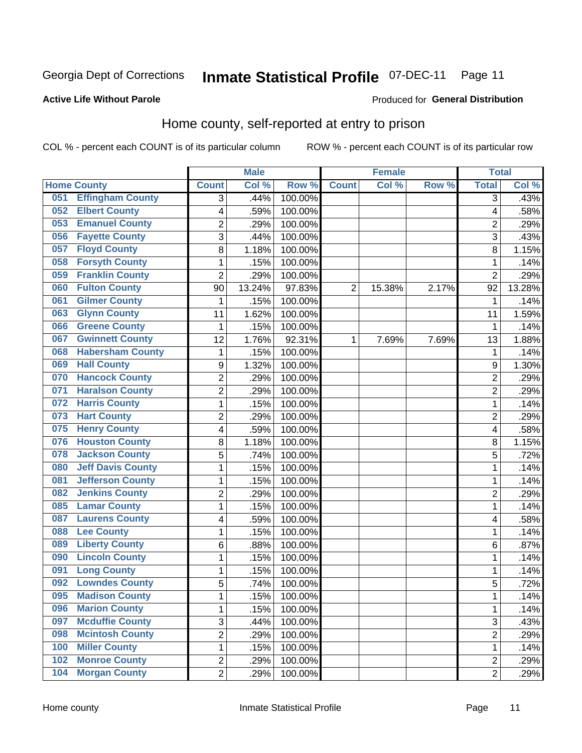Georgia Dept of Corrections **Inmate Statistical Profile** 07-DEC-11 Page 11

**Active Life Without Parole**

Produced for **General Distribution**

## Home county, self-reported at entry to prison

COL % - percent each COUNT is of its particular column     ROW % - percent each COUNT is of its particular row

| Home County | | Male | | | Female | | | Total | |
|---|---|---|---|---|---|---|---|---|---|
| | | Count | Col % | Row % | Count | Col % | Row % | Total | Col % |
| 051 | Effingham County | 3 | .44% | 100.00% | | | | 3 | .43% |
| 052 | Elbert County | 4 | .59% | 100.00% | | | | 4 | .58% |
| 053 | Emanuel County | 2 | .29% | 100.00% | | | | 2 | .29% |
| 056 | Fayette County | 3 | .44% | 100.00% | | | | 3 | .43% |
| 057 | Floyd County | 8 | 1.18% | 100.00% | | | | 8 | 1.15% |
| 058 | Forsyth County | 1 | .15% | 100.00% | | | | 1 | .14% |
| 059 | Franklin County | 2 | .29% | 100.00% | | | | 2 | .29% |
| 060 | Fulton County | 90 | 13.24% | 97.83% | 2 | 15.38% | 2.17% | 92 | 13.28% |
| 061 | Gilmer County | 1 | .15% | 100.00% | | | | 1 | .14% |
| 063 | Glynn County | 11 | 1.62% | 100.00% | | | | 11 | 1.59% |
| 066 | Greene County | 1 | .15% | 100.00% | | | | 1 | .14% |
| 067 | Gwinnett County | 12 | 1.76% | 92.31% | 1 | 7.69% | 7.69% | 13 | 1.88% |
| 068 | Habersham County | 1 | .15% | 100.00% | | | | 1 | .14% |
| 069 | Hall County | 9 | 1.32% | 100.00% | | | | 9 | 1.30% |
| 070 | Hancock County | 2 | .29% | 100.00% | | | | 2 | .29% |
| 071 | Haralson County | 2 | .29% | 100.00% | | | | 2 | .29% |
| 072 | Harris County | 1 | .15% | 100.00% | | | | 1 | .14% |
| 073 | Hart County | 2 | .29% | 100.00% | | | | 2 | .29% |
| 075 | Henry County | 4 | .59% | 100.00% | | | | 4 | .58% |
| 076 | Houston County | 8 | 1.18% | 100.00% | | | | 8 | 1.15% |
| 078 | Jackson County | 5 | .74% | 100.00% | | | | 5 | .72% |
| 080 | Jeff Davis County | 1 | .15% | 100.00% | | | | 1 | .14% |
| 081 | Jefferson County | 1 | .15% | 100.00% | | | | 1 | .14% |
| 082 | Jenkins County | 2 | .29% | 100.00% | | | | 2 | .29% |
| 085 | Lamar County | 1 | .15% | 100.00% | | | | 1 | .14% |
| 087 | Laurens County | 4 | .59% | 100.00% | | | | 4 | .58% |
| 088 | Lee County | 1 | .15% | 100.00% | | | | 1 | .14% |
| 089 | Liberty County | 6 | .88% | 100.00% | | | | 6 | .87% |
| 090 | Lincoln County | 1 | .15% | 100.00% | | | | 1 | .14% |
| 091 | Long County | 1 | .15% | 100.00% | | | | 1 | .14% |
| 092 | Lowndes County | 5 | .74% | 100.00% | | | | 5 | .72% |
| 095 | Madison County | 1 | .15% | 100.00% | | | | 1 | .14% |
| 096 | Marion County | 1 | .15% | 100.00% | | | | 1 | .14% |
| 097 | Mcduffie County | 3 | .44% | 100.00% | | | | 3 | .43% |
| 098 | Mcintosh County | 2 | .29% | 100.00% | | | | 2 | .29% |
| 100 | Miller County | 1 | .15% | 100.00% | | | | 1 | .14% |
| 102 | Monroe County | 2 | .29% | 100.00% | | | | 2 | .29% |
| 104 | Morgan County | 2 | .29% | 100.00% | | | | 2 | .29% |

Home county     Inmate Statistical Profile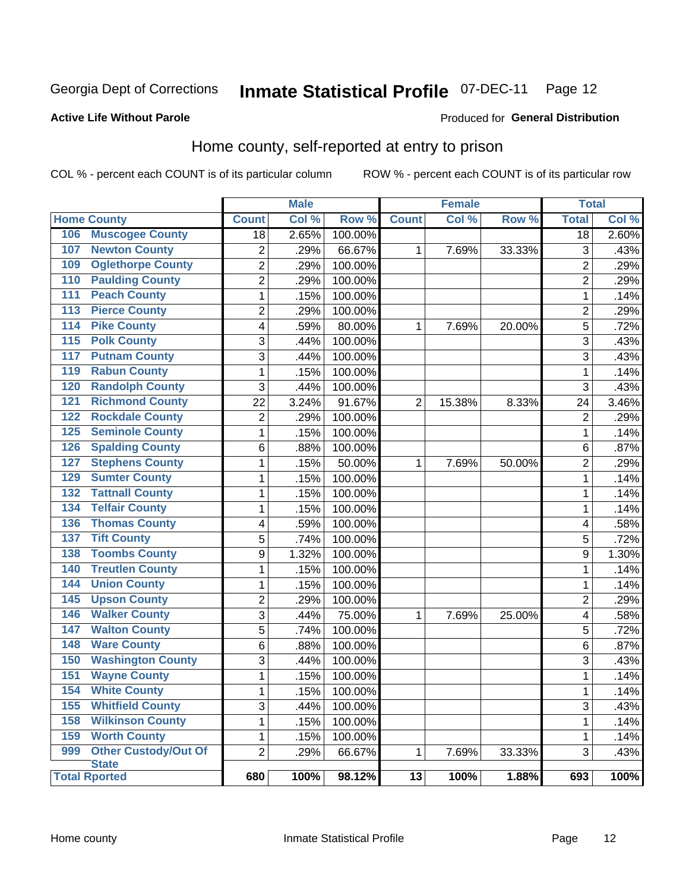Georgia Dept of Corrections **Inmate Statistical Profile** 07-DEC-11

**Active Life Without Parole**

Produced for **General Distribution**

## Home county, self-reported at entry to prison

COL % - percent each COUNT is of its particular column ROW % - percent each COUNT is of its particular row

| Home County | | Male | | | Female | | | Total | |
|---|---|---|---|---|---|---|---|---|---|
| | | Count | Col % | Row % | Count | Col % | Row % | Total | Col % |
| 106 | Muscogee County | 18 | 2.65% | 100.00% | | | | 18 | 2.60% |
| 107 | Newton County | 2 | .29% | 66.67% | 1 | 7.69% | 33.33% | 3 | .43% |
| 109 | Oglethorpe County | 2 | .29% | 100.00% | | | | 2 | .29% |
| 110 | Paulding County | 2 | .29% | 100.00% | | | | 2 | .29% |
| 111 | Peach County | 1 | .15% | 100.00% | | | | 1 | .14% |
| 113 | Pierce County | 2 | .29% | 100.00% | | | | 2 | .29% |
| 114 | Pike County | 4 | .59% | 80.00% | 1 | 7.69% | 20.00% | 5 | .72% |
| 115 | Polk County | 3 | .44% | 100.00% | | | | 3 | .43% |
| 117 | Putnam County | 3 | .44% | 100.00% | | | | 3 | .43% |
| 119 | Rabun County | 1 | .15% | 100.00% | | | | 1 | .14% |
| 120 | Randolph County | 3 | .44% | 100.00% | | | | 3 | .43% |
| 121 | Richmond County | 22 | 3.24% | 91.67% | 2 | 15.38% | 8.33% | 24 | 3.46% |
| 122 | Rockdale County | 2 | .29% | 100.00% | | | | 2 | .29% |
| 125 | Seminole County | 1 | .15% | 100.00% | | | | 1 | .14% |
| 126 | Spalding County | 6 | .88% | 100.00% | | | | 6 | .87% |
| 127 | Stephens County | 1 | .15% | 50.00% | 1 | 7.69% | 50.00% | 2 | .29% |
| 129 | Sumter County | 1 | .15% | 100.00% | | | | 1 | .14% |
| 132 | Tattnall County | 1 | .15% | 100.00% | | | | 1 | .14% |
| 134 | Telfair County | 1 | .15% | 100.00% | | | | 1 | .14% |
| 136 | Thomas County | 4 | .59% | 100.00% | | | | 4 | .58% |
| 137 | Tift County | 5 | .74% | 100.00% | | | | 5 | .72% |
| 138 | Toombs County | 9 | 1.32% | 100.00% | | | | 9 | 1.30% |
| 140 | Treutlen County | 1 | .15% | 100.00% | | | | 1 | .14% |
| 144 | Union County | 1 | .15% | 100.00% | | | | 1 | .14% |
| 145 | Upson County | 2 | .29% | 100.00% | | | | 2 | .29% |
| 146 | Walker County | 3 | .44% | 75.00% | 1 | 7.69% | 25.00% | 4 | .58% |
| 147 | Walton County | 5 | .74% | 100.00% | | | | 5 | .72% |
| 148 | Ware County | 6 | .88% | 100.00% | | | | 6 | .87% |
| 150 | Washington County | 3 | .44% | 100.00% | | | | 3 | .43% |
| 151 | Wayne County | 1 | .15% | 100.00% | | | | 1 | .14% |
| 154 | White County | 1 | .15% | 100.00% | | | | 1 | .14% |
| 155 | Whitfield County | 3 | .44% | 100.00% | | | | 3 | .43% |
| 158 | Wilkinson County | 1 | .15% | 100.00% | | | | 1 | .14% |
| 159 | Worth County | 1 | .15% | 100.00% | | | | 1 | .14% |
| 999 | Other Custody/Out Of State | 2 | .29% | 66.67% | 1 | 7.69% | 33.33% | 3 | .43% |
| Total Rported | | 680 | 100% | 98.12% | 13 | 100% | 1.88% | 693 | 100% |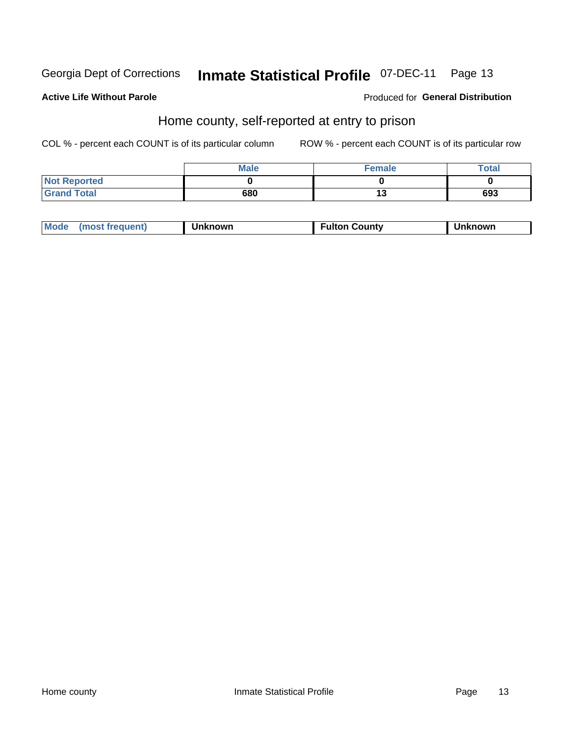Georgia Dept of Corrections **Inmate Statistical Profile** 07-DEC-11 Page 13

**Active Life Without Parole**

Produced for **General Distribution**

## Home county, self-reported at entry to prison

COL % - percent each COUNT is of its particular column

ROW % - percent each COUNT is of its particular row

| | Male | Female | Total |
|---|---|---|---|
| **Not Reported** | **0** | **0** | **0** |
| **Grand Total** | **680** | **13** | **693** |

| Mode (most frequent) | Unknown | Fulton County | Unknown |
|---|---|---|---|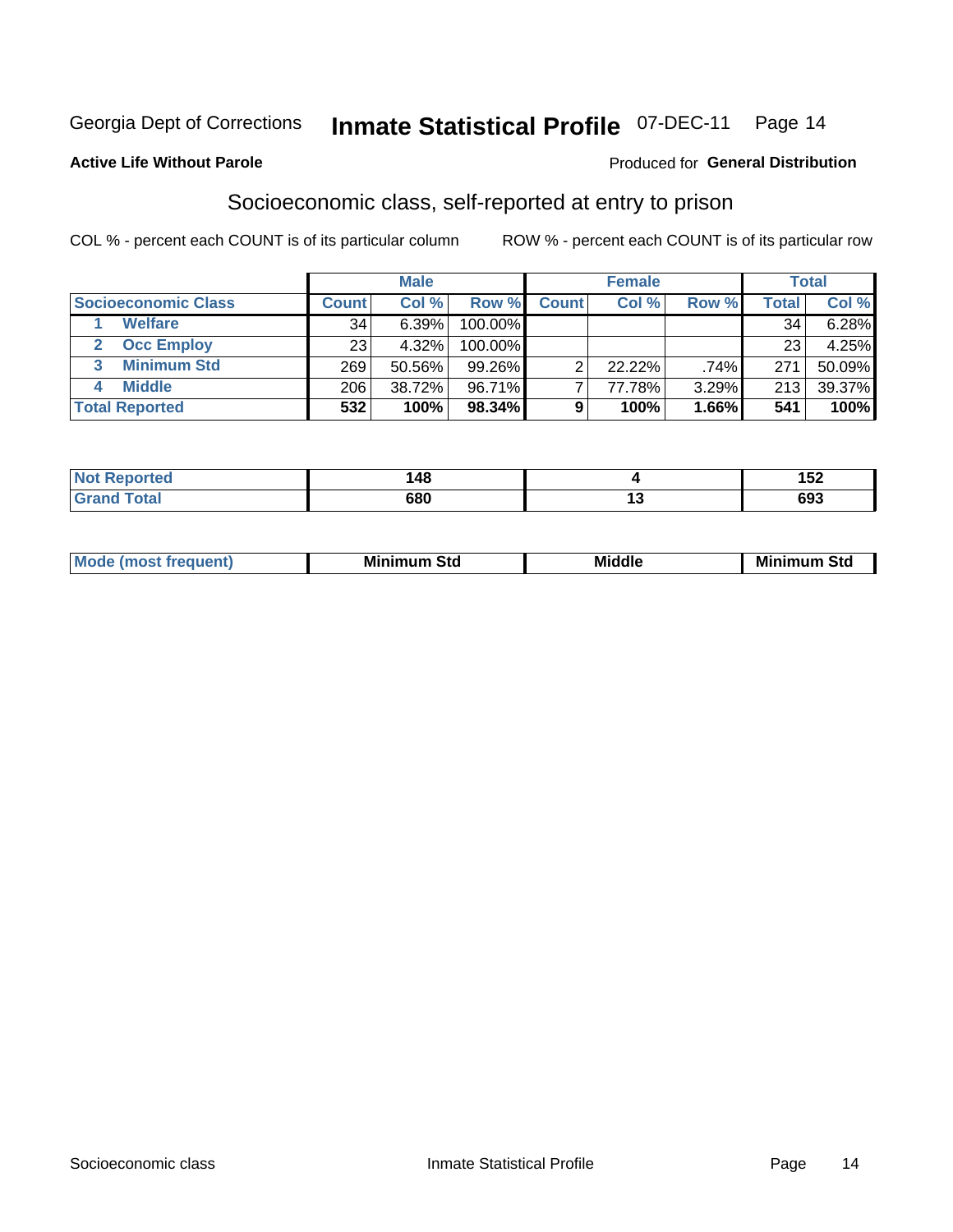Georgia Dept of Corrections **Inmate Statistical Profile** 07-DEC-11

**Active Life Without Parole**

Produced for **General Distribution**

## Socioeconomic class, self-reported at entry to prison

COL % - percent each COUNT is of its particular column

ROW % - percent each COUNT is of its particular row

| | Male | | | Female | | | Total | |
|---|---|---|---|---|---|---|---|---|
| **Socioeconomic Class** | **Count** | **Col %** | **Row %** | **Count** | **Col %** | **Row %** | **Total** | **Col %** |
| 1 **Welfare** | 34 | 6.39% | 100.00% | | | | 34 | 6.28% |
| 2 **Occ Employ** | 23 | 4.32% | 100.00% | | | | 23 | 4.25% |
| 3 **Minimum Std** | 269 | 50.56% | 99.26% | 2 | 22.22% | .74% | 271 | 50.09% |
| 4 **Middle** | 206 | 38.72% | 96.71% | 7 | 77.78% | 3.29% | 213 | 39.37% |
| **Total Reported** | **532** | **100%** | **98.34%** | **9** | **100%** | **1.66%** | **541** | **100%** |

| | Male | Female | Total |
|---|---|---|---|
| **Not Reported** | **148** | **4** | **152** |
| **Grand Total** | **680** | **13** | **693** |

| | Male | Female | Total |
|---|---|---|---|
| **Mode (most frequent)** | **Minimum Std** | **Middle** | **Minimum Std** |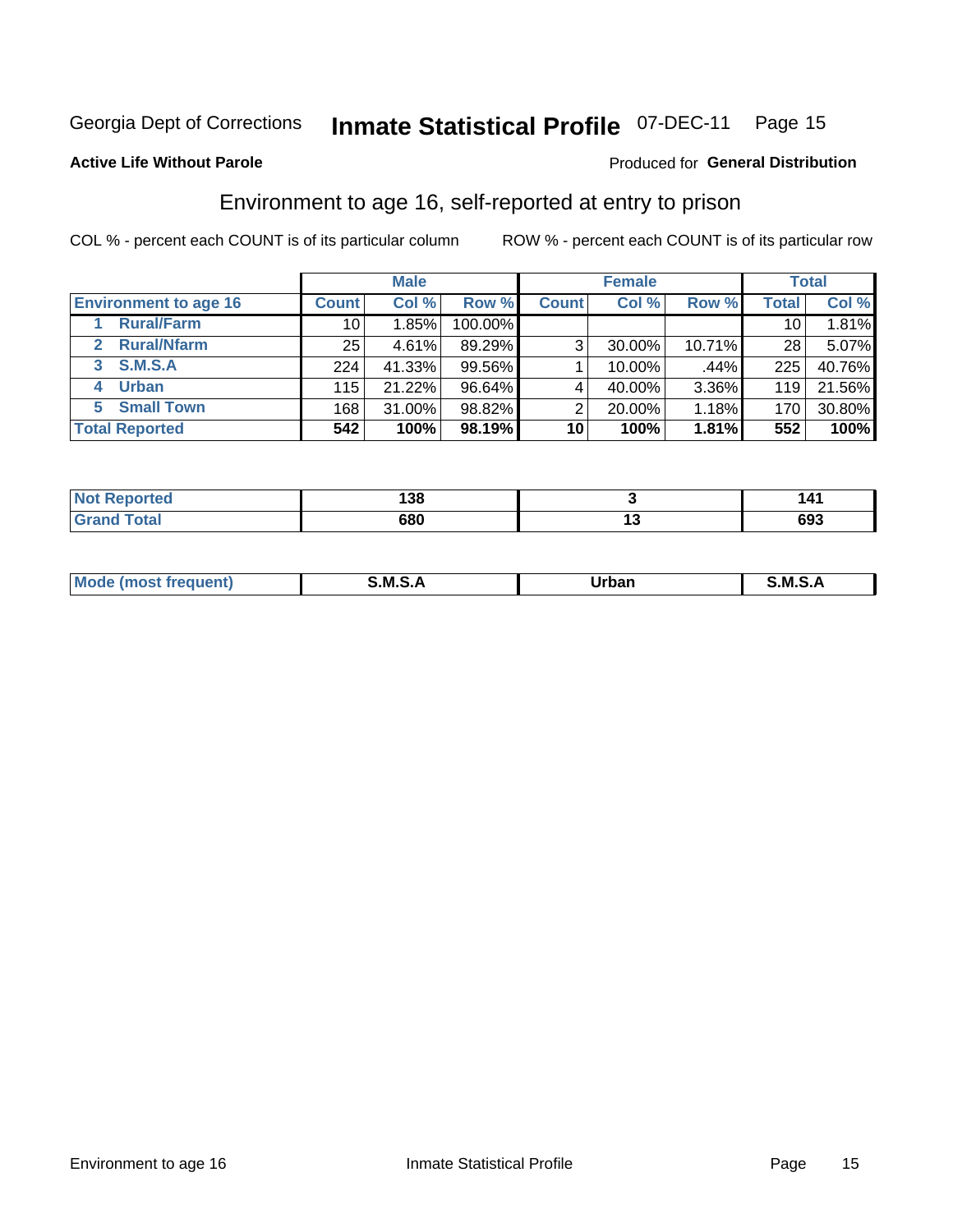Georgia Dept of Corrections **Inmate Statistical Profile** 07-DEC-11 Page 15

**Active Life Without Parole**

Produced for **General Distribution**

## Environment to age 16, self-reported at entry to prison

COL % - percent each COUNT is of its particular column

ROW % - percent each COUNT is of its particular row

| | Male | | | Female | | | Total | |
|---|---|---|---|---|---|---|---|---|
| **Environment to age 16** | **Count** | **Col %** | **Row %** | **Count** | **Col %** | **Row %** | **Total** | **Col %** |
| **1 Rural/Farm** | 10 | 1.85% | 100.00% | | | | 10 | 1.81% |
| **2 Rural/Nfarm** | 25 | 4.61% | 89.29% | 3 | 30.00% | 10.71% | 28 | 5.07% |
| **3 S.M.S.A** | 224 | 41.33% | 99.56% | 1 | 10.00% | .44% | 225 | 40.76% |
| **4 Urban** | 115 | 21.22% | 96.64% | 4 | 40.00% | 3.36% | 119 | 21.56% |
| **5 Small Town** | 168 | 31.00% | 98.82% | 2 | 20.00% | 1.18% | 170 | 30.80% |
| **Total Reported** | **542** | **100%** | **98.19%** | **10** | **100%** | **1.81%** | **552** | **100%** |

| | Male | Female | Total |
|---|---|---|---|
| **Not Reported** | **138** | **3** | **141** |
| **Grand Total** | **680** | **13** | **693** |

| | Male | Female | Total |
|---|---|---|---|
| **Mode (most frequent)** | **S.M.S.A** | **Urban** | **S.M.S.A** |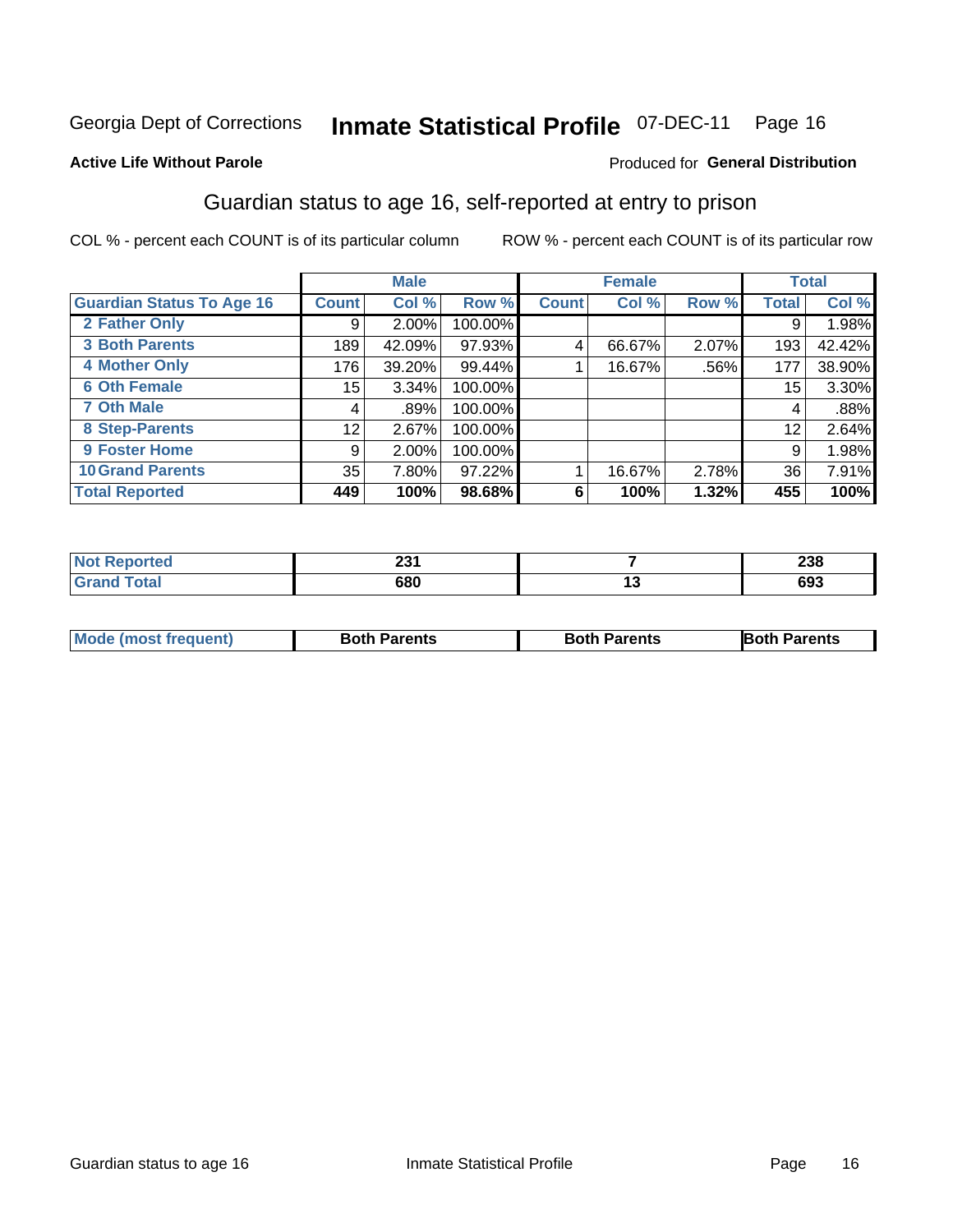Georgia Dept of Corrections **Inmate Statistical Profile** 07-DEC-11 Page 16

**Active Life Without Parole**

Produced for **General Distribution**

## Guardian status to age 16, self-reported at entry to prison

COL % - percent each COUNT is of its particular column ROW % - percent each COUNT is of its particular row

| | Male | | | Female | | | Total | |
|---|---|---|---|---|---|---|---|---|
| **Guardian Status To Age 16** | **Count** | **Col %** | **Row %** | **Count** | **Col %** | **Row %** | **Total** | **Col %** |
| **2 Father Only** | 9 | 2.00% | 100.00% | | | | 9 | 1.98% |
| **3 Both Parents** | 189 | 42.09% | 97.93% | 4 | 66.67% | 2.07% | 193 | 42.42% |
| **4 Mother Only** | 176 | 39.20% | 99.44% | 1 | 16.67% | .56% | 177 | 38.90% |
| **6 Oth Female** | 15 | 3.34% | 100.00% | | | | 15 | 3.30% |
| **7 Oth Male** | 4 | .89% | 100.00% | | | | 4 | .88% |
| **8 Step-Parents** | 12 | 2.67% | 100.00% | | | | 12 | 2.64% |
| **9 Foster Home** | 9 | 2.00% | 100.00% | | | | 9 | 1.98% |
| **10 Grand Parents** | 35 | 7.80% | 97.22% | 1 | 16.67% | 2.78% | 36 | 7.91% |
| **Total Reported** | **449** | **100%** | **98.68%** | **6** | **100%** | **1.32%** | **455** | **100%** |

| | Male | Female | Total |
|---|---|---|---|
| **Not Reported** | **231** | **7** | **238** |
| **Grand Total** | **680** | **13** | **693** |

| | Male | Female | Total |
|---|---|---|---|
| **Mode (most frequent)** | **Both Parents** | **Both Parents** | **Both Parents** |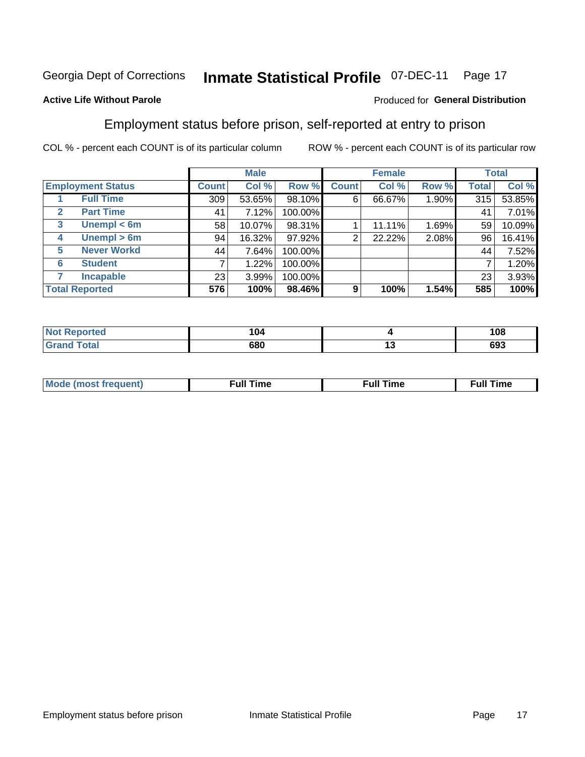Georgia Dept of Corrections **Inmate Statistical Profile** 07-DEC-11

**Active Life Without Parole**

Produced for **General Distribution**

## Employment status before prison, self-reported at entry to prison

COL % - percent each COUNT is of its particular column ROW % - percent each COUNT is of its particular row

| | | Male | | | Female | | | Total | |
|---|---|---|---|---|---|---|---|---|---|
| **Employment Status** | | **Count** | **Col %** | **Row %** | **Count** | **Col %** | **Row %** | **Total** | **Col %** |
| 1 | **Full Time** | 309 | 53.65% | 98.10% | 6 | 66.67% | 1.90% | 315 | 53.85% |
| 2 | **Part Time** | 41 | 7.12% | 100.00% | | | | 41 | 7.01% |
| 3 | **Unempl < 6m** | 58 | 10.07% | 98.31% | 1 | 11.11% | 1.69% | 59 | 10.09% |
| 4 | **Unempl > 6m** | 94 | 16.32% | 97.92% | 2 | 22.22% | 2.08% | 96 | 16.41% |
| 5 | **Never Workd** | 44 | 7.64% | 100.00% | | | | 44 | 7.52% |
| 6 | **Student** | 7 | 1.22% | 100.00% | | | | 7 | 1.20% |
| 7 | **Incapable** | 23 | 3.99% | 100.00% | | | | 23 | 3.93% |
| **Total Reported** | | **576** | **100%** | **98.46%** | **9** | **100%** | **1.54%** | **585** | **100%** |

| | Male | Female | Total |
|---|---|---|---|
| **Not Reported** | **104** | **4** | **108** |
| **Grand Total** | **680** | **13** | **693** |

| | Male | Female | Total |
|---|---|---|---|
| **Mode (most frequent)** | **Full Time** | **Full Time** | **Full Time** |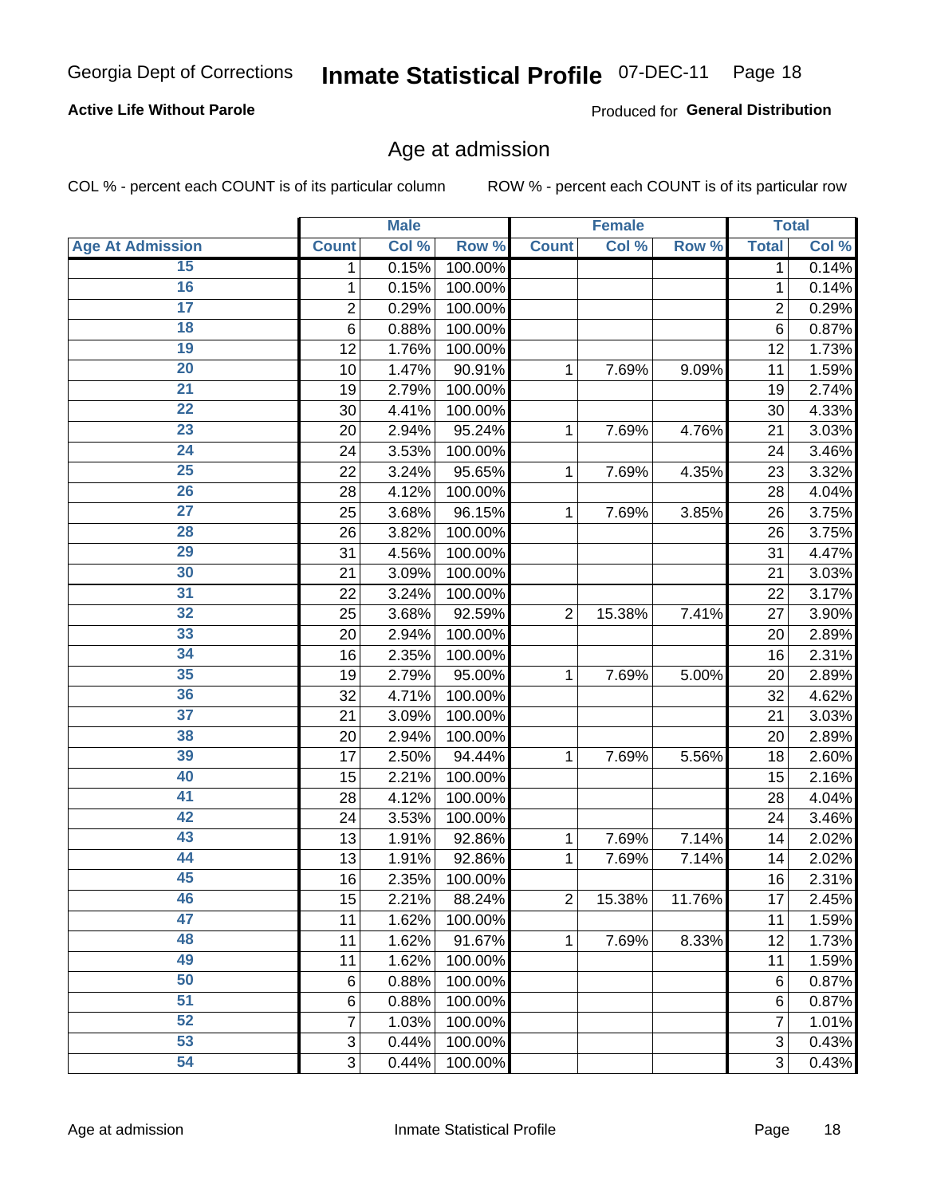Georgia Dept of Corrections **Inmate Statistical Profile** 07-DEC-11

**Active Life Without Parole**

Produced for **General Distribution**

## Age at admission

COL % - percent each COUNT is of its particular column ROW % - percent each COUNT is of its particular row

| | Male | | | Female | | | Total | |
|---|---|---|---|---|---|---|---|---|
| Age At Admission | Count | Col % | Row % | Count | Col % | Row % | Total | Col % |
| 15 | 1 | 0.15% | 100.00% | | | | 1 | 0.14% |
| 16 | 1 | 0.15% | 100.00% | | | | 1 | 0.14% |
| 17 | 2 | 0.29% | 100.00% | | | | 2 | 0.29% |
| 18 | 6 | 0.88% | 100.00% | | | | 6 | 0.87% |
| 19 | 12 | 1.76% | 100.00% | | | | 12 | 1.73% |
| 20 | 10 | 1.47% | 90.91% | 1 | 7.69% | 9.09% | 11 | 1.59% |
| 21 | 19 | 2.79% | 100.00% | | | | 19 | 2.74% |
| 22 | 30 | 4.41% | 100.00% | | | | 30 | 4.33% |
| 23 | 20 | 2.94% | 95.24% | 1 | 7.69% | 4.76% | 21 | 3.03% |
| 24 | 24 | 3.53% | 100.00% | | | | 24 | 3.46% |
| 25 | 22 | 3.24% | 95.65% | 1 | 7.69% | 4.35% | 23 | 3.32% |
| 26 | 28 | 4.12% | 100.00% | | | | 28 | 4.04% |
| 27 | 25 | 3.68% | 96.15% | 1 | 7.69% | 3.85% | 26 | 3.75% |
| 28 | 26 | 3.82% | 100.00% | | | | 26 | 3.75% |
| 29 | 31 | 4.56% | 100.00% | | | | 31 | 4.47% |
| 30 | 21 | 3.09% | 100.00% | | | | 21 | 3.03% |
| 31 | 22 | 3.24% | 100.00% | | | | 22 | 3.17% |
| 32 | 25 | 3.68% | 92.59% | 2 | 15.38% | 7.41% | 27 | 3.90% |
| 33 | 20 | 2.94% | 100.00% | | | | 20 | 2.89% |
| 34 | 16 | 2.35% | 100.00% | | | | 16 | 2.31% |
| 35 | 19 | 2.79% | 95.00% | 1 | 7.69% | 5.00% | 20 | 2.89% |
| 36 | 32 | 4.71% | 100.00% | | | | 32 | 4.62% |
| 37 | 21 | 3.09% | 100.00% | | | | 21 | 3.03% |
| 38 | 20 | 2.94% | 100.00% | | | | 20 | 2.89% |
| 39 | 17 | 2.50% | 94.44% | 1 | 7.69% | 5.56% | 18 | 2.60% |
| 40 | 15 | 2.21% | 100.00% | | | | 15 | 2.16% |
| 41 | 28 | 4.12% | 100.00% | | | | 28 | 4.04% |
| 42 | 24 | 3.53% | 100.00% | | | | 24 | 3.46% |
| 43 | 13 | 1.91% | 92.86% | 1 | 7.69% | 7.14% | 14 | 2.02% |
| 44 | 13 | 1.91% | 92.86% | 1 | 7.69% | 7.14% | 14 | 2.02% |
| 45 | 16 | 2.35% | 100.00% | | | | 16 | 2.31% |
| 46 | 15 | 2.21% | 88.24% | 2 | 15.38% | 11.76% | 17 | 2.45% |
| 47 | 11 | 1.62% | 100.00% | | | | 11 | 1.59% |
| 48 | 11 | 1.62% | 91.67% | 1 | 7.69% | 8.33% | 12 | 1.73% |
| 49 | 11 | 1.62% | 100.00% | | | | 11 | 1.59% |
| 50 | 6 | 0.88% | 100.00% | | | | 6 | 0.87% |
| 51 | 6 | 0.88% | 100.00% | | | | 6 | 0.87% |
| 52 | 7 | 1.03% | 100.00% | | | | 7 | 1.01% |
| 53 | 3 | 0.44% | 100.00% | | | | 3 | 0.43% |
| 54 | 3 | 0.44% | 100.00% | | | | 3 | 0.43% |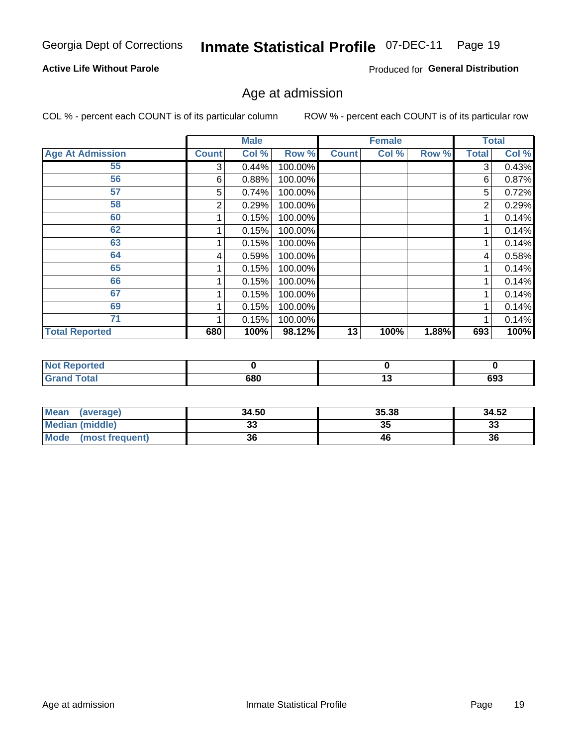Georgia Dept of Corrections **Inmate Statistical Profile** 07-DEC-11

**Active Life Without Parole**

Produced for **General Distribution**

## Age at admission

COL % - percent each COUNT is of its particular column ROW % - percent each COUNT is of its particular row

| | Male | | | Female | | | Total | |
|---|---|---|---|---|---|---|---|---|
| **Age At Admission** | **Count** | **Col %** | **Row %** | **Count** | **Col %** | **Row %** | **Total** | **Col %** |
| 55 | 3 | 0.44% | 100.00% | | | | 3 | 0.43% |
| 56 | 6 | 0.88% | 100.00% | | | | 6 | 0.87% |
| 57 | 5 | 0.74% | 100.00% | | | | 5 | 0.72% |
| 58 | 2 | 0.29% | 100.00% | | | | 2 | 0.29% |
| 60 | 1 | 0.15% | 100.00% | | | | 1 | 0.14% |
| 62 | 1 | 0.15% | 100.00% | | | | 1 | 0.14% |
| 63 | 1 | 0.15% | 100.00% | | | | 1 | 0.14% |
| 64 | 4 | 0.59% | 100.00% | | | | 4 | 0.58% |
| 65 | 1 | 0.15% | 100.00% | | | | 1 | 0.14% |
| 66 | 1 | 0.15% | 100.00% | | | | 1 | 0.14% |
| 67 | 1 | 0.15% | 100.00% | | | | 1 | 0.14% |
| 69 | 1 | 0.15% | 100.00% | | | | 1 | 0.14% |
| 71 | 1 | 0.15% | 100.00% | | | | 1 | 0.14% |
| **Total Reported** | **680** | **100%** | **98.12%** | **13** | **100%** | **1.88%** | **693** | **100%** |

| | Male | Female | Total |
|---|---|---|---|
| **Not Reported** | **0** | **0** | **0** |
| **Grand Total** | **680** | **13** | **693** |

| | Male | Female | Total |
|---|---|---|---|
| **Mean (average)** | **34.50** | **35.38** | **34.52** |
| **Median (middle)** | **33** | **35** | **33** |
| **Mode (most frequent)** | **36** | **46** | **36** |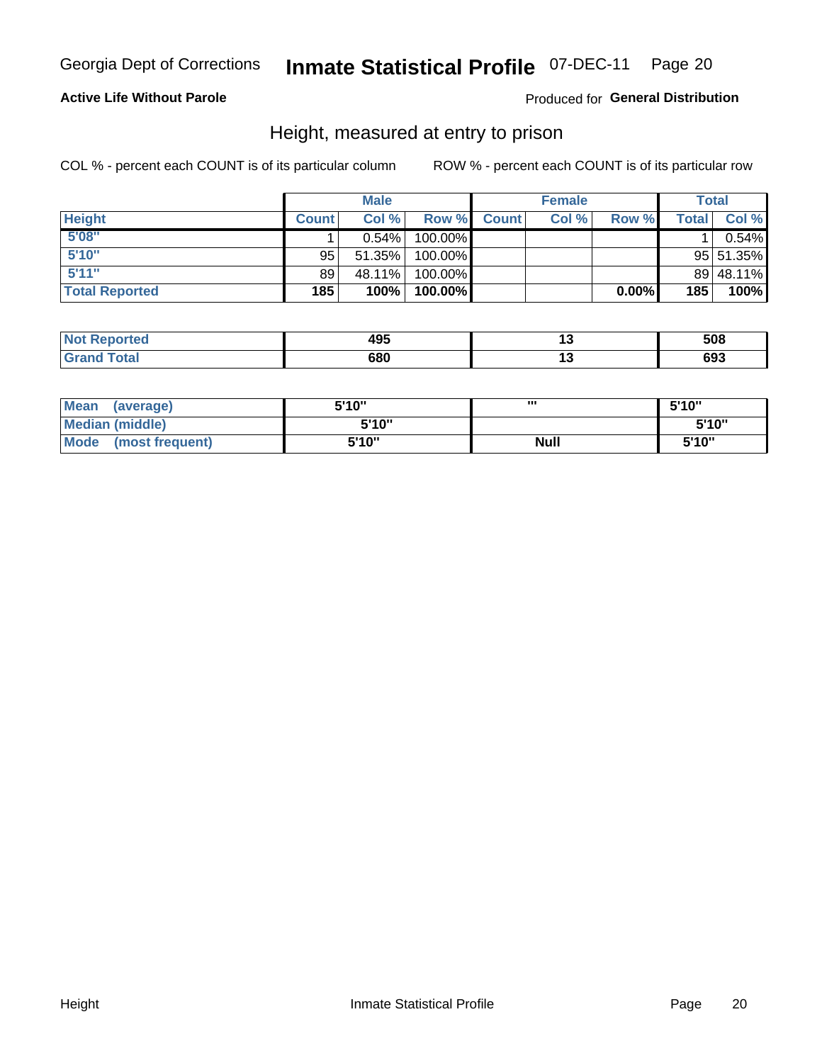Georgia Dept of Corrections **Inmate Statistical Profile** 07-DEC-11 Page 20

**Active Life Without Parole**

Produced for **General Distribution**

## Height, measured at entry to prison

COL % - percent each COUNT is of its particular column ROW % - percent each COUNT is of its particular row

| | Male | | | Female | | | Total | |
|---|---|---|---|---|---|---|---|---|
| **Height** | **Count** | **Col %** | **Row %** | **Count** | **Col %** | **Row %** | **Total** | **Col %** |
| **5'08"** | 1 | 0.54% | 100.00% | | | | 1 | 0.54% |
| **5'10"** | 95 | 51.35% | 100.00% | | | | 95 | 51.35% |
| **5'11"** | 89 | 48.11% | 100.00% | | | | 89 | 48.11% |
| **Total Reported** | **185** | **100%** | **100.00%** | | | **0.00%** | **185** | **100%** |

| | Male | Female | Total |
|---|---|---|---|
| **Not Reported** | **495** | **13** | **508** |
| **Grand Total** | **680** | **13** | **693** |

| | Male | Female | Total |
|---|---|---|---|
| **Mean (average)** | **5'10"** | **'''** | **5'10"** |
| **Median (middle)** | **5'10"** | | **5'10"** |
| **Mode (most frequent)** | **5'10"** | **Null** | **5'10"** |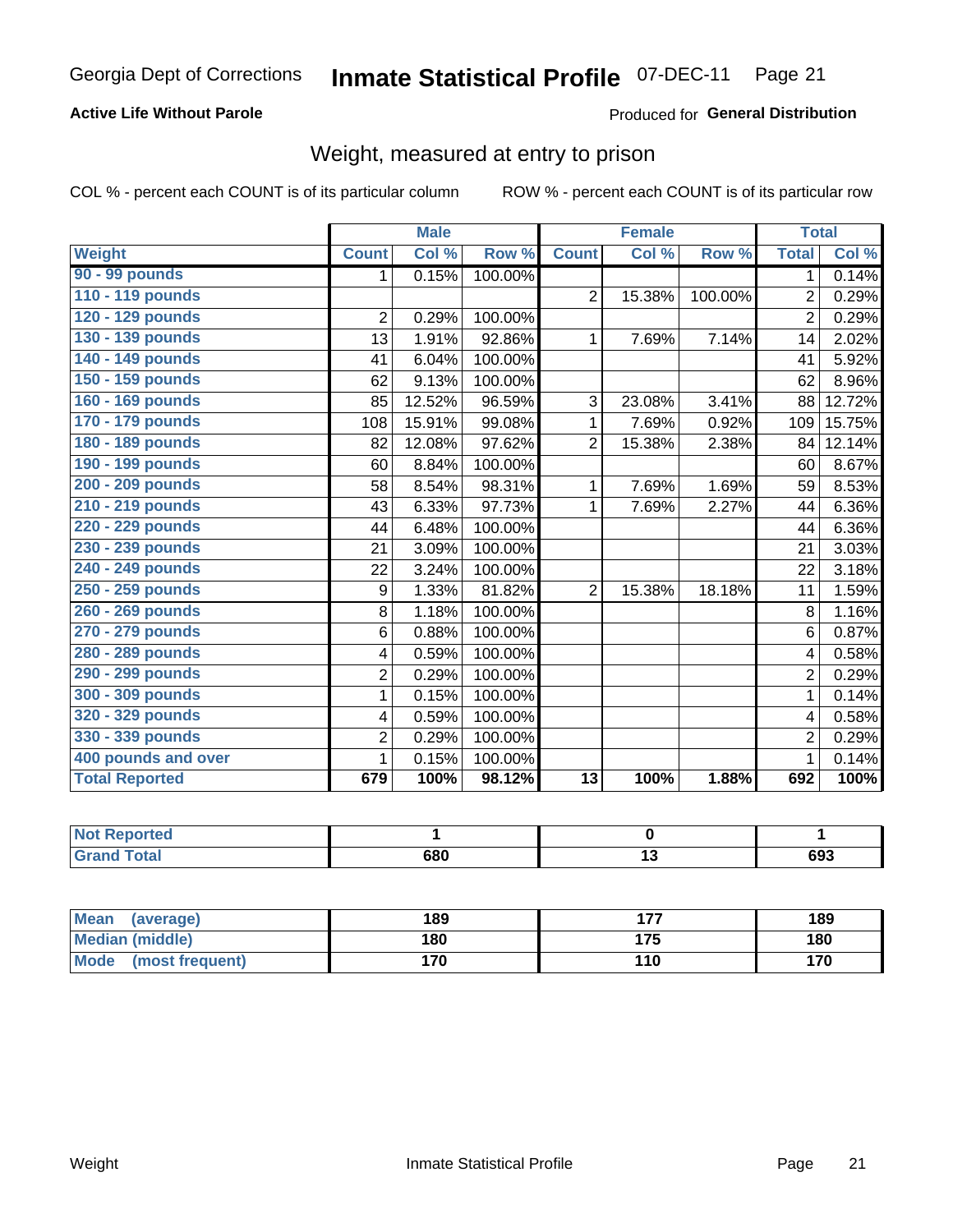Georgia Dept of Corrections **Inmate Statistical Profile** 07-DEC-11

**Active Life Without Parole**

Produced for **General Distribution**

## Weight, measured at entry to prison

COL % - percent each COUNT is of its particular column

ROW % - percent each COUNT is of its particular row

| | Male | | | Female | | | Total | |
|---|---|---|---|---|---|---|---|---|
| **Weight** | **Count** | **Col %** | **Row %** | **Count** | **Col %** | **Row %** | **Total** | **Col %** |
| 90 - 99 pounds | 1 | 0.15% | 100.00% | | | | 1 | 0.14% |
| 110 - 119 pounds | | | | 2 | 15.38% | 100.00% | 2 | 0.29% |
| 120 - 129 pounds | 2 | 0.29% | 100.00% | | | | 2 | 0.29% |
| 130 - 139 pounds | 13 | 1.91% | 92.86% | 1 | 7.69% | 7.14% | 14 | 2.02% |
| 140 - 149 pounds | 41 | 6.04% | 100.00% | | | | 41 | 5.92% |
| 150 - 159 pounds | 62 | 9.13% | 100.00% | | | | 62 | 8.96% |
| 160 - 169 pounds | 85 | 12.52% | 96.59% | 3 | 23.08% | 3.41% | 88 | 12.72% |
| 170 - 179 pounds | 108 | 15.91% | 99.08% | 1 | 7.69% | 0.92% | 109 | 15.75% |
| 180 - 189 pounds | 82 | 12.08% | 97.62% | 2 | 15.38% | 2.38% | 84 | 12.14% |
| 190 - 199 pounds | 60 | 8.84% | 100.00% | | | | 60 | 8.67% |
| 200 - 209 pounds | 58 | 8.54% | 98.31% | 1 | 7.69% | 1.69% | 59 | 8.53% |
| 210 - 219 pounds | 43 | 6.33% | 97.73% | 1 | 7.69% | 2.27% | 44 | 6.36% |
| 220 - 229 pounds | 44 | 6.48% | 100.00% | | | | 44 | 6.36% |
| 230 - 239 pounds | 21 | 3.09% | 100.00% | | | | 21 | 3.03% |
| 240 - 249 pounds | 22 | 3.24% | 100.00% | | | | 22 | 3.18% |
| 250 - 259 pounds | 9 | 1.33% | 81.82% | 2 | 15.38% | 18.18% | 11 | 1.59% |
| 260 - 269 pounds | 8 | 1.18% | 100.00% | | | | 8 | 1.16% |
| 270 - 279 pounds | 6 | 0.88% | 100.00% | | | | 6 | 0.87% |
| 280 - 289 pounds | 4 | 0.59% | 100.00% | | | | 4 | 0.58% |
| 290 - 299 pounds | 2 | 0.29% | 100.00% | | | | 2 | 0.29% |
| 300 - 309 pounds | 1 | 0.15% | 100.00% | | | | 1 | 0.14% |
| 320 - 329 pounds | 4 | 0.59% | 100.00% | | | | 4 | 0.58% |
| 330 - 339 pounds | 2 | 0.29% | 100.00% | | | | 2 | 0.29% |
| 400 pounds and over | 1 | 0.15% | 100.00% | | | | 1 | 0.14% |
| **Total Reported** | **679** | **100%** | **98.12%** | **13** | **100%** | **1.88%** | **692** | **100%** |

| | Male | Female | Total |
|---|---|---|---|
| Not Reported | 1 | 0 | 1 |
| Grand Total | 680 | 13 | 693 |

| | Male | Female | Total |
|---|---|---|---|
| Mean (average) | 189 | 177 | 189 |
| Median (middle) | 180 | 175 | 180 |
| Mode (most frequent) | 170 | 110 | 170 |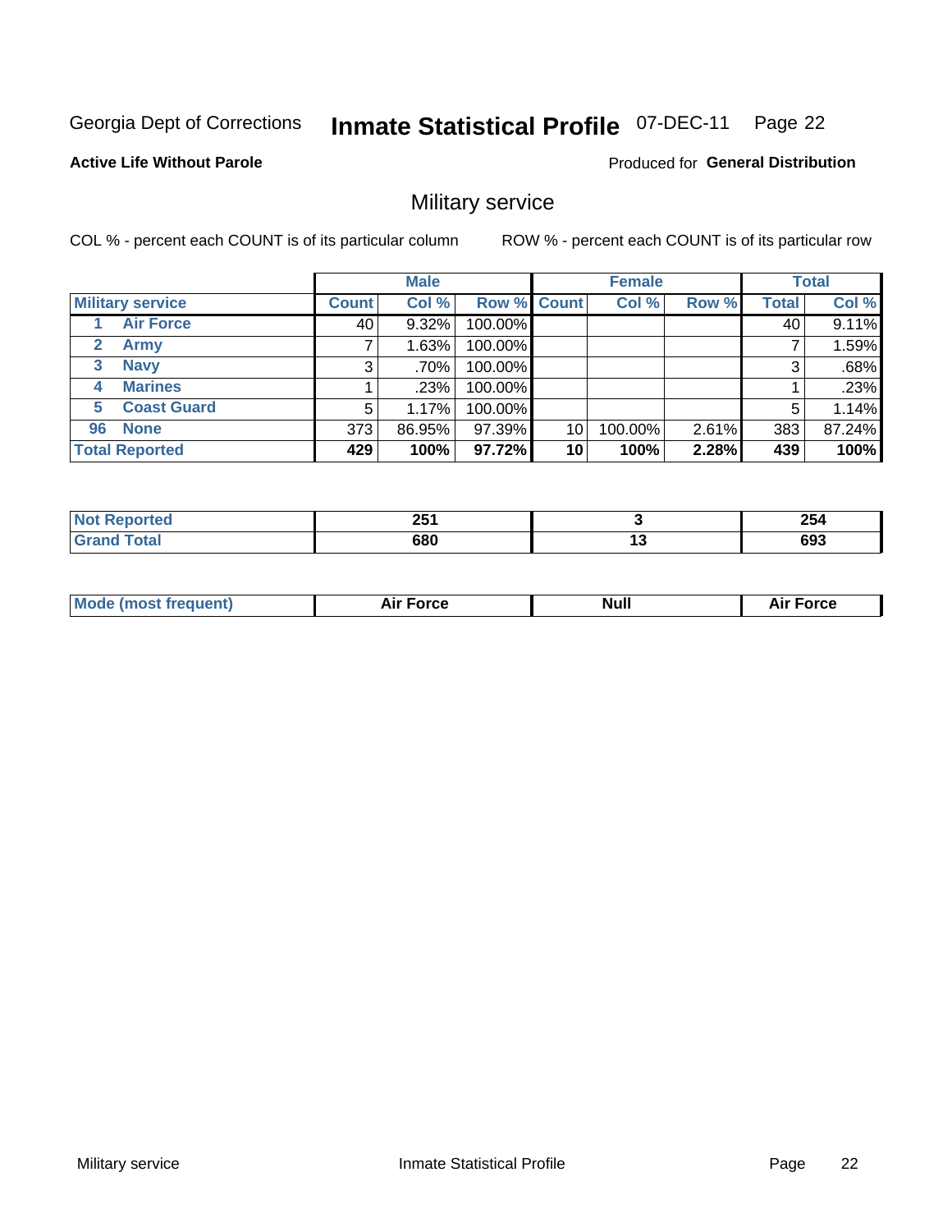Georgia Dept of Corrections **Inmate Statistical Profile** 07-DEC-11 Page 22

**Active Life Without Parole**

Produced for **General Distribution**

## Military service

COL % - percent each COUNT is of its particular column ROW % - percent each COUNT is of its particular row

| Military service | Male | | | Female | | | Total | |
|---|---|---|---|---|---|---|---|---|
| | Count | Col % | Row % | Count | Col % | Row % | Total | Col % |
| 1 Air Force | 40 | 9.32% | 100.00% | | | | 40 | 9.11% |
| 2 Army | 7 | 1.63% | 100.00% | | | | 7 | 1.59% |
| 3 Navy | 3 | .70% | 100.00% | | | | 3 | .68% |
| 4 Marines | 1 | .23% | 100.00% | | | | 1 | .23% |
| 5 Coast Guard | 5 | 1.17% | 100.00% | | | | 5 | 1.14% |
| 96 None | 373 | 86.95% | 97.39% | 10 | 100.00% | 2.61% | 383 | 87.24% |
| **Total Reported** | **429** | **100%** | **97.72%** | **10** | **100%** | **2.28%** | **439** | **100%** |

| | Male | Female | Total |
|---|---|---|---|
| Not Reported | 251 | 3 | 254 |
| Grand Total | 680 | 13 | 693 |

| | Male | Female | Total |
|---|---|---|---|
| Mode (most frequent) | Air Force | Null | Air Force |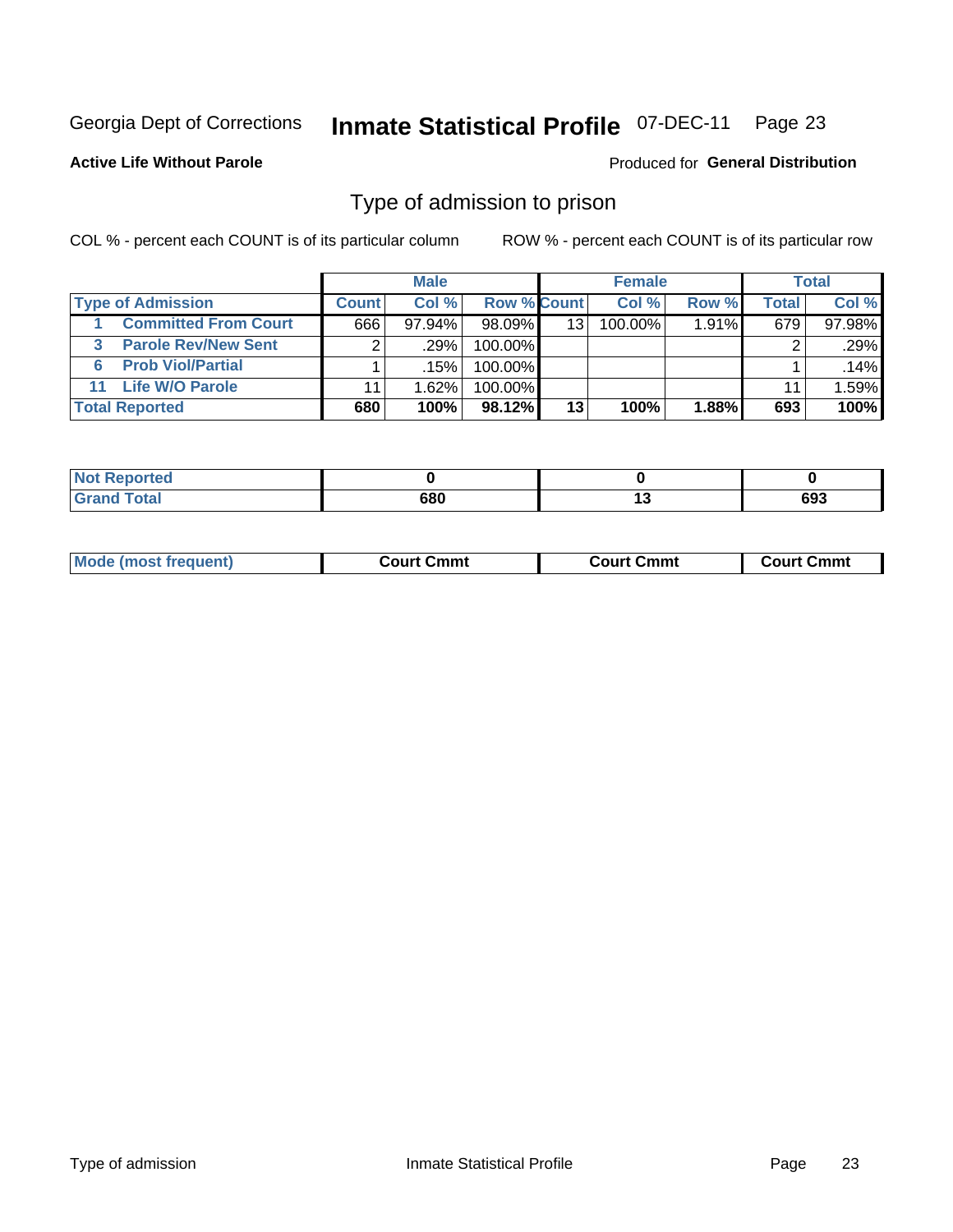Georgia Dept of Corrections **Inmate Statistical Profile** 07-DEC-11 Page 23

**Active Life Without Parole**

Produced for **General Distribution**

## Type of admission to prison

COL % - percent each COUNT is of its particular column

ROW % - percent each COUNT is of its particular row

| | Male | | | Female | | | Total | |
|---|---|---|---|---|---|---|---|---|
| **Type of Admission** | **Count** | **Col %** | **Row %** | **Count** | **Col %** | **Row %** | **Total** | **Col %** |
| **1 Committed From Court** | 666 | 97.94% | 98.09% | 13 | 100.00% | 1.91% | 679 | 97.98% |
| **3 Parole Rev/New Sent** | 2 | .29% | 100.00% | | | | 2 | .29% |
| **6 Prob Viol/Partial** | 1 | .15% | 100.00% | | | | 1 | .14% |
| **11 Life W/O Parole** | 11 | 1.62% | 100.00% | | | | 11 | 1.59% |
| **Total Reported** | **680** | **100%** | **98.12%** | **13** | **100%** | **1.88%** | **693** | **100%** |

| | Male | Female | Total |
|---|---|---|---|
| **Not Reported** | **0** | **0** | **0** |
| **Grand Total** | **680** | **13** | **693** |

| | Male | Female | Total |
|---|---|---|---|
| **Mode (most frequent)** | **Court Cmmt** | **Court Cmmt** | **Court Cmmt** |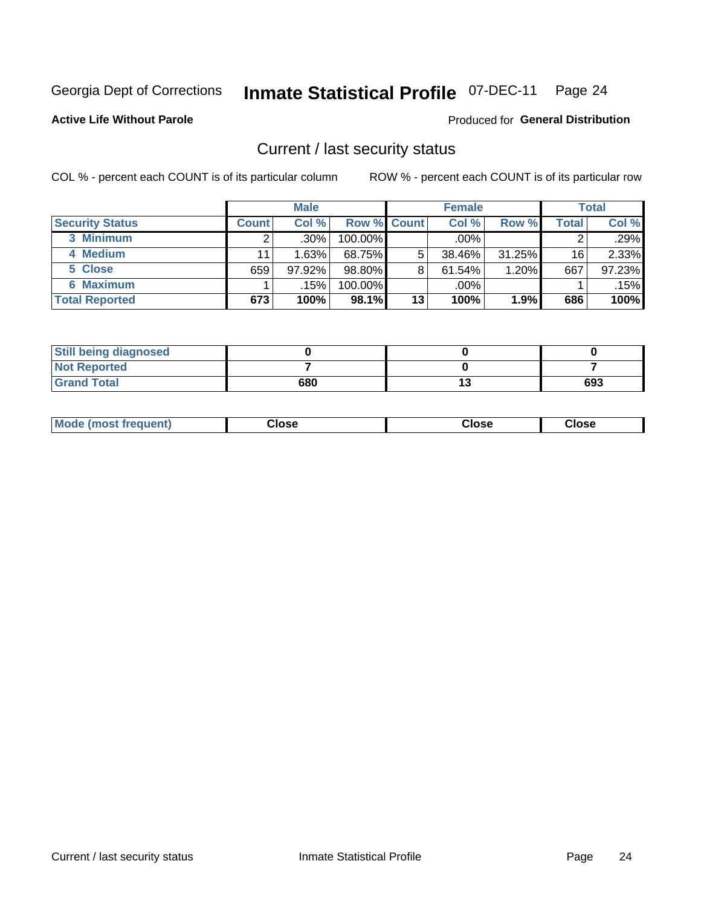Georgia Dept of Corrections **Inmate Statistical Profile** 07-DEC-11

**Active Life Without Parole**

Produced for **General Distribution**

## Current / last security status

COL % - percent each COUNT is of its particular column

ROW % - percent each COUNT is of its particular row

| | Male | | | Female | | | Total | |
|---|---|---|---|---|---|---|---|---|
| **Security Status** | **Count** | **Col %** | **Row %** | **Count** | **Col %** | **Row %** | **Total** | **Col %** |
| **3 Minimum** | 2 | .30% | 100.00% | | .00% | | 2 | .29% |
| **4 Medium** | 11 | 1.63% | 68.75% | 5 | 38.46% | 31.25% | 16 | 2.33% |
| **5 Close** | 659 | 97.92% | 98.80% | 8 | 61.54% | 1.20% | 667 | 97.23% |
| **6 Maximum** | 1 | .15% | 100.00% | | .00% | | 1 | .15% |
| **Total Reported** | **673** | **100%** | **98.1%** | **13** | **100%** | **1.9%** | **686** | **100%** |

| | Male | Female | Total |
|---|---|---|---|
| **Still being diagnosed** | **0** | **0** | **0** |
| **Not Reported** | **7** | **0** | **7** |
| **Grand Total** | **680** | **13** | **693** |

| | Male | Female | Total |
|---|---|---|---|
| **Mode (most frequent)** | **Close** | **Close** | **Close** |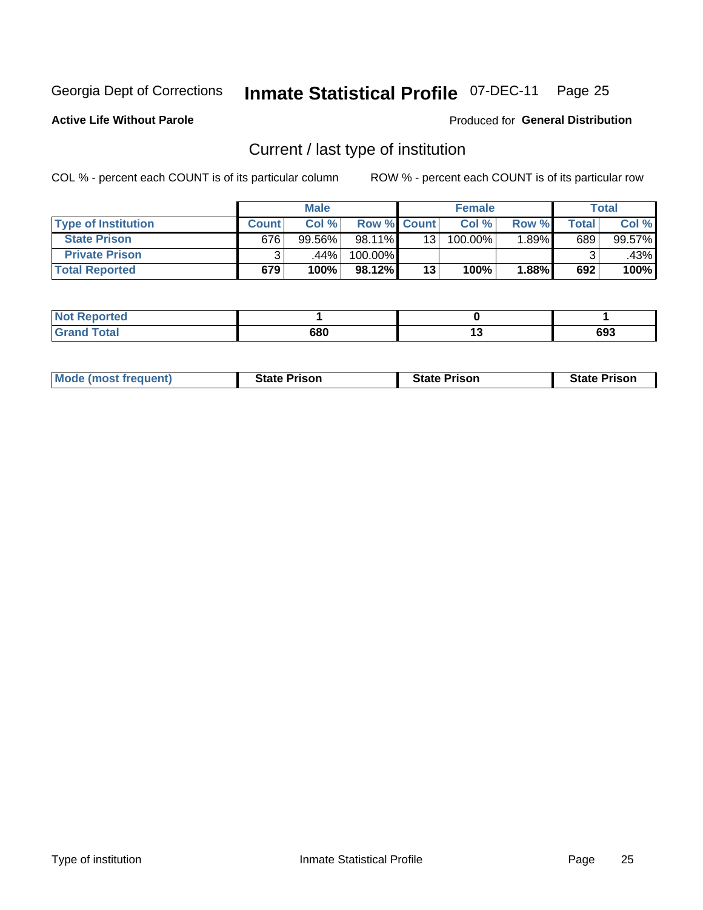Georgia Dept of Corrections **Inmate Statistical Profile** 07-DEC-11

**Active Life Without Parole**

Produced for **General Distribution**

## Current / last type of institution

COL % - percent each COUNT is of its particular column    ROW % - percent each COUNT is of its particular row

| | Male | | | Female | | | Total | |
|---|---|---|---|---|---|---|---|---|
| **Type of Institution** | **Count** | **Col %** | **Row %** | **Count** | **Col %** | **Row %** | **Total** | **Col %** |
| **State Prison** | 676 | 99.56% | 98.11% | 13 | 100.00% | 1.89% | 689 | 99.57% |
| **Private Prison** | 3 | .44% | 100.00% | | | | 3 | .43% |
| **Total Reported** | **679** | **100%** | **98.12%** | **13** | **100%** | **1.88%** | **692** | **100%** |

| | Male | Female | Total |
|---|---|---|---|
| **Not Reported** | **1** | **0** | **1** |
| **Grand Total** | **680** | **13** | **693** |

| | Male | Female | Total |
|---|---|---|---|
| **Mode (most frequent)** | **State Prison** | **State Prison** | **State Prison** |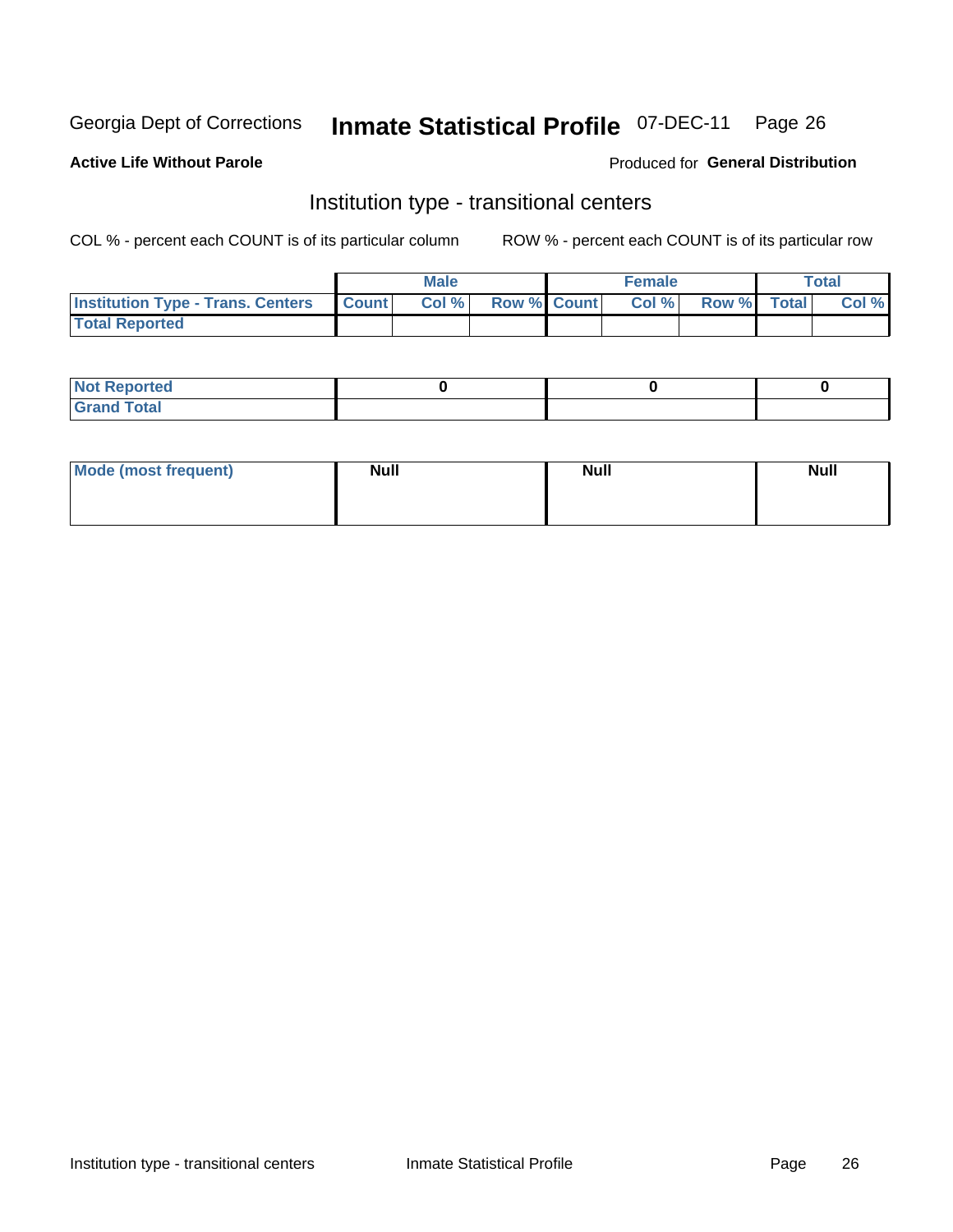Georgia Dept of Corrections **Inmate Statistical Profile** 07-DEC-11

**Active Life Without Parole**

Produced for **General Distribution**

## Institution type - transitional centers

COL % - percent each COUNT is of its particular column

ROW % - percent each COUNT is of its particular row

| | Male | | | Female | | | Total | |
|---|---|---|---|---|---|---|---|---|
| **Institution Type - Trans. Centers** | **Count** | **Col %** | **Row %** | **Count** | **Col %** | **Row %** | **Total** | **Col %** |
| **Total Reported** | | | | | | | | |

| | Male | Female | Total |
|---|---|---|---|
| **Not Reported** | 0 | 0 | 0 |
| **Grand Total** | | | |

| | Male | Female | Total |
|---|---|---|---|
| **Mode (most frequent)** | Null | Null | Null |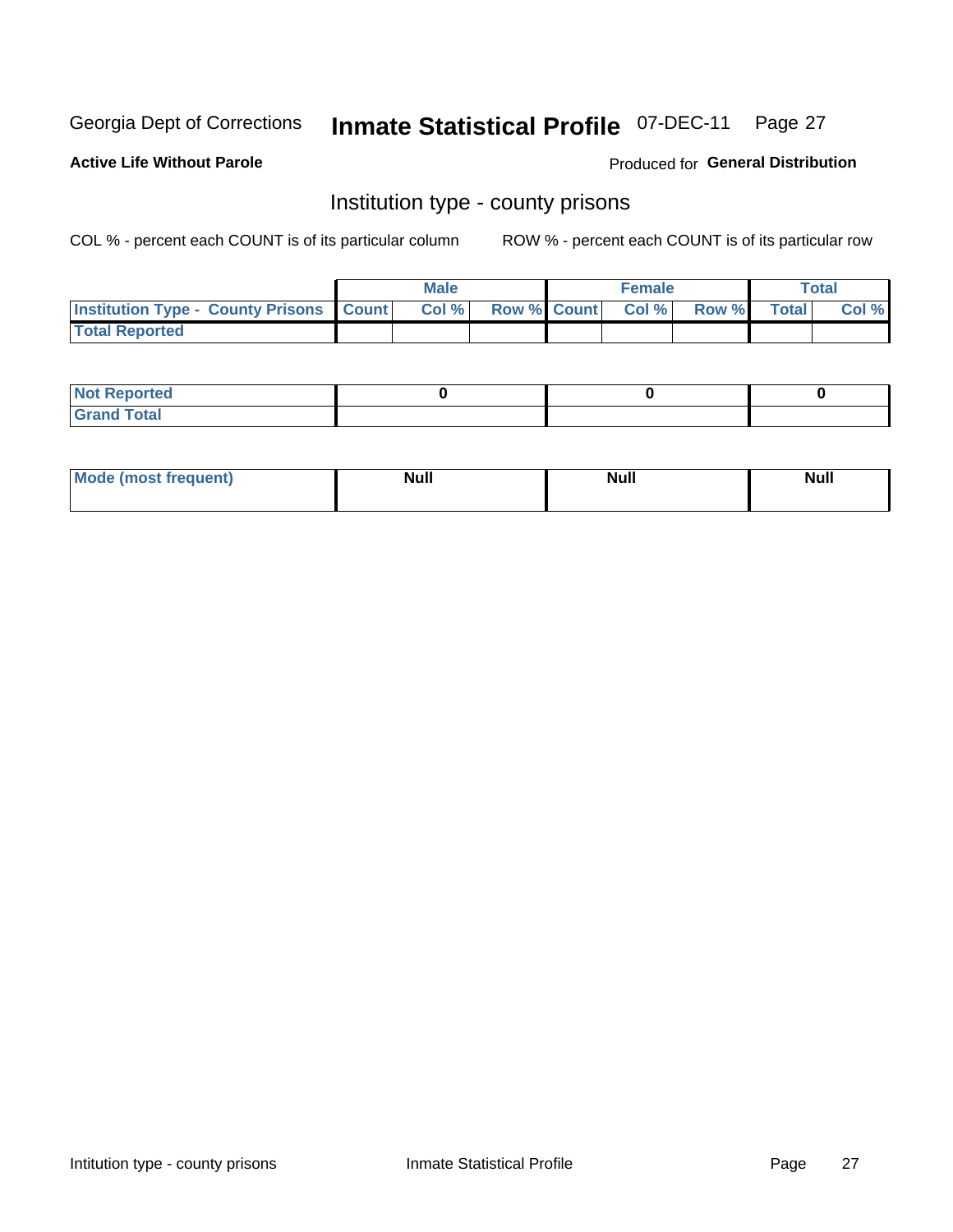Georgia Dept of Corrections **Inmate Statistical Profile** 07-DEC-11 Page 27

**Active Life Without Parole**

Produced for **General Distribution**

## Institution type - county prisons

COL % - percent each COUNT is of its particular column

ROW % - percent each COUNT is of its particular row

| | Male | | | Female | | | Total | |
|---|---|---|---|---|---|---|---|---|
| **Institution Type - County Prisons** | **Count** | **Col %** | **Row %** | **Count** | **Col %** | **Row %** | **Total** | **Col %** |
| **Total Reported** | | | | | | | | |

| | Male | Female | Total |
|---|---|---|---|
| **Not Reported** | **0** | **0** | **0** |
| **Grand Total** | | | |

| | Male | Female | Total |
|---|---|---|---|
| **Mode (most frequent)** | **Null** | **Null** | **Null** |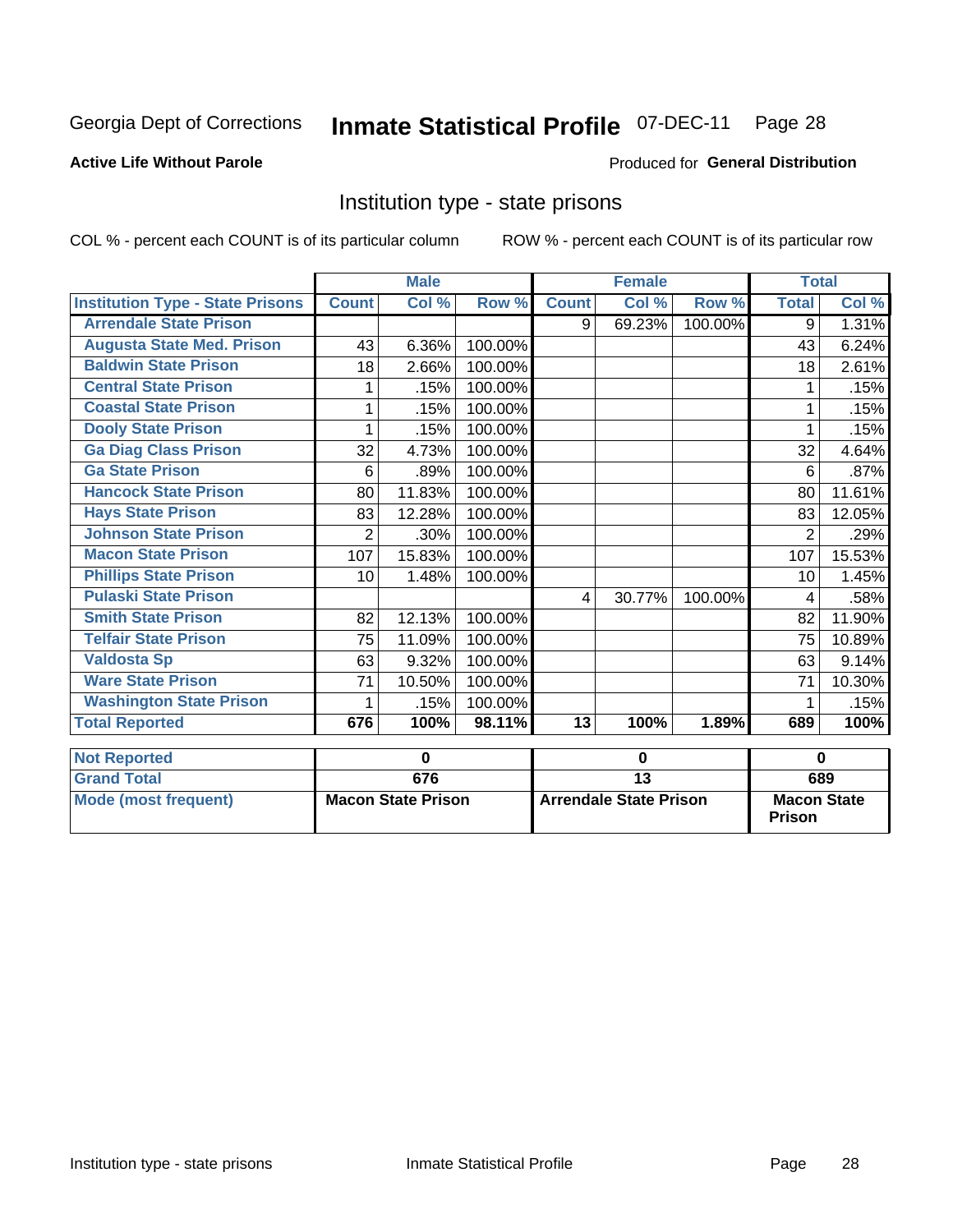Georgia Dept of Corrections **Inmate Statistical Profile** 07-DEC-11

**Active Life Without Parole**

Produced for **General Distribution**

## Institution type - state prisons

COL % - percent each COUNT is of its particular column

ROW % - percent each COUNT is of its particular row

| | Male | | | Female | | | Total | |
|---|---|---|---|---|---|---|---|---|
| **Institution Type - State Prisons** | **Count** | **Col %** | **Row %** | **Count** | **Col %** | **Row %** | **Total** | **Col %** |
| **Arrendale State Prison** | | | | 9 | 69.23% | 100.00% | 9 | 1.31% |
| **Augusta State Med. Prison** | 43 | 6.36% | 100.00% | | | | 43 | 6.24% |
| **Baldwin State Prison** | 18 | 2.66% | 100.00% | | | | 18 | 2.61% |
| **Central State Prison** | 1 | .15% | 100.00% | | | | 1 | .15% |
| **Coastal State Prison** | 1 | .15% | 100.00% | | | | 1 | .15% |
| **Dooly State Prison** | 1 | .15% | 100.00% | | | | 1 | .15% |
| **Ga Diag Class Prison** | 32 | 4.73% | 100.00% | | | | 32 | 4.64% |
| **Ga State Prison** | 6 | .89% | 100.00% | | | | 6 | .87% |
| **Hancock State Prison** | 80 | 11.83% | 100.00% | | | | 80 | 11.61% |
| **Hays State Prison** | 83 | 12.28% | 100.00% | | | | 83 | 12.05% |
| **Johnson State Prison** | 2 | .30% | 100.00% | | | | 2 | .29% |
| **Macon State Prison** | 107 | 15.83% | 100.00% | | | | 107 | 15.53% |
| **Phillips State Prison** | 10 | 1.48% | 100.00% | | | | 10 | 1.45% |
| **Pulaski State Prison** | | | | 4 | 30.77% | 100.00% | 4 | .58% |
| **Smith State Prison** | 82 | 12.13% | 100.00% | | | | 82 | 11.90% |
| **Telfair State Prison** | 75 | 11.09% | 100.00% | | | | 75 | 10.89% |
| **Valdosta Sp** | 63 | 9.32% | 100.00% | | | | 63 | 9.14% |
| **Ware State Prison** | 71 | 10.50% | 100.00% | | | | 71 | 10.30% |
| **Washington State Prison** | 1 | .15% | 100.00% | | | | 1 | .15% |
| **Total Reported** | **676** | **100%** | **98.11%** | **13** | **100%** | **1.89%** | **689** | **100%** |

| | Male | Female | Total |
|---|---|---|---|
| **Not Reported** | **0** | **0** | **0** |
| **Grand Total** | **676** | **13** | **689** |
| **Mode (most frequent)** | **Macon State Prison** | **Arrendale State Prison** | **Macon State Prison** |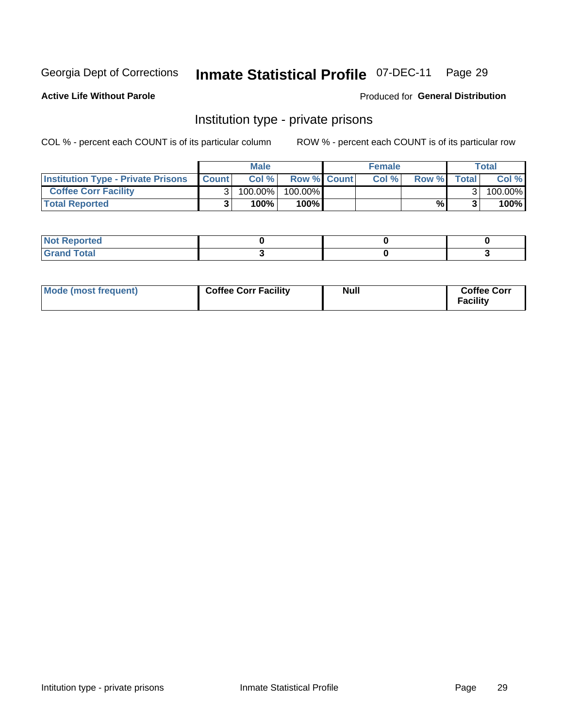Georgia Dept of Corrections **Inmate Statistical Profile** 07-DEC-11 Page 29

**Active Life Without Parole**

Produced for **General Distribution**

## Institution type - private prisons

COL % - percent each COUNT is of its particular column

ROW % - percent each COUNT is of its particular row

| | Male | | | Female | | | Total | |
|---|---|---|---|---|---|---|---|---|
| **Institution Type - Private Prisons** | **Count** | **Col %** | **Row %** | **Count** | **Col %** | **Row %** | **Total** | **Col %** |
| **Coffee Corr Facility** | 3 | 100.00% | 100.00% | | | | 3 | 100.00% |
| **Total Reported** | **3** | **100%** | **100%** | | | **%** | **3** | **100%** |

| | | | |
|---|---|---|---|
| **Not Reported** | **0** | **0** | **0** |
| **Grand Total** | **3** | **0** | **3** |

| | | | |
|---|---|---|---|
| **Mode (most frequent)** | **Coffee Corr Facility** | **Null** | **Coffee Corr Facility** |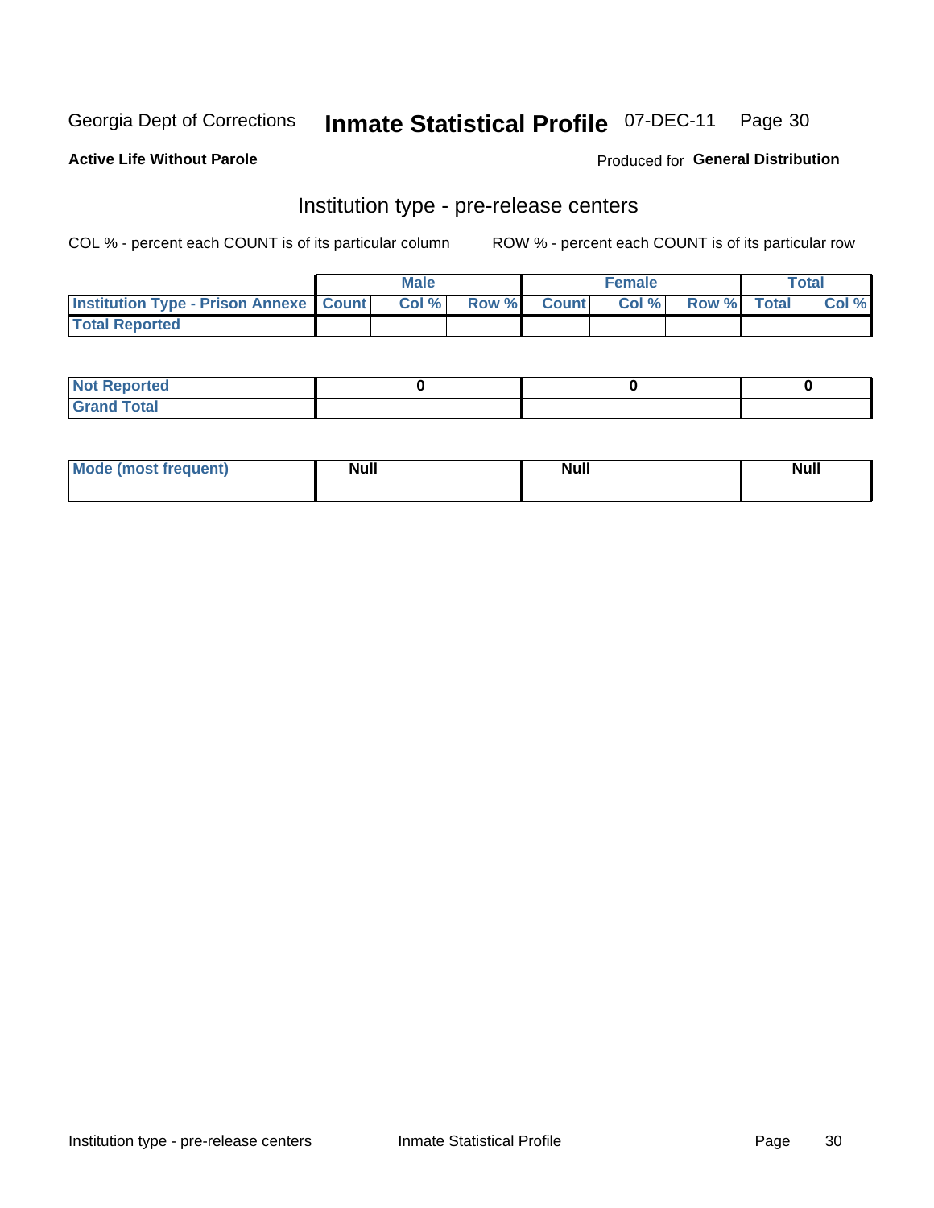Georgia Dept of Corrections **Inmate Statistical Profile** 07-DEC-11

**Active Life Without Parole**

Produced for **General Distribution**

## Institution type - pre-release centers

COL % - percent each COUNT is of its particular column ROW % - percent each COUNT is of its particular row

| | Male | | | Female | | | Total | |
|---|---|---|---|---|---|---|---|---|
| Institution Type - Prison Annexe | Count | Col % | Row % | Count | Col % | Row % | Total | Col % |
| Total Reported | | | | | | | | |

| | Male | Female | Total |
|---|---|---|---|
| Not Reported | 0 | 0 | 0 |
| Grand Total | | | |

| | Male | Female | Total |
|---|---|---|---|
| Mode (most frequent) | Null | Null | Null |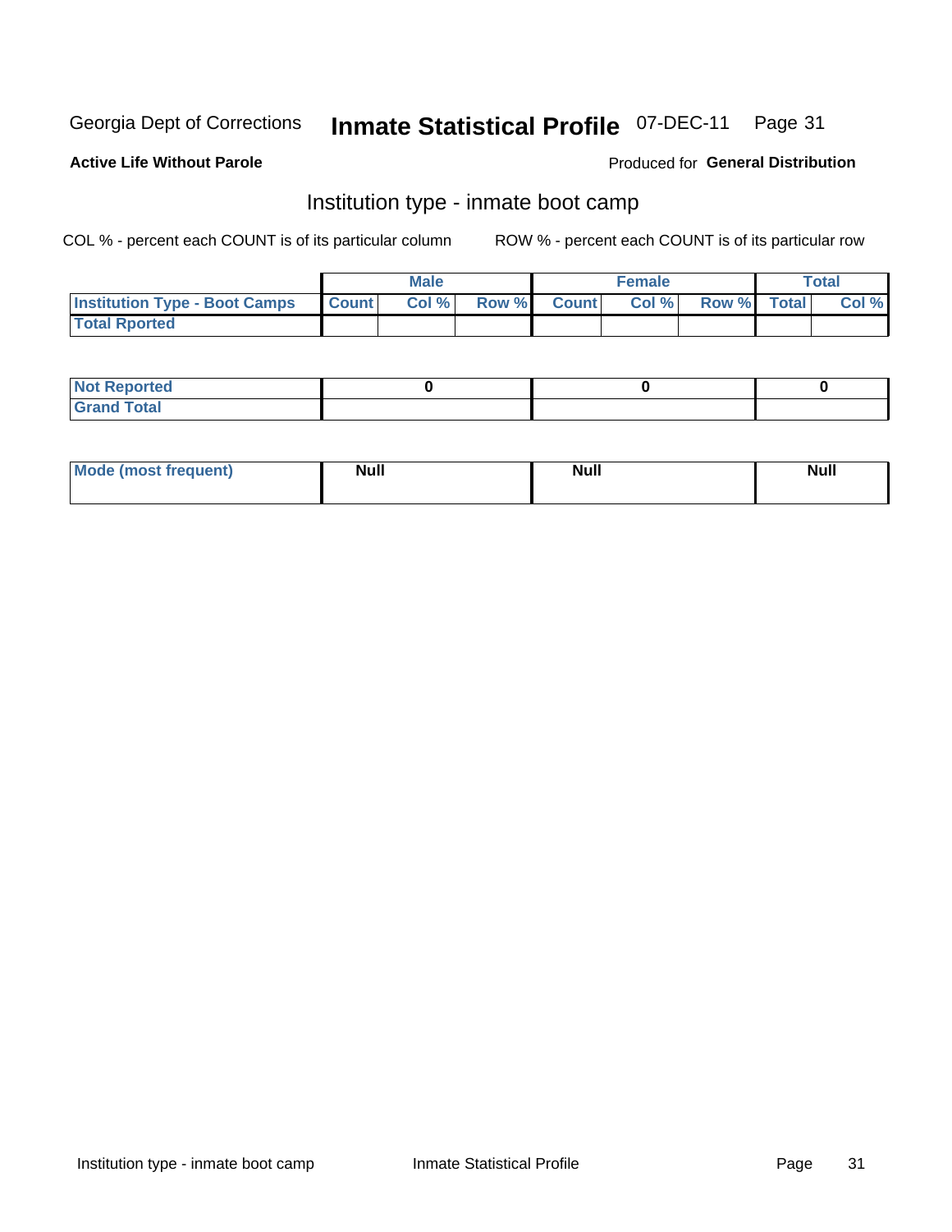Georgia Dept of Corrections **Inmate Statistical Profile** 07-DEC-11

**Active Life Without Parole** Produced for **General Distribution**

## Institution type - inmate boot camp

COL % - percent each COUNT is of its particular column ROW % - percent each COUNT is of its particular row

| | Male | | | Female | | | Total | |
|---|---|---|---|---|---|---|---|---|
| **Institution Type - Boot Camps** | **Count** | **Col %** | **Row %** | **Count** | **Col %** | **Row %** | **Total** | **Col %** |
| **Total Rported** | | | | | | | | |

| | Male | Female | Total |
|---|---|---|---|
| **Not Reported** | 0 | 0 | 0 |
| **Grand Total** | | | |

| | Male | Female | Total |
|---|---|---|---|
| **Mode (most frequent)** | Null | Null | Null |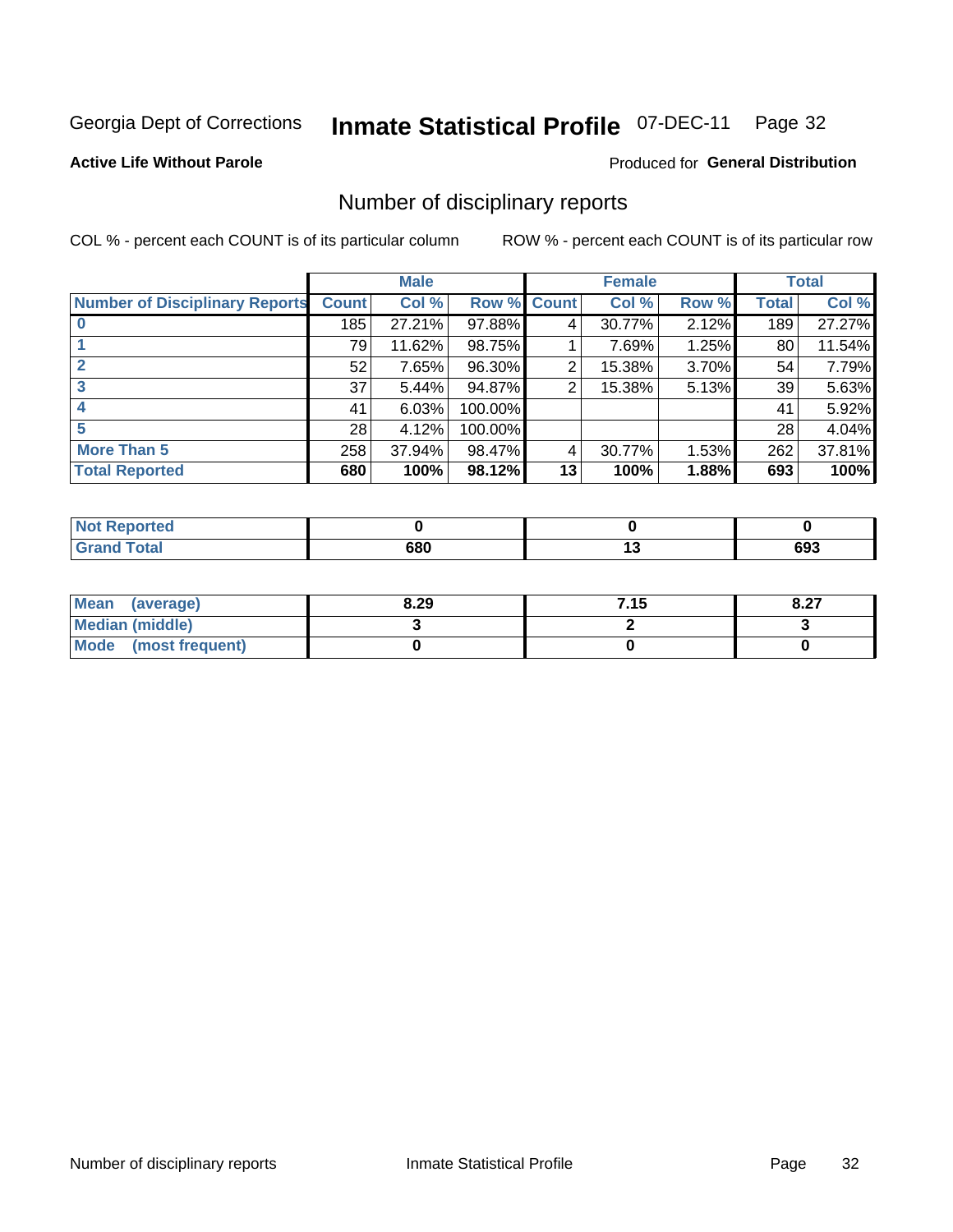Georgia Dept of Corrections **Inmate Statistical Profile** 07-DEC-11

**Active Life Without Parole**

Produced for **General Distribution**

## Number of disciplinary reports

COL % - percent each COUNT is of its particular column

ROW % - percent each COUNT is of its particular row

| | Male | | | Female | | | Total | |
|---|---|---|---|---|---|---|---|---|
| Number of Disciplinary Reports | Count | Col % | Row % | Count | Col % | Row % | Total | Col % |
| 0 | 185 | 27.21% | 97.88% | 4 | 30.77% | 2.12% | 189 | 27.27% |
| 1 | 79 | 11.62% | 98.75% | 1 | 7.69% | 1.25% | 80 | 11.54% |
| 2 | 52 | 7.65% | 96.30% | 2 | 15.38% | 3.70% | 54 | 7.79% |
| 3 | 37 | 5.44% | 94.87% | 2 | 15.38% | 5.13% | 39 | 5.63% |
| 4 | 41 | 6.03% | 100.00% | | | | 41 | 5.92% |
| 5 | 28 | 4.12% | 100.00% | | | | 28 | 4.04% |
| More Than 5 | 258 | 37.94% | 98.47% | 4 | 30.77% | 1.53% | 262 | 37.81% |
| **Total Reported** | **680** | **100%** | **98.12%** | **13** | **100%** | **1.88%** | **693** | **100%** |

| | Male | Female | Total |
|---|---|---|---|
| Not Reported | 0 | 0 | 0 |
| Grand Total | 680 | 13 | 693 |

| | Male | Female | Total |
|---|---|---|---|
| Mean (average) | 8.29 | 7.15 | 8.27 |
| Median (middle) | 3 | 2 | 3 |
| Mode (most frequent) | 0 | 0 | 0 |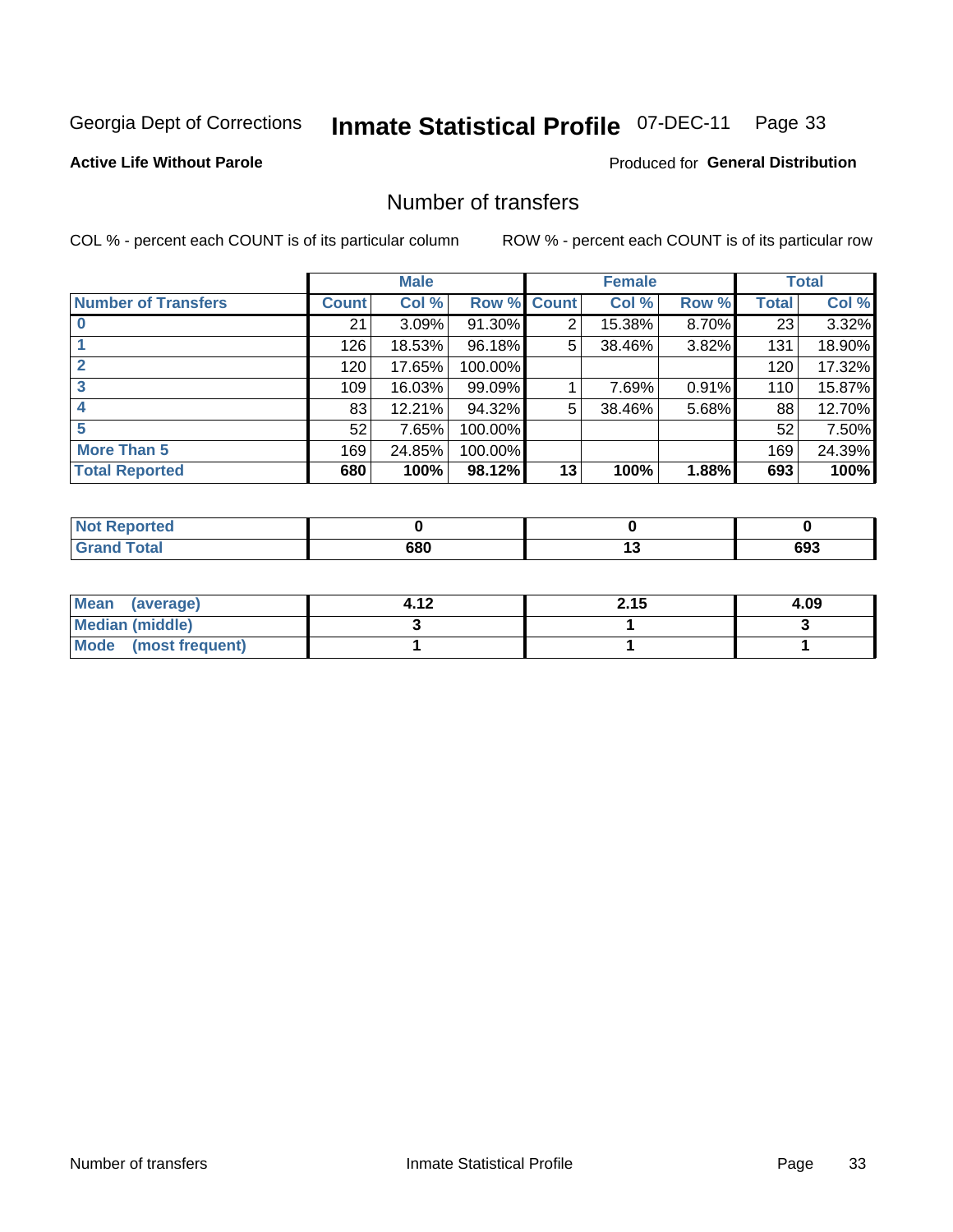Georgia Dept of Corrections **Inmate Statistical Profile** 07-DEC-11

**Active Life Without Parole**

Produced for **General Distribution**

## Number of transfers

COL % - percent each COUNT is of its particular column

ROW % - percent each COUNT is of its particular row

| | Male | | | Female | | | Total | |
|---|---|---|---|---|---|---|---|---|
| **Number of Transfers** | **Count** | **Col %** | **Row %** | **Count** | **Col %** | **Row %** | **Total** | **Col %** |
| **0** | 21 | 3.09% | 91.30% | 2 | 15.38% | 8.70% | 23 | 3.32% |
| **1** | 126 | 18.53% | 96.18% | 5 | 38.46% | 3.82% | 131 | 18.90% |
| **2** | 120 | 17.65% | 100.00% | | | | 120 | 17.32% |
| **3** | 109 | 16.03% | 99.09% | 1 | 7.69% | 0.91% | 110 | 15.87% |
| **4** | 83 | 12.21% | 94.32% | 5 | 38.46% | 5.68% | 88 | 12.70% |
| **5** | 52 | 7.65% | 100.00% | | | | 52 | 7.50% |
| **More Than 5** | 169 | 24.85% | 100.00% | | | | 169 | 24.39% |
| **Total Reported** | **680** | **100%** | **98.12%** | **13** | **100%** | **1.88%** | **693** | **100%** |

| | Male | Female | Total |
|---|---|---|---|
| **Not Reported** | **0** | **0** | **0** |
| **Grand Total** | **680** | **13** | **693** |

| | Male | Female | Total |
|---|---|---|---|
| **Mean (average)** | **4.12** | **2.15** | **4.09** |
| **Median (middle)** | **3** | **1** | **3** |
| **Mode (most frequent)** | **1** | **1** | **1** |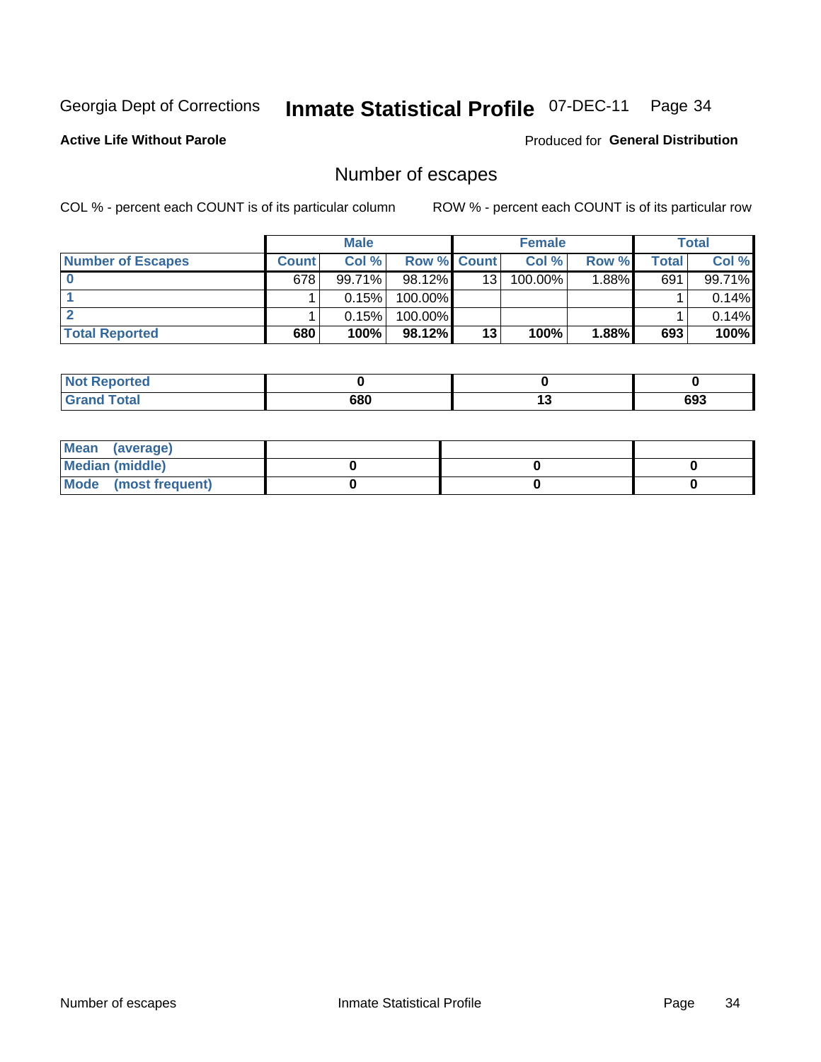Georgia Dept of Corrections **Inmate Statistical Profile** 07-DEC-11

**Active Life Without Parole**

Produced for **General Distribution**

## Number of escapes

COL % - percent each COUNT is of its particular column

ROW % - percent each COUNT is of its particular row

| | Male | | | Female | | | Total | |
|---|---|---|---|---|---|---|---|---|
| **Number of Escapes** | **Count** | **Col %** | **Row %** | **Count** | **Col %** | **Row %** | **Total** | **Col %** |
| **0** | 678 | 99.71% | 98.12% | 13 | 100.00% | 1.88% | 691 | 99.71% |
| **1** | 1 | 0.15% | 100.00% | | | | 1 | 0.14% |
| **2** | 1 | 0.15% | 100.00% | | | | 1 | 0.14% |
| **Total Reported** | **680** | **100%** | **98.12%** | **13** | **100%** | **1.88%** | **693** | **100%** |

| | Male | Female | Total |
|---|---|---|---|
| **Not Reported** | **0** | **0** | **0** |
| **Grand Total** | **680** | **13** | **693** |

| | Male | Female | Total |
|---|---|---|---|
| **Mean (average)** | | | |
| **Median (middle)** | **0** | **0** | **0** |
| **Mode (most frequent)** | **0** | **0** | **0** |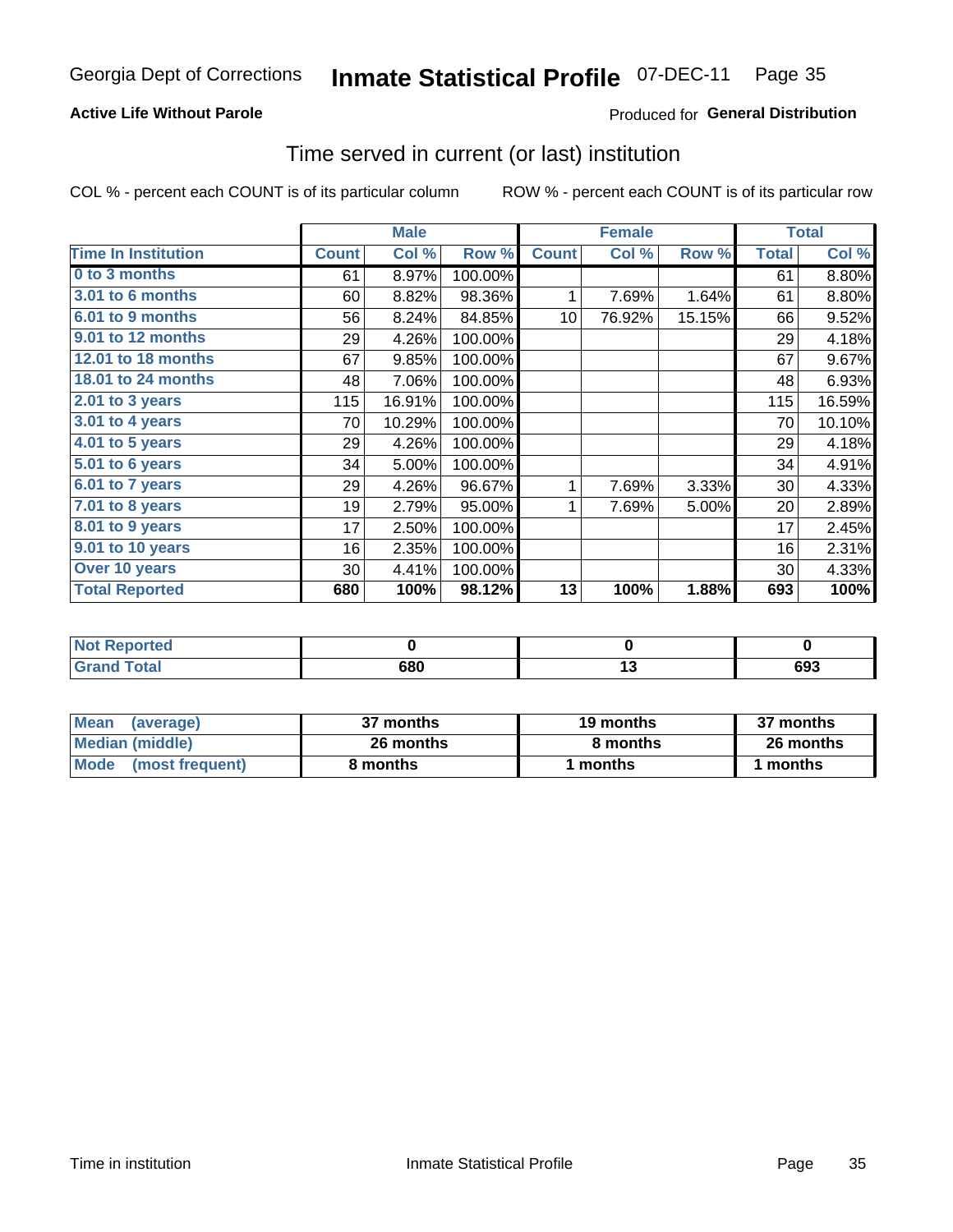Georgia Dept of Corrections **Inmate Statistical Profile** 07-DEC-11

**Active Life Without Parole**

Produced for **General Distribution**

## Time served in current (or last) institution

COL % - percent each COUNT is of its particular column        ROW % - percent each COUNT is of its particular row

| | Male | | | Female | | | Total | |
|---|---|---|---|---|---|---|---|---|
| **Time In Institution** | **Count** | **Col %** | **Row %** | **Count** | **Col %** | **Row %** | **Total** | **Col %** |
| **0 to 3 months** | 61 | 8.97% | 100.00% | | | | 61 | 8.80% |
| **3.01 to 6 months** | 60 | 8.82% | 98.36% | 1 | 7.69% | 1.64% | 61 | 8.80% |
| **6.01 to 9 months** | 56 | 8.24% | 84.85% | 10 | 76.92% | 15.15% | 66 | 9.52% |
| **9.01 to 12 months** | 29 | 4.26% | 100.00% | | | | 29 | 4.18% |
| **12.01 to 18 months** | 67 | 9.85% | 100.00% | | | | 67 | 9.67% |
| **18.01 to 24 months** | 48 | 7.06% | 100.00% | | | | 48 | 6.93% |
| **2.01 to 3 years** | 115 | 16.91% | 100.00% | | | | 115 | 16.59% |
| **3.01 to 4 years** | 70 | 10.29% | 100.00% | | | | 70 | 10.10% |
| **4.01 to 5 years** | 29 | 4.26% | 100.00% | | | | 29 | 4.18% |
| **5.01 to 6 years** | 34 | 5.00% | 100.00% | | | | 34 | 4.91% |
| **6.01 to 7 years** | 29 | 4.26% | 96.67% | 1 | 7.69% | 3.33% | 30 | 4.33% |
| **7.01 to 8 years** | 19 | 2.79% | 95.00% | 1 | 7.69% | 5.00% | 20 | 2.89% |
| **8.01 to 9 years** | 17 | 2.50% | 100.00% | | | | 17 | 2.45% |
| **9.01 to 10 years** | 16 | 2.35% | 100.00% | | | | 16 | 2.31% |
| **Over 10 years** | 30 | 4.41% | 100.00% | | | | 30 | 4.33% |
| **Total Reported** | **680** | **100%** | **98.12%** | **13** | **100%** | **1.88%** | **693** | **100%** |

| | Male | Female | Total |
|---|---|---|---|
| **Not Reported** | **0** | **0** | **0** |
| **Grand Total** | **680** | **13** | **693** |

| | Male | Female | Total |
|---|---|---|---|
| **Mean (average)** | **37 months** | **19 months** | **37 months** |
| **Median (middle)** | **26 months** | **8 months** | **26 months** |
| **Mode (most frequent)** | **8 months** | **1 months** | **1 months** |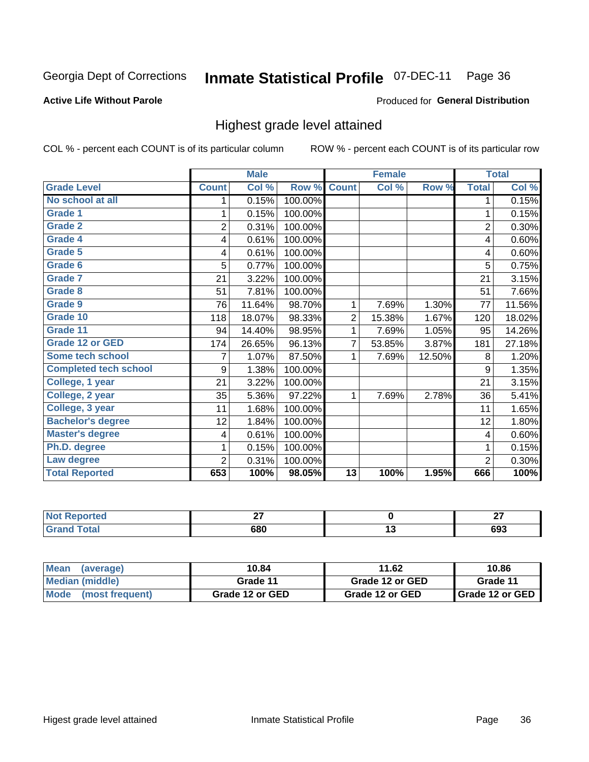Georgia Dept of Corrections **Inmate Statistical Profile** 07-DEC-11 Page 36

**Active Life Without Parole**

Produced for **General Distribution**

## Highest grade level attained

COL % - percent each COUNT is of its particular column

ROW % - percent each COUNT is of its particular row

| | Male | | | Female | | | Total | |
|---|---|---|---|---|---|---|---|---|
| Grade Level | Count | Col % | Row % | Count | Col % | Row % | Total | Col % |
| No school at all | 1 | 0.15% | 100.00% | | | | 1 | 0.15% |
| Grade 1 | 1 | 0.15% | 100.00% | | | | 1 | 0.15% |
| Grade 2 | 2 | 0.31% | 100.00% | | | | 2 | 0.30% |
| Grade 4 | 4 | 0.61% | 100.00% | | | | 4 | 0.60% |
| Grade 5 | 4 | 0.61% | 100.00% | | | | 4 | 0.60% |
| Grade 6 | 5 | 0.77% | 100.00% | | | | 5 | 0.75% |
| Grade 7 | 21 | 3.22% | 100.00% | | | | 21 | 3.15% |
| Grade 8 | 51 | 7.81% | 100.00% | | | | 51 | 7.66% |
| Grade 9 | 76 | 11.64% | 98.70% | 1 | 7.69% | 1.30% | 77 | 11.56% |
| Grade 10 | 118 | 18.07% | 98.33% | 2 | 15.38% | 1.67% | 120 | 18.02% |
| Grade 11 | 94 | 14.40% | 98.95% | 1 | 7.69% | 1.05% | 95 | 14.26% |
| Grade 12 or GED | 174 | 26.65% | 96.13% | 7 | 53.85% | 3.87% | 181 | 27.18% |
| Some tech school | 7 | 1.07% | 87.50% | 1 | 7.69% | 12.50% | 8 | 1.20% |
| Completed tech school | 9 | 1.38% | 100.00% | | | | 9 | 1.35% |
| College, 1 year | 21 | 3.22% | 100.00% | | | | 21 | 3.15% |
| College, 2 year | 35 | 5.36% | 97.22% | 1 | 7.69% | 2.78% | 36 | 5.41% |
| College, 3 year | 11 | 1.68% | 100.00% | | | | 11 | 1.65% |
| Bachelor's degree | 12 | 1.84% | 100.00% | | | | 12 | 1.80% |
| Master's degree | 4 | 0.61% | 100.00% | | | | 4 | 0.60% |
| Ph.D. degree | 1 | 0.15% | 100.00% | | | | 1 | 0.15% |
| Law degree | 2 | 0.31% | 100.00% | | | | 2 | 0.30% |
| **Total Reported** | **653** | **100%** | **98.05%** | **13** | **100%** | **1.95%** | **666** | **100%** |

| | Male | Female | Total |
|---|---|---|---|
| Not Reported | 27 | 0 | 27 |
| Grand Total | 680 | 13 | 693 |

| | Male | Female | Total |
|---|---|---|---|
| Mean (average) | 10.84 | 11.62 | 10.86 |
| Median (middle) | Grade 11 | Grade 12 or GED | Grade 11 |
| Mode (most frequent) | Grade 12 or GED | Grade 12 or GED | Grade 12 or GED |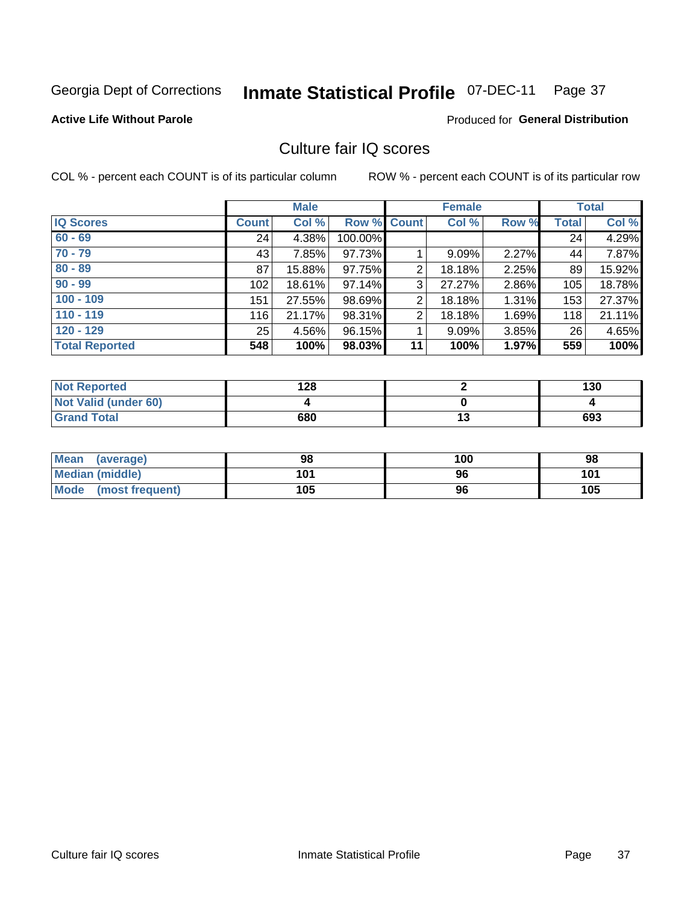Georgia Dept of Corrections **Inmate Statistical Profile** 07-DEC-11 Page 37

**Active Life Without Parole**

Produced for **General Distribution**

## Culture fair IQ scores

COL % - percent each COUNT is of its particular column

ROW % - percent each COUNT is of its particular row

| | Male | | | Female | | | Total | |
|---|---|---|---|---|---|---|---|---|
| **IQ Scores** | **Count** | **Col %** | **Row %** | **Count** | **Col %** | **Row %** | **Total** | **Col %** |
| **60 - 69** | 24 | 4.38% | 100.00% | | | | 24 | 4.29% |
| **70 - 79** | 43 | 7.85% | 97.73% | 1 | 9.09% | 2.27% | 44 | 7.87% |
| **80 - 89** | 87 | 15.88% | 97.75% | 2 | 18.18% | 2.25% | 89 | 15.92% |
| **90 - 99** | 102 | 18.61% | 97.14% | 3 | 27.27% | 2.86% | 105 | 18.78% |
| **100 - 109** | 151 | 27.55% | 98.69% | 2 | 18.18% | 1.31% | 153 | 27.37% |
| **110 - 119** | 116 | 21.17% | 98.31% | 2 | 18.18% | 1.69% | 118 | 21.11% |
| **120 - 129** | 25 | 4.56% | 96.15% | 1 | 9.09% | 3.85% | 26 | 4.65% |
| **Total Reported** | **548** | **100%** | **98.03%** | **11** | **100%** | **1.97%** | **559** | **100%** |

| | Male | Female | Total |
|---|---|---|---|
| **Not Reported** | **128** | **2** | **130** |
| **Not Valid (under 60)** | **4** | **0** | **4** |
| **Grand Total** | **680** | **13** | **693** |

| | Male | Female | Total |
|---|---|---|---|
| **Mean (average)** | **98** | **100** | **98** |
| **Median (middle)** | **101** | **96** | **101** |
| **Mode (most frequent)** | **105** | **96** | **105** |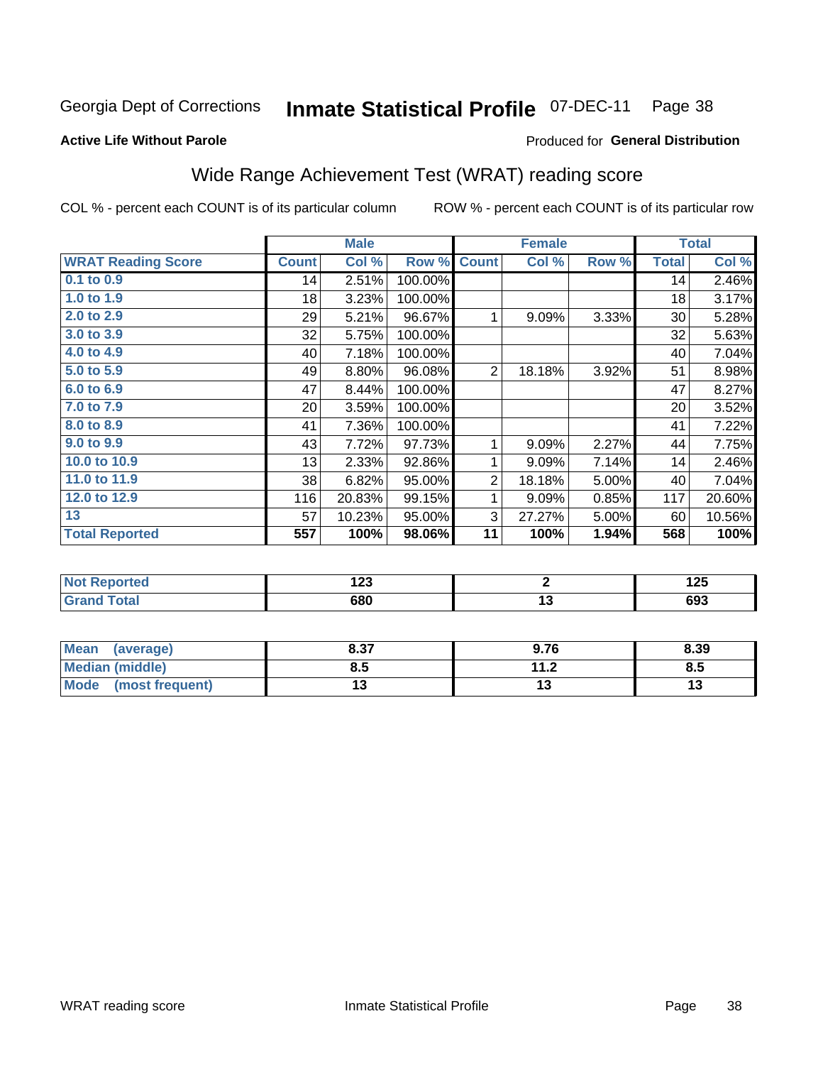Georgia Dept of Corrections **Inmate Statistical Profile** 07-DEC-11

**Active Life Without Parole**

Produced for **General Distribution**

## Wide Range Achievement Test (WRAT) reading score

COL % - percent each COUNT is of its particular column ROW % - percent each COUNT is of its particular row

| | Male | | | Female | | | Total | |
|---|---|---|---|---|---|---|---|---|
| **WRAT Reading Score** | **Count** | **Col %** | **Row %** | **Count** | **Col %** | **Row %** | **Total** | **Col %** |
| **0.1 to 0.9** | 14 | 2.51% | 100.00% | | | | 14 | 2.46% |
| **1.0 to 1.9** | 18 | 3.23% | 100.00% | | | | 18 | 3.17% |
| **2.0 to 2.9** | 29 | 5.21% | 96.67% | 1 | 9.09% | 3.33% | 30 | 5.28% |
| **3.0 to 3.9** | 32 | 5.75% | 100.00% | | | | 32 | 5.63% |
| **4.0 to 4.9** | 40 | 7.18% | 100.00% | | | | 40 | 7.04% |
| **5.0 to 5.9** | 49 | 8.80% | 96.08% | 2 | 18.18% | 3.92% | 51 | 8.98% |
| **6.0 to 6.9** | 47 | 8.44% | 100.00% | | | | 47 | 8.27% |
| **7.0 to 7.9** | 20 | 3.59% | 100.00% | | | | 20 | 3.52% |
| **8.0 to 8.9** | 41 | 7.36% | 100.00% | | | | 41 | 7.22% |
| **9.0 to 9.9** | 43 | 7.72% | 97.73% | 1 | 9.09% | 2.27% | 44 | 7.75% |
| **10.0 to 10.9** | 13 | 2.33% | 92.86% | 1 | 9.09% | 7.14% | 14 | 2.46% |
| **11.0 to 11.9** | 38 | 6.82% | 95.00% | 2 | 18.18% | 5.00% | 40 | 7.04% |
| **12.0 to 12.9** | 116 | 20.83% | 99.15% | 1 | 9.09% | 0.85% | 117 | 20.60% |
| **13** | 57 | 10.23% | 95.00% | 3 | 27.27% | 5.00% | 60 | 10.56% |
| **Total Reported** | **557** | **100%** | **98.06%** | **11** | **100%** | **1.94%** | **568** | **100%** |

| | Male | Female | Total |
|---|---|---|---|
| **Not Reported** | **123** | **2** | **125** |
| **Grand Total** | **680** | **13** | **693** |

| | Male | Female | Total |
|---|---|---|---|
| **Mean (average)** | **8.37** | **9.76** | **8.39** |
| **Median (middle)** | **8.5** | **11.2** | **8.5** |
| **Mode (most frequent)** | **13** | **13** | **13** |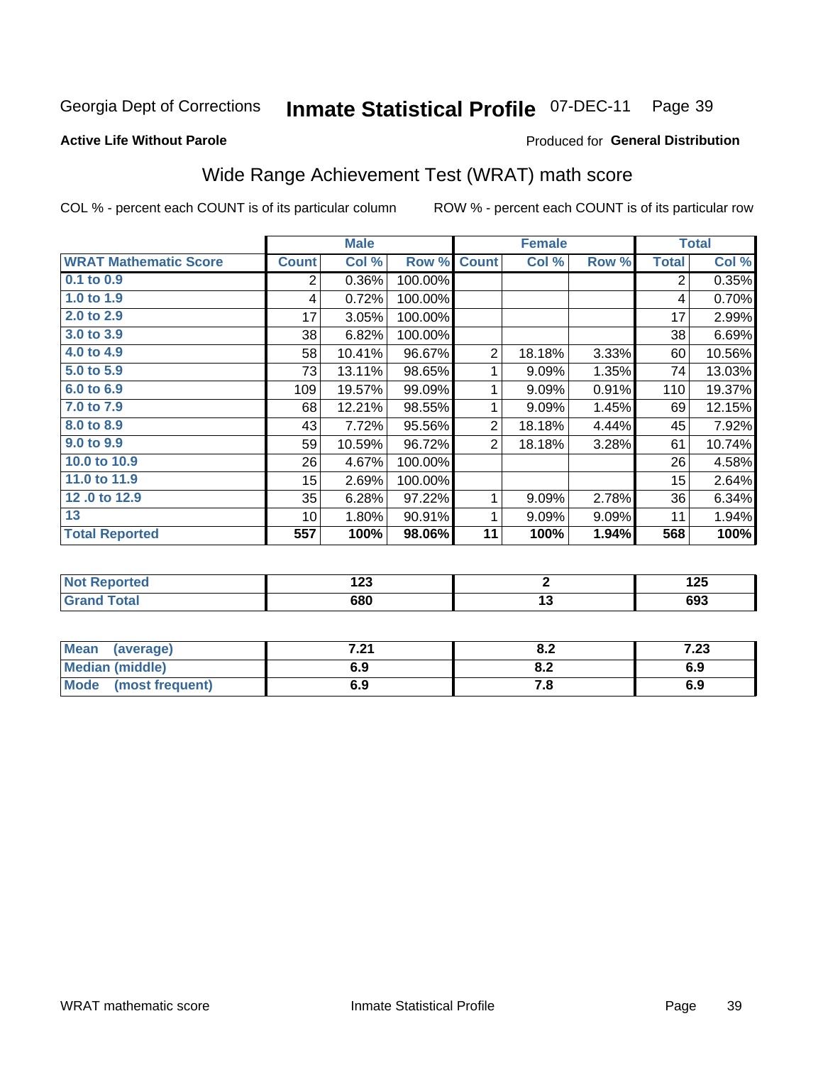Georgia Dept of Corrections **Inmate Statistical Profile** 07-DEC-11 Page 39

**Active Life Without Parole**

Produced for **General Distribution**

## Wide Range Achievement Test (WRAT) math score

COL % - percent each COUNT is of its particular column ROW % - percent each COUNT is of its particular row

| | Male | | | Female | | | Total | |
|---|---|---|---|---|---|---|---|---|
| **WRAT Mathematic Score** | **Count** | **Col %** | **Row %** | **Count** | **Col %** | **Row %** | **Total** | **Col %** |
| 0.1 to 0.9 | 2 | 0.36% | 100.00% | | | | 2 | 0.35% |
| 1.0 to 1.9 | 4 | 0.72% | 100.00% | | | | 4 | 0.70% |
| 2.0 to 2.9 | 17 | 3.05% | 100.00% | | | | 17 | 2.99% |
| 3.0 to 3.9 | 38 | 6.82% | 100.00% | | | | 38 | 6.69% |
| 4.0 to 4.9 | 58 | 10.41% | 96.67% | 2 | 18.18% | 3.33% | 60 | 10.56% |
| 5.0 to 5.9 | 73 | 13.11% | 98.65% | 1 | 9.09% | 1.35% | 74 | 13.03% |
| 6.0 to 6.9 | 109 | 19.57% | 99.09% | 1 | 9.09% | 0.91% | 110 | 19.37% |
| 7.0 to 7.9 | 68 | 12.21% | 98.55% | 1 | 9.09% | 1.45% | 69 | 12.15% |
| 8.0 to 8.9 | 43 | 7.72% | 95.56% | 2 | 18.18% | 4.44% | 45 | 7.92% |
| 9.0 to 9.9 | 59 | 10.59% | 96.72% | 2 | 18.18% | 3.28% | 61 | 10.74% |
| 10.0 to 10.9 | 26 | 4.67% | 100.00% | | | | 26 | 4.58% |
| 11.0 to 11.9 | 15 | 2.69% | 100.00% | | | | 15 | 2.64% |
| 12 .0 to 12.9 | 35 | 6.28% | 97.22% | 1 | 9.09% | 2.78% | 36 | 6.34% |
| 13 | 10 | 1.80% | 90.91% | 1 | 9.09% | 9.09% | 11 | 1.94% |
| **Total Reported** | **557** | **100%** | **98.06%** | **11** | **100%** | **1.94%** | **568** | **100%** |

| | Male | Female | Total |
|---|---|---|---|
| Not Reported | 123 | 2 | 125 |
| Grand Total | 680 | 13 | 693 |

| | Male | Female | Total |
|---|---|---|---|
| Mean (average) | 7.21 | 8.2 | 7.23 |
| Median (middle) | 6.9 | 8.2 | 6.9 |
| Mode (most frequent) | 6.9 | 7.8 | 6.9 |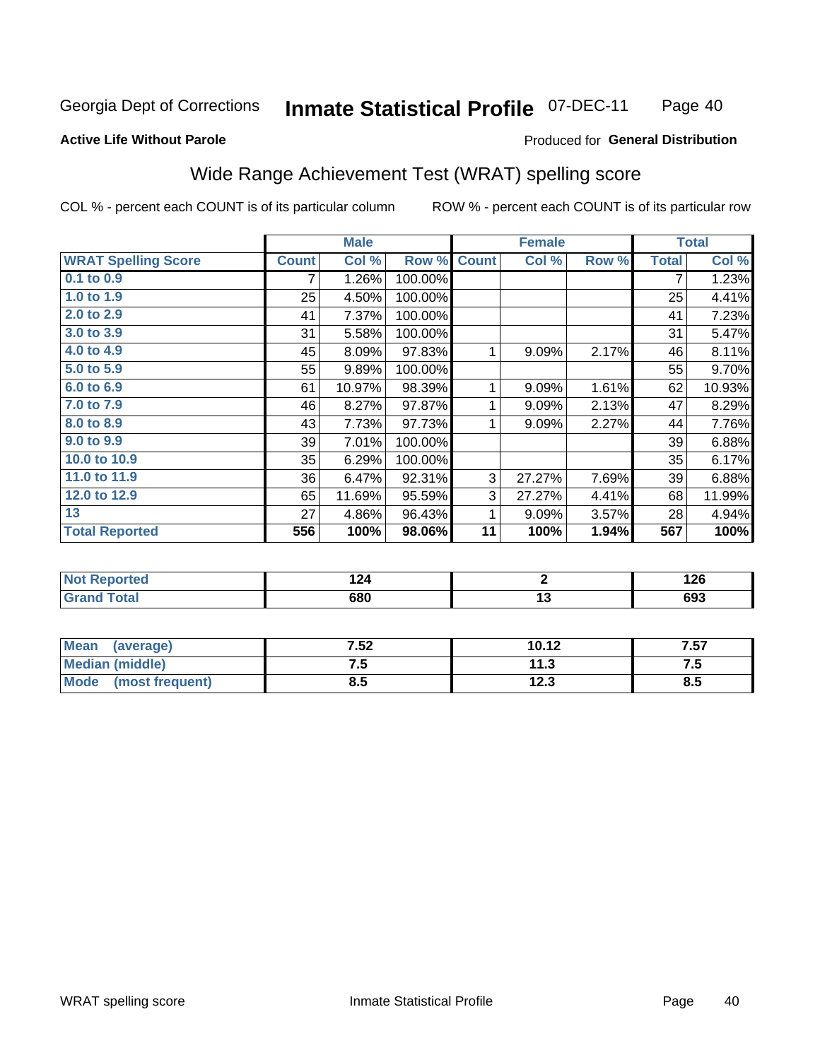Georgia Dept of Corrections **Inmate Statistical Profile** 07-DEC-11

**Active Life Without Parole**

Produced for **General Distribution**

## Wide Range Achievement Test (WRAT) spelling score

COL % - percent each COUNT is of its particular column

ROW % - percent each COUNT is of its particular row

| | Male | | | Female | | | Total | |
|---|---|---|---|---|---|---|---|---|
| **WRAT Spelling Score** | **Count** | **Col %** | **Row %** | **Count** | **Col %** | **Row %** | **Total** | **Col %** |
| 0.1 to 0.9 | 7 | 1.26% | 100.00% | | | | 7 | 1.23% |
| 1.0 to 1.9 | 25 | 4.50% | 100.00% | | | | 25 | 4.41% |
| 2.0 to 2.9 | 41 | 7.37% | 100.00% | | | | 41 | 7.23% |
| 3.0 to 3.9 | 31 | 5.58% | 100.00% | | | | 31 | 5.47% |
| 4.0 to 4.9 | 45 | 8.09% | 97.83% | 1 | 9.09% | 2.17% | 46 | 8.11% |
| 5.0 to 5.9 | 55 | 9.89% | 100.00% | | | | 55 | 9.70% |
| 6.0 to 6.9 | 61 | 10.97% | 98.39% | 1 | 9.09% | 1.61% | 62 | 10.93% |
| 7.0 to 7.9 | 46 | 8.27% | 97.87% | 1 | 9.09% | 2.13% | 47 | 8.29% |
| 8.0 to 8.9 | 43 | 7.73% | 97.73% | 1 | 9.09% | 2.27% | 44 | 7.76% |
| 9.0 to 9.9 | 39 | 7.01% | 100.00% | | | | 39 | 6.88% |
| 10.0 to 10.9 | 35 | 6.29% | 100.00% | | | | 35 | 6.17% |
| 11.0 to 11.9 | 36 | 6.47% | 92.31% | 3 | 27.27% | 7.69% | 39 | 6.88% |
| 12.0 to 12.9 | 65 | 11.69% | 95.59% | 3 | 27.27% | 4.41% | 68 | 11.99% |
| 13 | 27 | 4.86% | 96.43% | 1 | 9.09% | 3.57% | 28 | 4.94% |
| **Total Reported** | **556** | **100%** | **98.06%** | **11** | **100%** | **1.94%** | **567** | **100%** |

| | Male | Female | Total |
|---|---|---|---|
| Not Reported | **124** | **2** | **126** |
| Grand Total | **680** | **13** | **693** |

| | Male | Female | Total |
|---|---|---|---|
| Mean (average) | **7.52** | **10.12** | **7.57** |
| Median (middle) | **7.5** | **11.3** | **7.5** |
| Mode (most frequent) | **8.5** | **12.3** | **8.5** |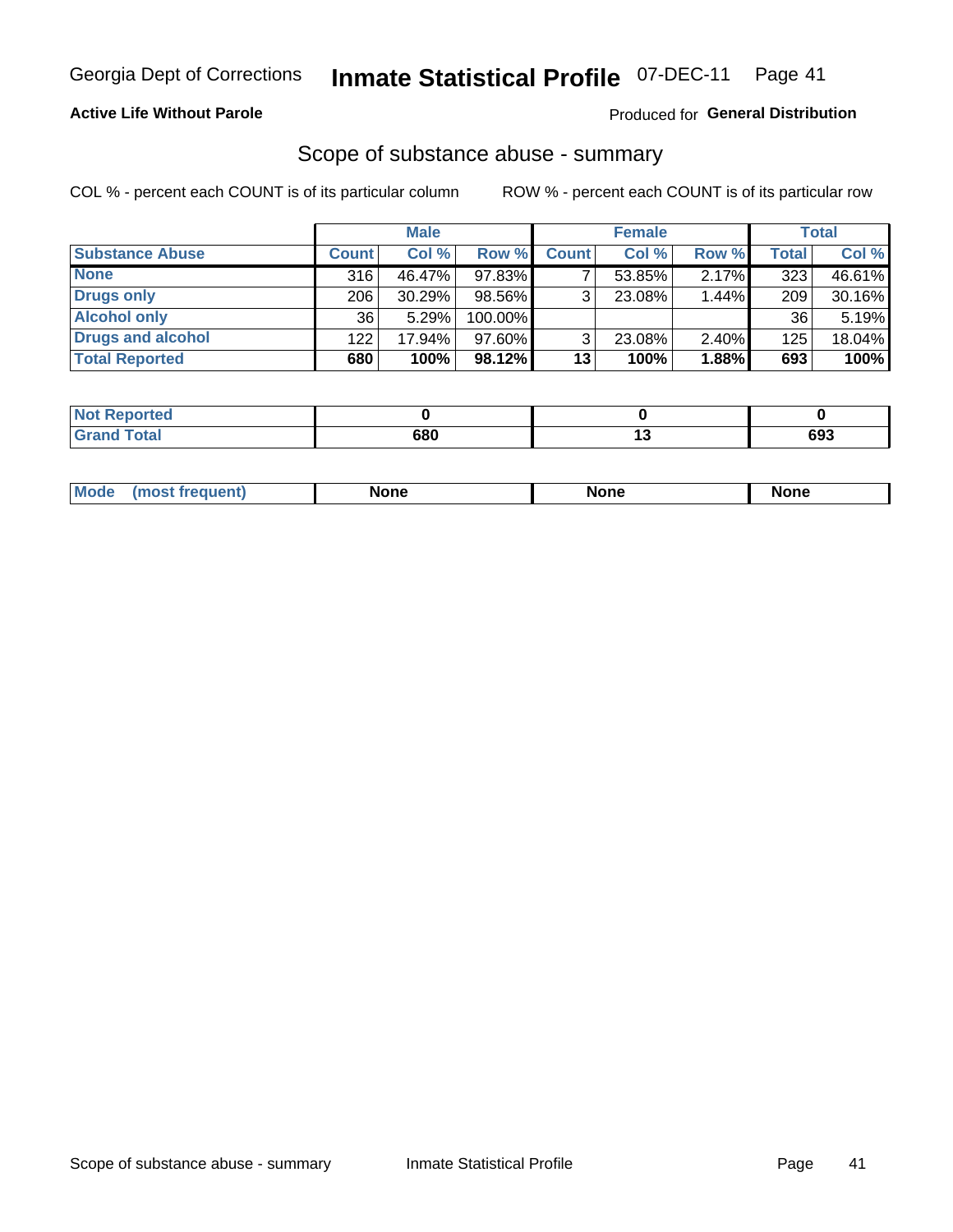Georgia Dept of Corrections **Inmate Statistical Profile** 07-DEC-11

**Active Life Without Parole**

Produced for **General Distribution**

## Scope of substance abuse - summary

COL % - percent each COUNT is of its particular column

ROW % - percent each COUNT is of its particular row

| | Male | | | Female | | | Total | |
|---|---|---|---|---|---|---|---|---|
| **Substance Abuse** | **Count** | **Col %** | **Row %** | **Count** | **Col %** | **Row %** | **Total** | **Col %** |
| **None** | 316 | 46.47% | 97.83% | 7 | 53.85% | 2.17% | 323 | 46.61% |
| **Drugs only** | 206 | 30.29% | 98.56% | 3 | 23.08% | 1.44% | 209 | 30.16% |
| **Alcohol only** | 36 | 5.29% | 100.00% | | | | 36 | 5.19% |
| **Drugs and alcohol** | 122 | 17.94% | 97.60% | 3 | 23.08% | 2.40% | 125 | 18.04% |
| **Total Reported** | **680** | **100%** | **98.12%** | **13** | **100%** | **1.88%** | **693** | **100%** |

| | Male | Female | Total |
|---|---|---|---|
| **Not Reported** | **0** | **0** | **0** |
| **Grand Total** | **680** | **13** | **693** |

| | Male | Female | Total |
|---|---|---|---|
| **Mode (most frequent)** | **None** | **None** | **None** |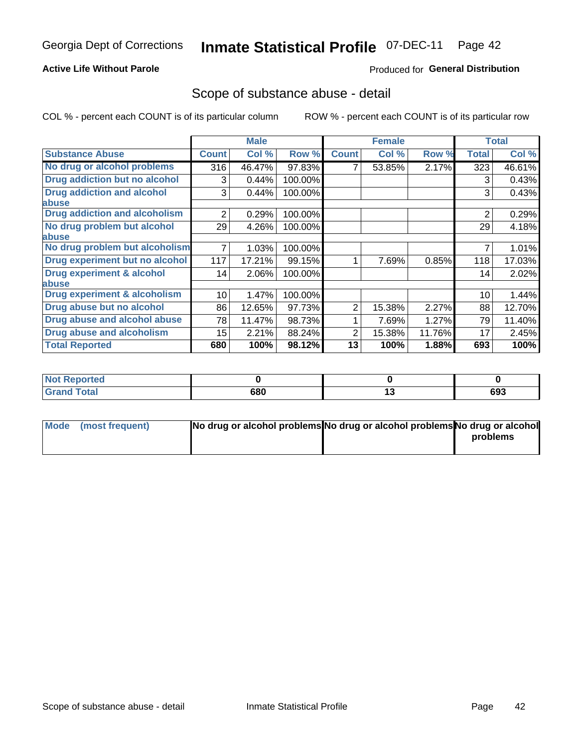Georgia Dept of Corrections **Inmate Statistical Profile** 07-DEC-11

**Active Life Without Parole**

Produced for **General Distribution**

## Scope of substance abuse - detail

COL % - percent each COUNT is of its particular column ROW % - percent each COUNT is of its particular row

| | Male | | | Female | | | Total | |
|---|---|---|---|---|---|---|---|---|
| **Substance Abuse** | **Count** | **Col %** | **Row %** | **Count** | **Col %** | **Row %** | **Total** | **Col %** |
| **No drug or alcohol problems** | 316 | 46.47% | 97.83% | 7 | 53.85% | 2.17% | 323 | 46.61% |
| **Drug addiction but no alcohol** | 3 | 0.44% | 100.00% | | | | 3 | 0.43% |
| **Drug addiction and alcohol abuse** | 3 | 0.44% | 100.00% | | | | 3 | 0.43% |
| **Drug addiction and alcoholism** | 2 | 0.29% | 100.00% | | | | 2 | 0.29% |
| **No drug problem but alcohol abuse** | 29 | 4.26% | 100.00% | | | | 29 | 4.18% |
| **No drug problem but alcoholism** | 7 | 1.03% | 100.00% | | | | 7 | 1.01% |
| **Drug experiment but no alcohol** | 117 | 17.21% | 99.15% | 1 | 7.69% | 0.85% | 118 | 17.03% |
| **Drug experiment & alcohol abuse** | 14 | 2.06% | 100.00% | | | | 14 | 2.02% |
| **Drug experiment & alcoholism** | 10 | 1.47% | 100.00% | | | | 10 | 1.44% |
| **Drug abuse but no alcohol** | 86 | 12.65% | 97.73% | 2 | 15.38% | 2.27% | 88 | 12.70% |
| **Drug abuse and alcohol abuse** | 78 | 11.47% | 98.73% | 1 | 7.69% | 1.27% | 79 | 11.40% |
| **Drug abuse and alcoholism** | 15 | 2.21% | 88.24% | 2 | 15.38% | 11.76% | 17 | 2.45% |
| **Total Reported** | **680** | **100%** | **98.12%** | **13** | **100%** | **1.88%** | **693** | **100%** |

| | Male | Female | Total |
|---|---|---|---|
| **Not Reported** | **0** | **0** | **0** |
| **Grand Total** | **680** | **13** | **693** |

| | Male | Female | Total |
|---|---|---|---|
| **Mode (most frequent)** | **No drug or alcohol problems** | **No drug or alcohol problems** | **No drug or alcohol problems** |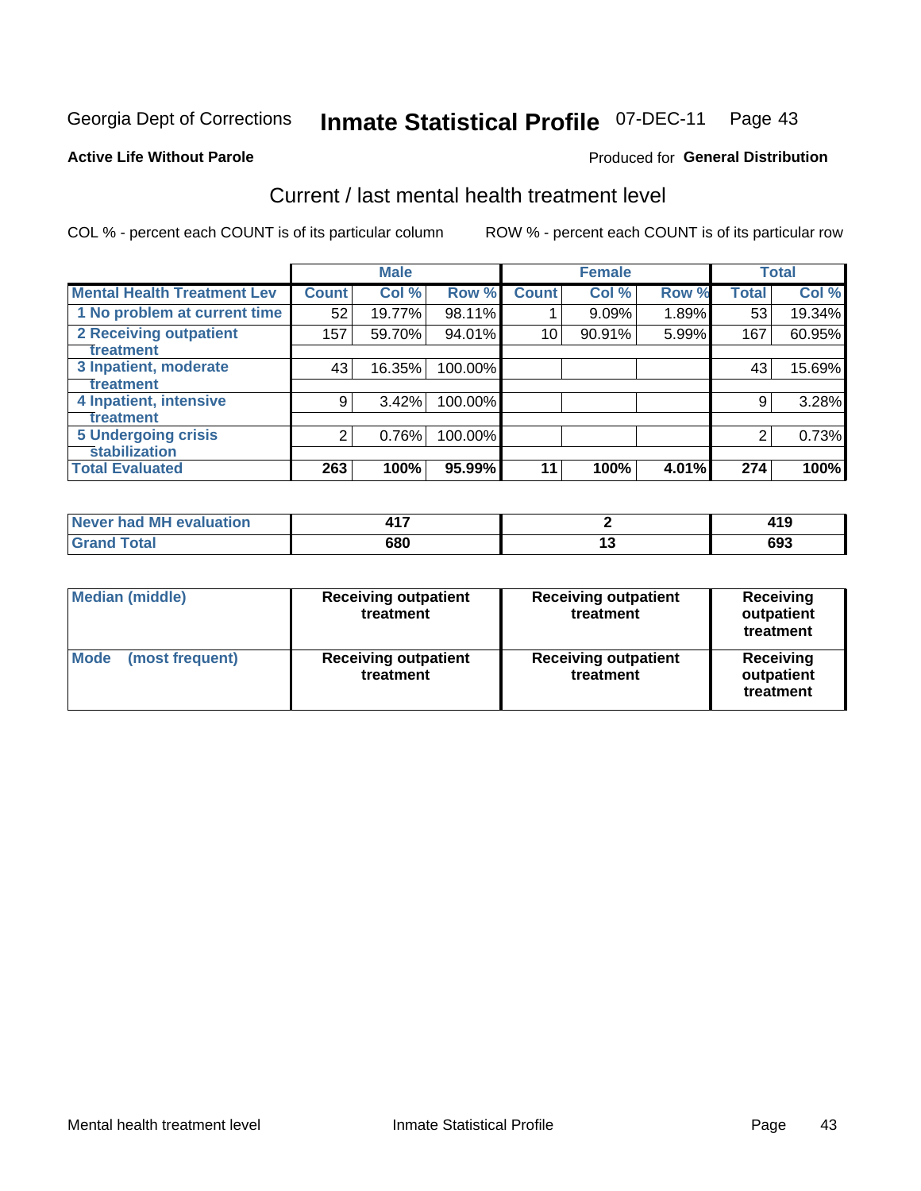Georgia Dept of Corrections **Inmate Statistical Profile** 07-DEC-11 Page 43

**Active Life Without Parole**

Produced for **General Distribution**

## Current / last mental health treatment level

COL % - percent each COUNT is of its particular column ROW % - percent each COUNT is of its particular row

| | Male | | | Female | | | Total | |
|---|---|---|---|---|---|---|---|---|
| **Mental Health Treatment Lev** | **Count** | **Col %** | **Row %** | **Count** | **Col %** | **Row %** | **Total** | **Col %** |
| 1 No problem at current time | 52 | 19.77% | 98.11% | 1 | 9.09% | 1.89% | 53 | 19.34% |
| 2 Receiving outpatient treatment | 157 | 59.70% | 94.01% | 10 | 90.91% | 5.99% | 167 | 60.95% |
| 3 Inpatient, moderate treatment | 43 | 16.35% | 100.00% | | | | 43 | 15.69% |
| 4 Inpatient, intensive treatment | 9 | 3.42% | 100.00% | | | | 9 | 3.28% |
| 5 Undergoing crisis stabilization | 2 | 0.76% | 100.00% | | | | 2 | 0.73% |
| **Total Evaluated** | **263** | **100%** | **95.99%** | **11** | **100%** | **4.01%** | **274** | **100%** |

| | Male | Female | Total |
|---|---|---|---|
| Never had MH evaluation | 417 | 2 | 419 |
| Grand Total | 680 | 13 | 693 |

| | Male | Female | Total |
|---|---|---|---|
| Median (middle) | Receiving outpatient treatment | Receiving outpatient treatment | Receiving outpatient treatment |
| Mode (most frequent) | Receiving outpatient treatment | Receiving outpatient treatment | Receiving outpatient treatment |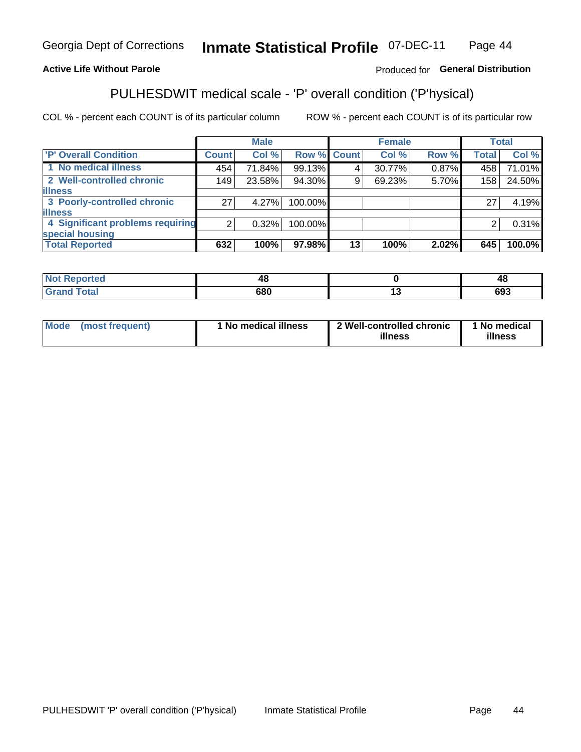Georgia Dept of Corrections **Inmate Statistical Profile** 07-DEC-11

**Active Life Without Parole**

Produced for **General Distribution**

## PULHESDWIT medical scale - 'P' overall condition ('P'hysical)

COL % - percent each COUNT is of its particular column ROW % - percent each COUNT is of its particular row

| | Male | | | Female | | | Total | |
|---|---|---|---|---|---|---|---|---|
| 'P' Overall Condition | Count | Col % | Row % | Count | Col % | Row % | Total | Col % |
| 1 No medical illness | 454 | 71.84% | 99.13% | 4 | 30.77% | 0.87% | 458 | 71.01% |
| 2 Well-controlled chronic illness | 149 | 23.58% | 94.30% | 9 | 69.23% | 5.70% | 158 | 24.50% |
| 3 Poorly-controlled chronic illness | 27 | 4.27% | 100.00% | | | | 27 | 4.19% |
| 4 Significant problems requiring special housing | 2 | 0.32% | 100.00% | | | | 2 | 0.31% |
| **Total Reported** | **632** | **100%** | **97.98%** | **13** | **100%** | **2.02%** | **645** | **100.0%** |

| | Male | Female | Total |
|---|---|---|---|
| **Not Reported** | **48** | **0** | **48** |
| **Grand Total** | **680** | **13** | **693** |

| | Male | Female | Total |
|---|---|---|---|
| **Mode (most frequent)** | **1 No medical illness** | **2 Well-controlled chronic illness** | **1 No medical illness** |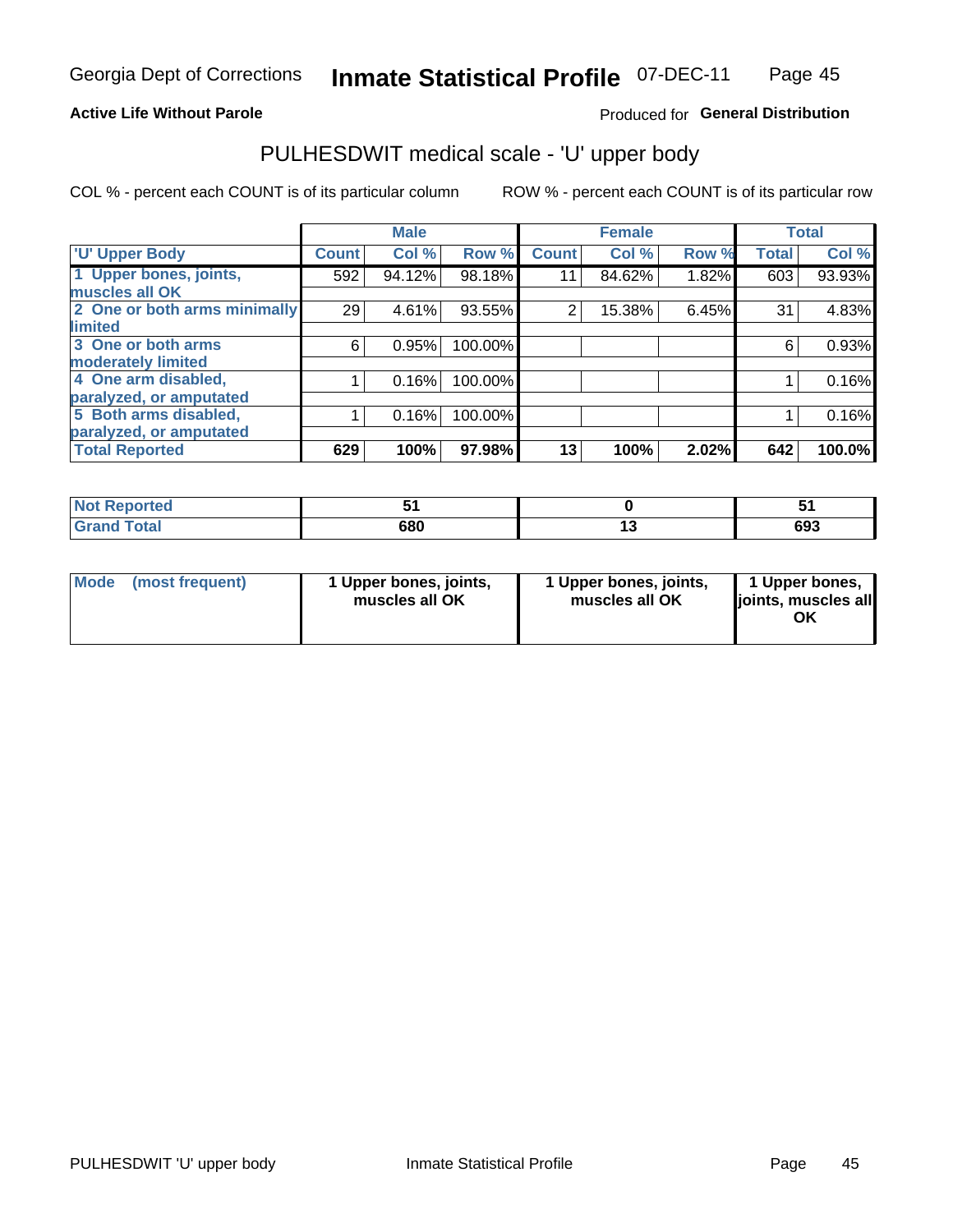Georgia Dept of Corrections **Inmate Statistical Profile** 07-DEC-11

**Active Life Without Parole**

Produced for **General Distribution**

## PULHESDWIT medical scale - 'U' upper body

COL % - percent each COUNT is of its particular column

ROW % - percent each COUNT is of its particular row

| | Male | | | Female | | | Total | |
|---|---|---|---|---|---|---|---|---|
| 'U' Upper Body | Count | Col % | Row % | Count | Col % | Row % | Total | Col % |
| 1 Upper bones, joints, muscles all OK | 592 | 94.12% | 98.18% | 11 | 84.62% | 1.82% | 603 | 93.93% |
| 2 One or both arms minimally limited | 29 | 4.61% | 93.55% | 2 | 15.38% | 6.45% | 31 | 4.83% |
| 3 One or both arms moderately limited | 6 | 0.95% | 100.00% | | | | 6 | 0.93% |
| 4 One arm disabled, paralyzed, or amputated | 1 | 0.16% | 100.00% | | | | 1 | 0.16% |
| 5 Both arms disabled, paralyzed, or amputated | 1 | 0.16% | 100.00% | | | | 1 | 0.16% |
| **Total Reported** | **629** | **100%** | **97.98%** | **13** | **100%** | **2.02%** | **642** | **100.0%** |

| | Male | Female | Total |
|---|---|---|---|
| Not Reported | 51 | 0 | 51 |
| Grand Total | 680 | 13 | 693 |

| | Male | Female | Total |
|---|---|---|---|
| Mode (most frequent) | 1 Upper bones, joints, muscles all OK | 1 Upper bones, joints, muscles all OK | 1 Upper bones, joints, muscles all OK |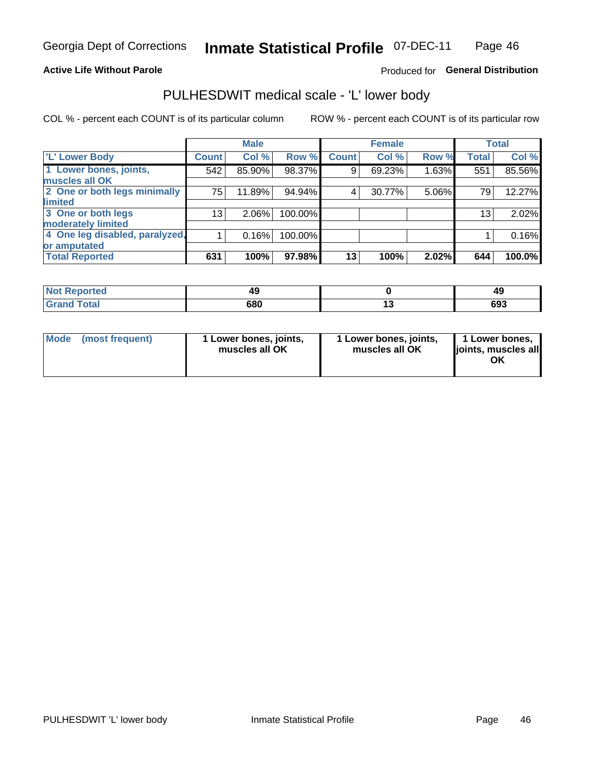Georgia Dept of Corrections **Inmate Statistical Profile** 07-DEC-11

**Active Life Without Parole**

Produced for **General Distribution**

## PULHESDWIT medical scale - 'L' lower body

COL % - percent each COUNT is of its particular column ROW % - percent each COUNT is of its particular row

| | Male | | | Female | | | Total | |
|---|---|---|---|---|---|---|---|---|
| 'L' Lower Body | Count | Col % | Row % | Count | Col % | Row % | Total | Col % |
| 1 Lower bones, joints, muscles all OK | 542 | 85.90% | 98.37% | 9 | 69.23% | 1.63% | 551 | 85.56% |
| 2 One or both legs minimally limited | 75 | 11.89% | 94.94% | 4 | 30.77% | 5.06% | 79 | 12.27% |
| 3 One or both legs moderately limited | 13 | 2.06% | 100.00% | | | | 13 | 2.02% |
| 4 One leg disabled, paralyzed, or amputated | 1 | 0.16% | 100.00% | | | | 1 | 0.16% |
| **Total Reported** | **631** | **100%** | **97.98%** | **13** | **100%** | **2.02%** | **644** | **100.0%** |

| | Male | Female | Total |
|---|---|---|---|
| Not Reported | 49 | 0 | 49 |
| Grand Total | 680 | 13 | 693 |

| | Male | Female | Total |
|---|---|---|---|
| Mode (most frequent) | 1 Lower bones, joints, muscles all OK | 1 Lower bones, joints, muscles all OK | 1 Lower bones, joints, muscles all OK |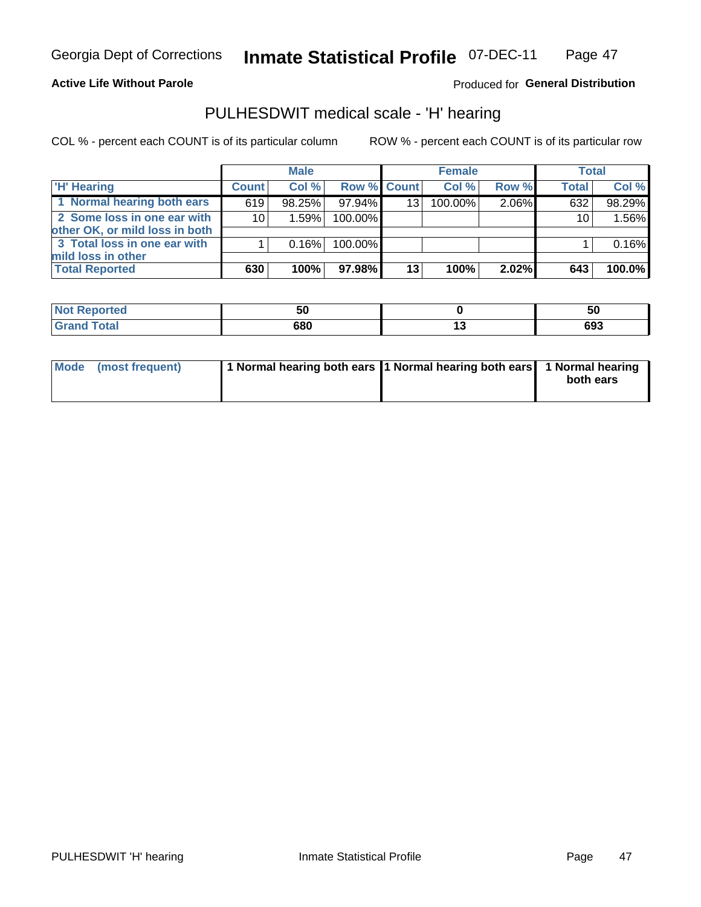Georgia Dept of Corrections **Inmate Statistical Profile** 07-DEC-11

**Active Life Without Parole**

Produced for **General Distribution**

## PULHESDWIT medical scale - 'H' hearing

COL % - percent each COUNT is of its particular column

ROW % - percent each COUNT is of its particular row

| | Male | | | Female | | | Total | |
|---|---|---|---|---|---|---|---|---|
| 'H' Hearing | Count | Col % | Row % | Count | Col % | Row % | Total | Col % |
| 1 Normal hearing both ears | 619 | 98.25% | 97.94% | 13 | 100.00% | 2.06% | 632 | 98.29% |
| 2 Some loss in one ear with other OK, or mild loss in both | 10 | 1.59% | 100.00% | | | | 10 | 1.56% |
| 3 Total loss in one ear with mild loss in other | 1 | 0.16% | 100.00% | | | | 1 | 0.16% |
| **Total Reported** | **630** | **100%** | **97.98%** | **13** | **100%** | **2.02%** | **643** | **100.0%** |

| | Male | Female | Total |
|---|---|---|---|
| Not Reported | 50 | 0 | 50 |
| Grand Total | 680 | 13 | 693 |

| | Male | Female | Total |
|---|---|---|---|
| Mode (most frequent) | 1 Normal hearing both ears | 1 Normal hearing both ears | 1 Normal hearing both ears |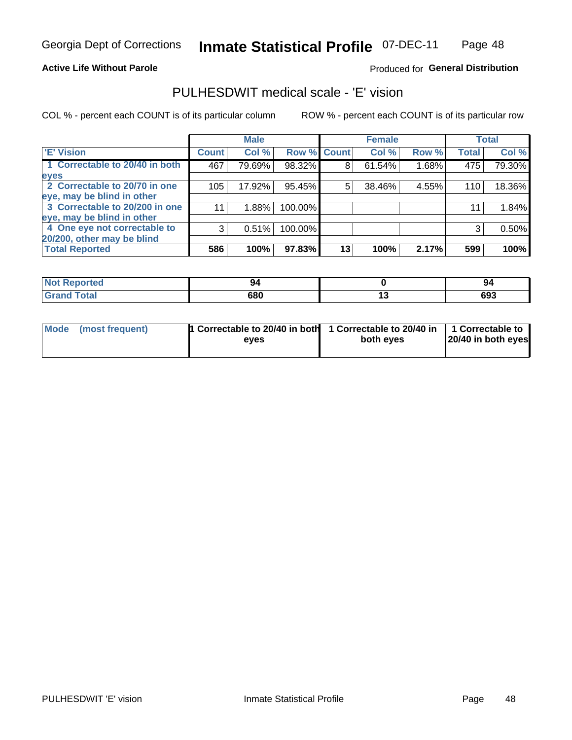Georgia Dept of Corrections **Inmate Statistical Profile** 07-DEC-11

**Active Life Without Parole**

Produced for **General Distribution**

## PULHESDWIT medical scale - 'E' vision

COL % - percent each COUNT is of its particular column

ROW % - percent each COUNT is of its particular row

| | Male | | | Female | | | Total | |
|---|---|---|---|---|---|---|---|---|
| 'E' Vision | Count | Col % | Row % | Count | Col % | Row % | Total | Col % |
| 1 Correctable to 20/40 in both eyes | 467 | 79.69% | 98.32% | 8 | 61.54% | 1.68% | 475 | 79.30% |
| 2 Correctable to 20/70 in one eye, may be blind in other | 105 | 17.92% | 95.45% | 5 | 38.46% | 4.55% | 110 | 18.36% |
| 3 Correctable to 20/200 in one eye, may be blind in other | 11 | 1.88% | 100.00% | | | | 11 | 1.84% |
| 4 One eye not correctable to 20/200, other may be blind | 3 | 0.51% | 100.00% | | | | 3 | 0.50% |
| **Total Reported** | **586** | **100%** | **97.83%** | **13** | **100%** | **2.17%** | **599** | **100%** |

| | Male | Female | Total |
|---|---|---|---|
| Not Reported | 94 | 0 | 94 |
| Grand Total | 680 | 13 | 693 |

| | Male | Female | Total |
|---|---|---|---|
| Mode (most frequent) | 1 Correctable to 20/40 in both eyes | 1 Correctable to 20/40 in both eyes | 1 Correctable to 20/40 in both eyes |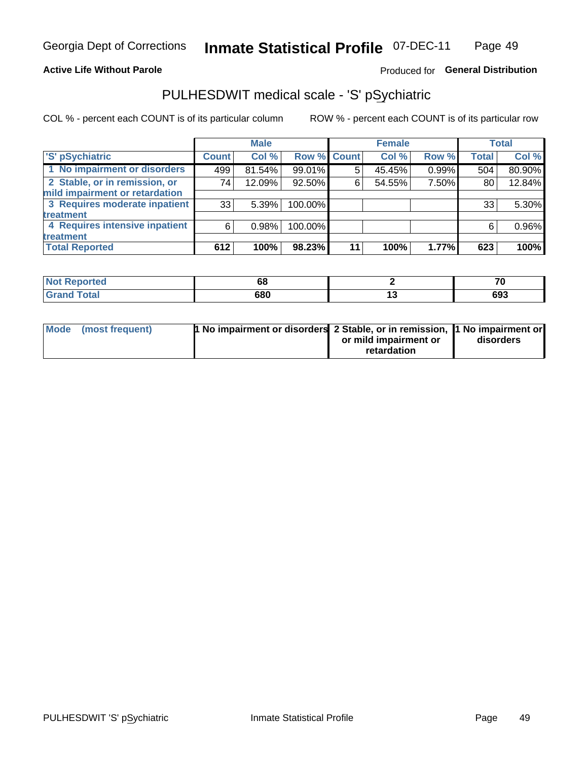Georgia Dept of Corrections **Inmate Statistical Profile** 07-DEC-11

**Active Life Without Parole**

Produced for **General Distribution**

## PULHESDWIT medical scale - 'S' pSychiatric

COL % - percent each COUNT is of its particular column

ROW % - percent each COUNT is of its particular row

| | Male | | | Female | | | Total | |
|---|---|---|---|---|---|---|---|---|
| 'S' pSychiatric | Count | Col % | Row % | Count | Col % | Row % | Total | Col % |
| 1 No impairment or disorders | 499 | 81.54% | 99.01% | 5 | 45.45% | 0.99% | 504 | 80.90% |
| 2 Stable, or in remission, or mild impairment or retardation | 74 | 12.09% | 92.50% | 6 | 54.55% | 7.50% | 80 | 12.84% |
| 3 Requires moderate inpatient treatment | 33 | 5.39% | 100.00% | | | | 33 | 5.30% |
| 4 Requires intensive inpatient treatment | 6 | 0.98% | 100.00% | | | | 6 | 0.96% |
| Total Reported | 612 | 100% | 98.23% | 11 | 100% | 1.77% | 623 | 100% |

| | Male | Female | Total |
|---|---|---|---|
| Not Reported | 68 | 2 | 70 |
| Grand Total | 680 | 13 | 693 |

| | Male | Female | Total |
|---|---|---|---|
| Mode (most frequent) | 1 No impairment or disorders | 2 Stable, or in remission, or mild impairment or retardation | 1 No impairment or disorders |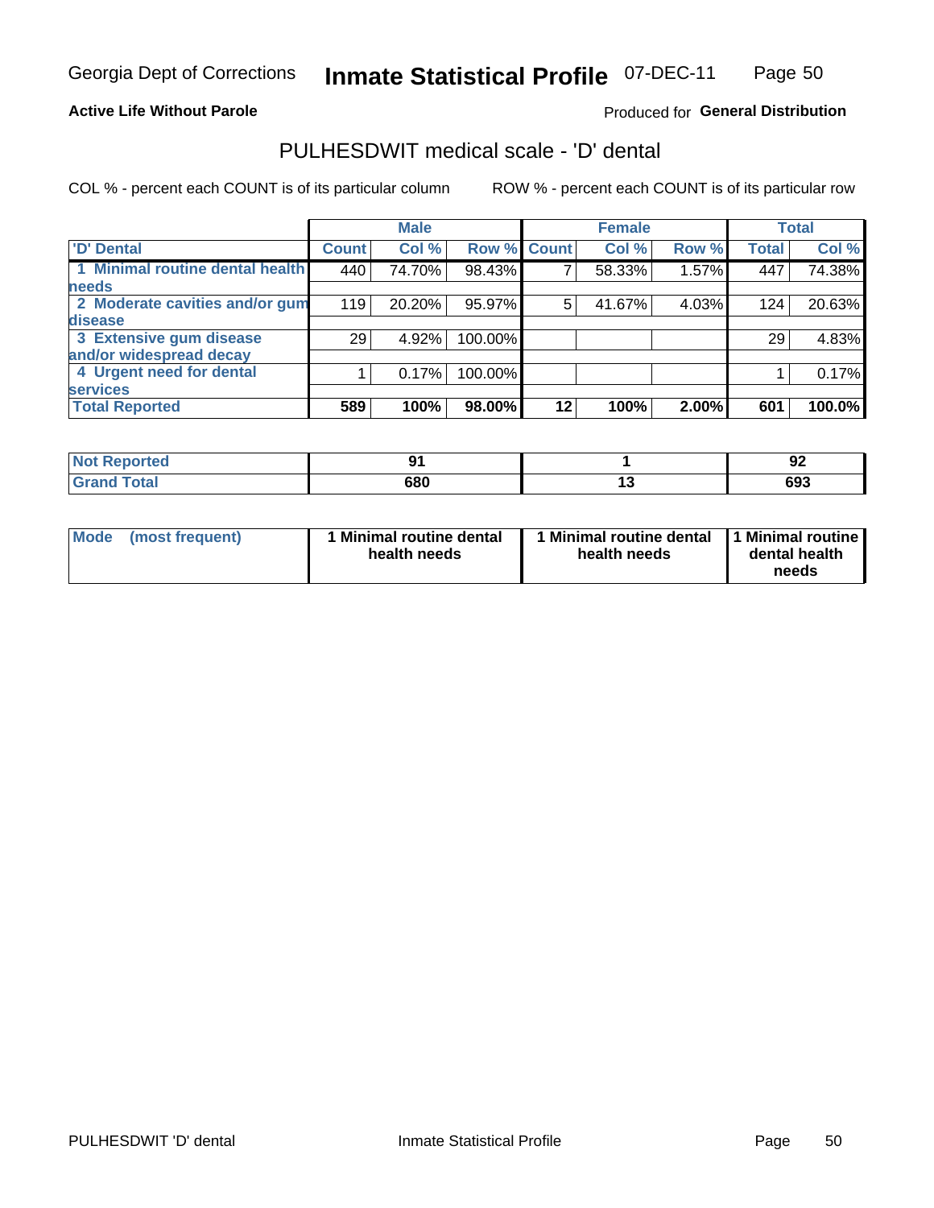Georgia Dept of Corrections **Inmate Statistical Profile** 07-DEC-11

**Active Life Without Parole**

Produced for **General Distribution**

## PULHESDWIT medical scale - 'D' dental

COL % - percent each COUNT is of its particular column

ROW % - percent each COUNT is of its particular row

| | Male | | | Female | | | Total | |
|---|---|---|---|---|---|---|---|---|
| 'D' Dental | Count | Col % | Row % | Count | Col % | Row % | Total | Col % |
| 1 Minimal routine dental health needs | 440 | 74.70% | 98.43% | 7 | 58.33% | 1.57% | 447 | 74.38% |
| 2 Moderate cavities and/or gum disease | 119 | 20.20% | 95.97% | 5 | 41.67% | 4.03% | 124 | 20.63% |
| 3 Extensive gum disease and/or widespread decay | 29 | 4.92% | 100.00% | | | | 29 | 4.83% |
| 4 Urgent need for dental services | 1 | 0.17% | 100.00% | | | | 1 | 0.17% |
| **Total Reported** | **589** | **100%** | **98.00%** | **12** | **100%** | **2.00%** | **601** | **100.0%** |

| | Male | Female | Total |
|---|---|---|---|
| **Not Reported** | **91** | **1** | **92** |
| **Grand Total** | **680** | **13** | **693** |

| | Male | Female | Total |
|---|---|---|---|
| **Mode (most frequent)** | **1 Minimal routine dental health needs** | **1 Minimal routine dental health needs** | **1 Minimal routine dental health needs** |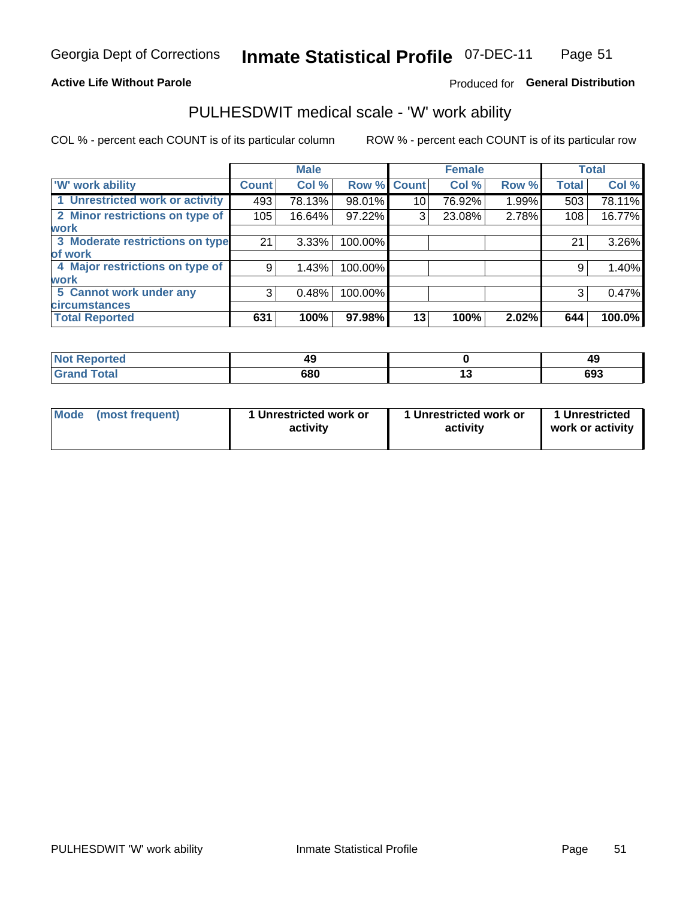Georgia Dept of Corrections **Inmate Statistical Profile** 07-DEC-11

**Active Life Without Parole**

Produced for **General Distribution**

## PULHESDWIT medical scale - 'W' work ability

COL % - percent each COUNT is of its particular column ROW % - percent each COUNT is of its particular row

| | Male | | | Female | | | Total | |
|---|---|---|---|---|---|---|---|---|
| 'W' work ability | Count | Col % | Row % | Count | Col % | Row % | Total | Col % |
| 1 Unrestricted work or activity | 493 | 78.13% | 98.01% | 10 | 76.92% | 1.99% | 503 | 78.11% |
| 2 Minor restrictions on type of work | 105 | 16.64% | 97.22% | 3 | 23.08% | 2.78% | 108 | 16.77% |
| 3 Moderate restrictions on type of work | 21 | 3.33% | 100.00% | | | | 21 | 3.26% |
| 4 Major restrictions on type of work | 9 | 1.43% | 100.00% | | | | 9 | 1.40% |
| 5 Cannot work under any circumstances | 3 | 0.48% | 100.00% | | | | 3 | 0.47% |
| **Total Reported** | **631** | **100%** | **97.98%** | **13** | **100%** | **2.02%** | **644** | **100.0%** |

| | Male | Female | Total |
|---|---|---|---|
| Not Reported | 49 | 0 | 49 |
| Grand Total | 680 | 13 | 693 |

| | Male | Female | Total |
|---|---|---|---|
| Mode (most frequent) | 1 Unrestricted work or activity | 1 Unrestricted work or activity | 1 Unrestricted work or activity |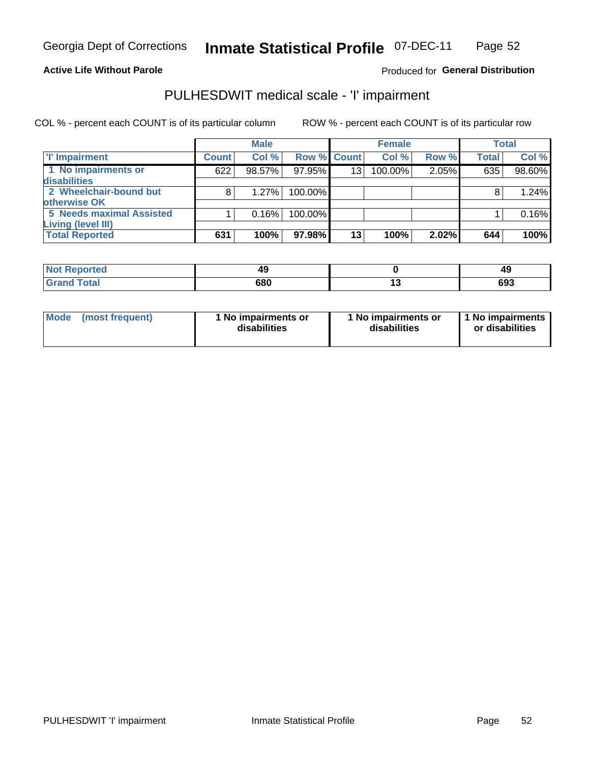Georgia Dept of Corrections **Inmate Statistical Profile** 07-DEC-11

**Active Life Without Parole**

Produced for **General Distribution**

## PULHESDWIT medical scale - 'I' impairment

COL % - percent each COUNT is of its particular column    ROW % - percent each COUNT is of its particular row

| | Male | | | Female | | | Total | |
|---|---|---|---|---|---|---|---|---|
| **'I' Impairment** | **Count** | **Col %** | **Row %** | **Count** | **Col %** | **Row %** | **Total** | **Col %** |
| **1 No impairments or disabilities** | 622 | 98.57% | 97.95% | 13 | 100.00% | 2.05% | 635 | 98.60% |
| **2 Wheelchair-bound but otherwise OK** | 8 | 1.27% | 100.00% | | | | 8 | 1.24% |
| **5 Needs maximal Assisted Living (level III)** | 1 | 0.16% | 100.00% | | | | 1 | 0.16% |
| **Total Reported** | **631** | **100%** | **97.98%** | **13** | **100%** | **2.02%** | **644** | **100%** |

| | Male | Female | Total |
|---|---|---|---|
| **Not Reported** | **49** | **0** | **49** |
| **Grand Total** | **680** | **13** | **693** |

| | Male | Female | Total |
|---|---|---|---|
| **Mode (most frequent)** | **1 No impairments or disabilities** | **1 No impairments or disabilities** | **1 No impairments or disabilities** |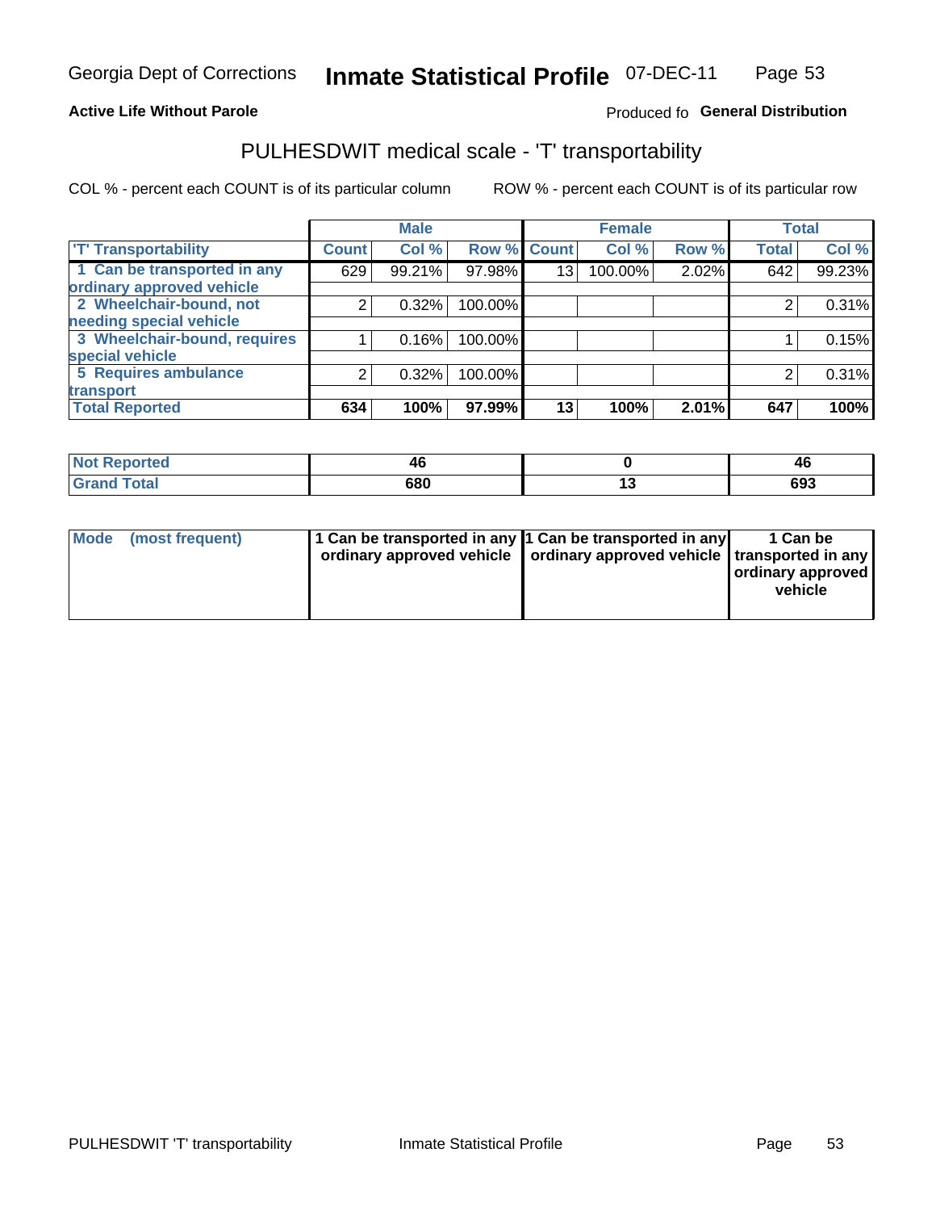Georgia Dept of Corrections **Inmate Statistical Profile** 07-DEC-11

**Active Life Without Parole**

Produced fo **General Distribution**

## PULHESDWIT medical scale - 'T' transportability

COL % - percent each COUNT is of its particular column

ROW % - percent each COUNT is of its particular row

| | Male | | | Female | | | Total | |
|---|---|---|---|---|---|---|---|---|
| 'T' Transportability | Count | Col % | Row % | Count | Col % | Row % | Total | Col % |
| 1 Can be transported in any ordinary approved vehicle | 629 | 99.21% | 97.98% | 13 | 100.00% | 2.02% | 642 | 99.23% |
| 2 Wheelchair-bound, not needing special vehicle | 2 | 0.32% | 100.00% | | | | 2 | 0.31% |
| 3 Wheelchair-bound, requires special vehicle | 1 | 0.16% | 100.00% | | | | 1 | 0.15% |
| 5 Requires ambulance transport | 2 | 0.32% | 100.00% | | | | 2 | 0.31% |
| **Total Reported** | **634** | **100%** | **97.99%** | **13** | **100%** | **2.01%** | **647** | **100%** |

| | Male | Female | Total |
|---|---|---|---|
| **Not Reported** | **46** | **0** | **46** |
| **Grand Total** | **680** | **13** | **693** |

| | Male | Female | Total |
|---|---|---|---|
| **Mode (most frequent)** | **1 Can be transported in any ordinary approved vehicle** | **1 Can be transported in any ordinary approved vehicle** | **1 Can be transported in any ordinary approved vehicle** |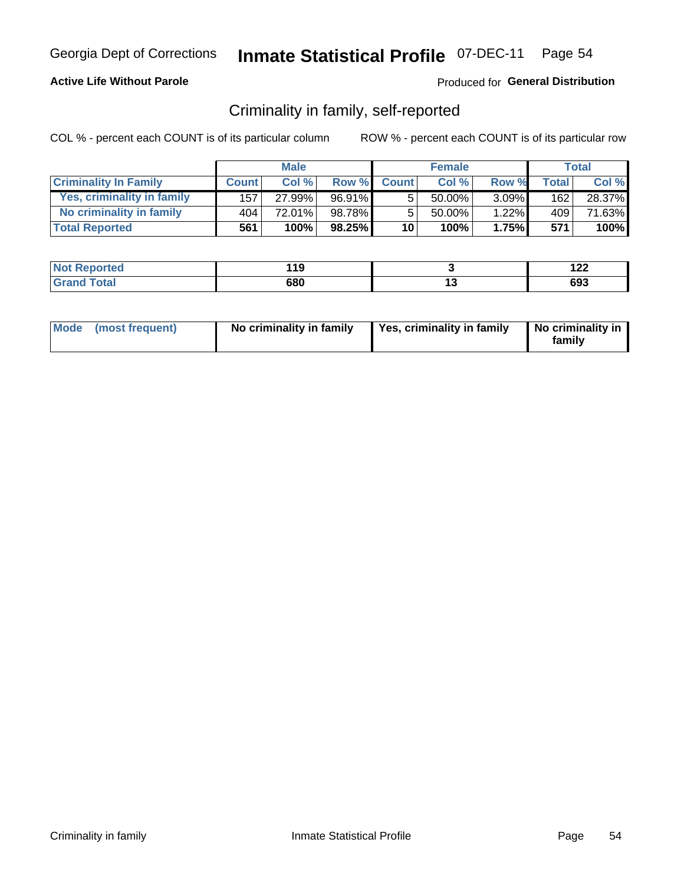Georgia Dept of Corrections **Inmate Statistical Profile** 07-DEC-11

**Active Life Without Parole**

Produced for **General Distribution**

## Criminality in family, self-reported

COL % - percent each COUNT is of its particular column

ROW % - percent each COUNT is of its particular row

| | Male | | | Female | | | Total | |
|---|---|---|---|---|---|---|---|---|
| **Criminality In Family** | **Count** | **Col %** | **Row %** | **Count** | **Col %** | **Row %** | **Total** | **Col %** |
| **Yes, criminality in family** | 157 | 27.99% | 96.91% | 5 | 50.00% | 3.09% | 162 | 28.37% |
| **No criminality in family** | 404 | 72.01% | 98.78% | 5 | 50.00% | 1.22% | 409 | 71.63% |
| **Total Reported** | **561** | **100%** | **98.25%** | **10** | **100%** | **1.75%** | **571** | **100%** |

| | Male | Female | Total |
|---|---|---|---|
| **Not Reported** | **119** | **3** | **122** |
| **Grand Total** | **680** | **13** | **693** |

| | Male | Female | Total |
|---|---|---|---|
| **Mode (most frequent)** | **No criminality in family** | **Yes, criminality in family** | **No criminality in family** |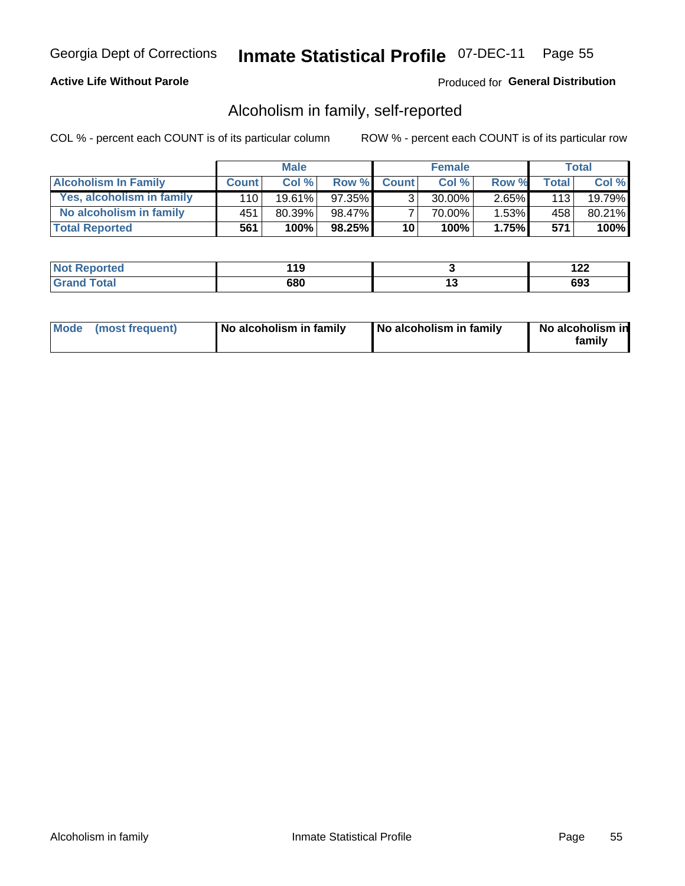Georgia Dept of Corrections **Inmate Statistical Profile** 07-DEC-11

**Active Life Without Parole**

Produced for **General Distribution**

## Alcoholism in family, self-reported

COL % - percent each COUNT is of its particular column

ROW % - percent each COUNT is of its particular row

| | Male | | | Female | | | Total | |
|---|---|---|---|---|---|---|---|---|
| **Alcoholism In Family** | **Count** | **Col %** | **Row %** | **Count** | **Col %** | **Row %** | **Total** | **Col %** |
| **Yes, alcoholism in family** | 110 | 19.61% | 97.35% | 3 | 30.00% | 2.65% | 113 | 19.79% |
| **No alcoholism in family** | 451 | 80.39% | 98.47% | 7 | 70.00% | 1.53% | 458 | 80.21% |
| **Total Reported** | **561** | **100%** | **98.25%** | **10** | **100%** | **1.75%** | **571** | **100%** |

| | Male | Female | Total |
|---|---|---|---|
| **Not Reported** | **119** | **3** | **122** |
| **Grand Total** | **680** | **13** | **693** |

| | Male | Female | Total |
|---|---|---|---|
| **Mode (most frequent)** | **No alcoholism in family** | **No alcoholism in family** | **No alcoholism in family** |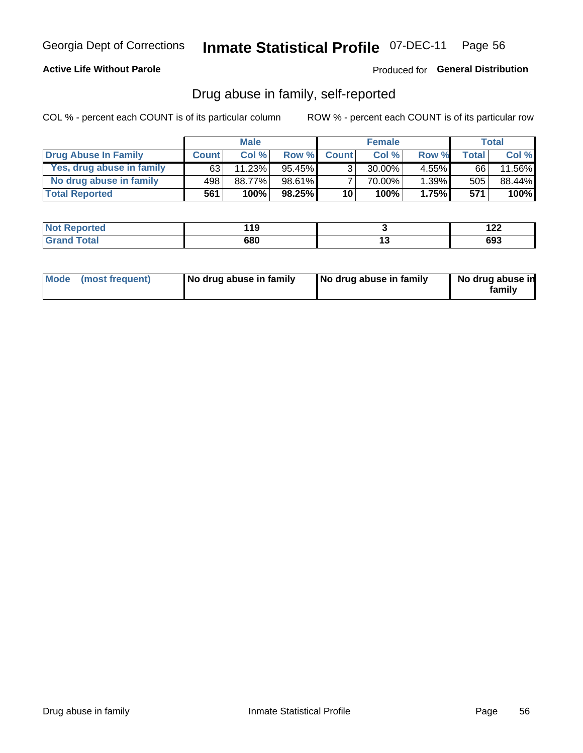Georgia Dept of Corrections **Inmate Statistical Profile** 07-DEC-11 Page 56

**Active Life Without Parole**

Produced for **General Distribution**

## Drug abuse in family, self-reported

COL % - percent each COUNT is of its particular column

ROW % - percent each COUNT is of its particular row

| | Male | | | Female | | | Total | |
|---|---|---|---|---|---|---|---|---|
| **Drug Abuse In Family** | **Count** | **Col %** | **Row %** | **Count** | **Col %** | **Row %** | **Total** | **Col %** |
| **Yes, drug abuse in family** | 63 | 11.23% | 95.45% | 3 | 30.00% | 4.55% | 66 | 11.56% |
| **No drug abuse in family** | 498 | 88.77% | 98.61% | 7 | 70.00% | 1.39% | 505 | 88.44% |
| **Total Reported** | **561** | **100%** | **98.25%** | **10** | **100%** | **1.75%** | **571** | **100%** |

| | Male | Female | Total |
|---|---|---|---|
| **Not Reported** | **119** | **3** | **122** |
| **Grand Total** | **680** | **13** | **693** |

| | Male | Female | Total |
|---|---|---|---|
| **Mode (most frequent)** | **No drug abuse in family** | **No drug abuse in family** | **No drug abuse in family** |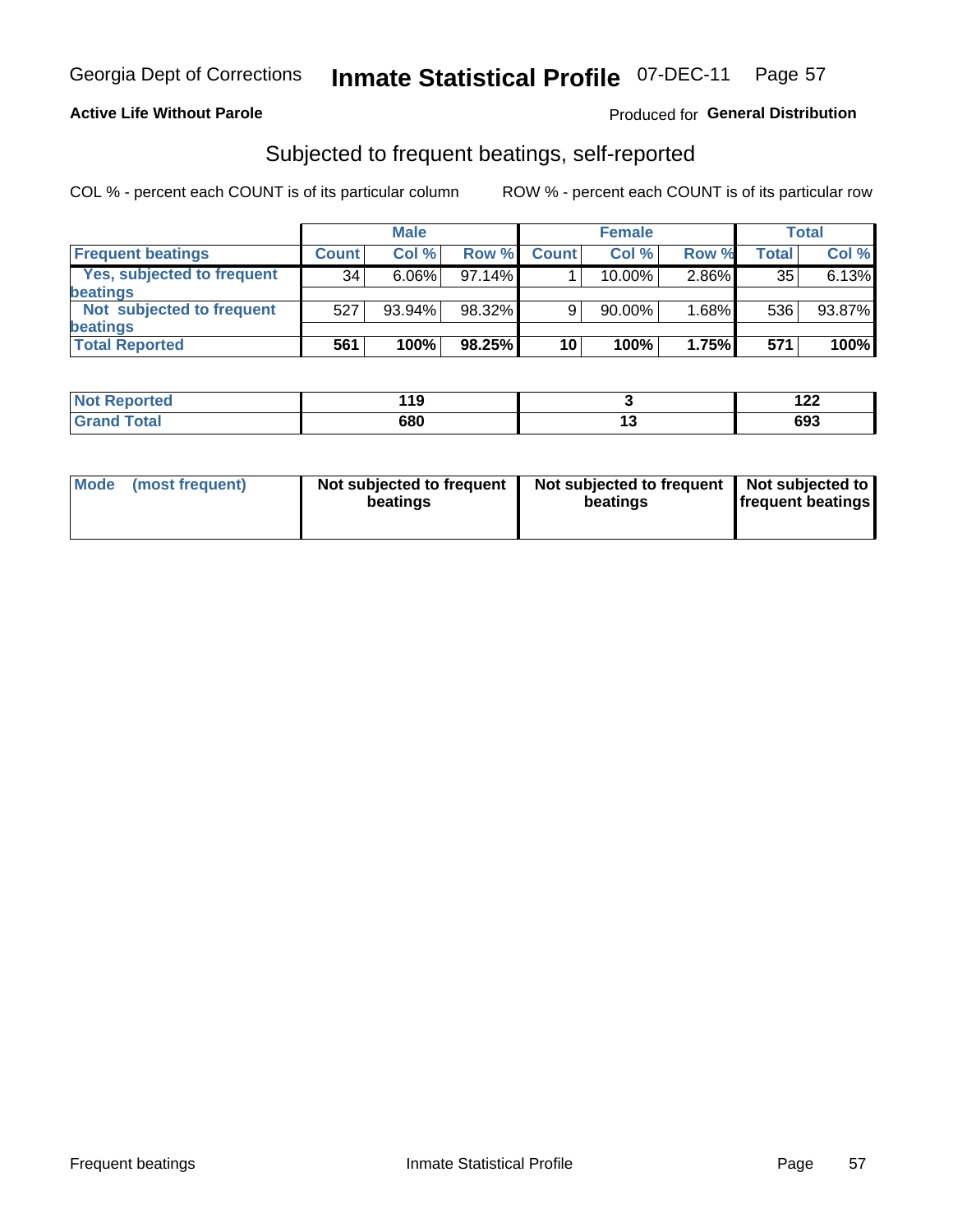**Active Life Without Parole** Produced for **General Distribution**

## Subjected to frequent beatings, self-reported

COL % - percent each COUNT is of its particular column ROW % - percent each COUNT is of its particular row

| | Male | | | Female | | | Total | |
|---|---|---|---|---|---|---|---|---|
| **Frequent beatings** | **Count** | **Col %** | **Row %** | **Count** | **Col %** | **Row %** | **Total** | **Col %** |
| Yes, subjected to frequent beatings | 34 | 6.06% | 97.14% | 1 | 10.00% | 2.86% | 35 | 6.13% |
| Not subjected to frequent beatings | 527 | 93.94% | 98.32% | 9 | 90.00% | 1.68% | 536 | 93.87% |
| **Total Reported** | **561** | **100%** | **98.25%** | **10** | **100%** | **1.75%** | **571** | **100%** |

| | Male | Female | Total |
|---|---|---|---|
| **Not Reported** | **119** | **3** | **122** |
| **Grand Total** | **680** | **13** | **693** |

| | Male | Female | Total |
|---|---|---|---|
| **Mode (most frequent)** | **Not subjected to frequent beatings** | **Not subjected to frequent beatings** | **Not subjected to frequent beatings** |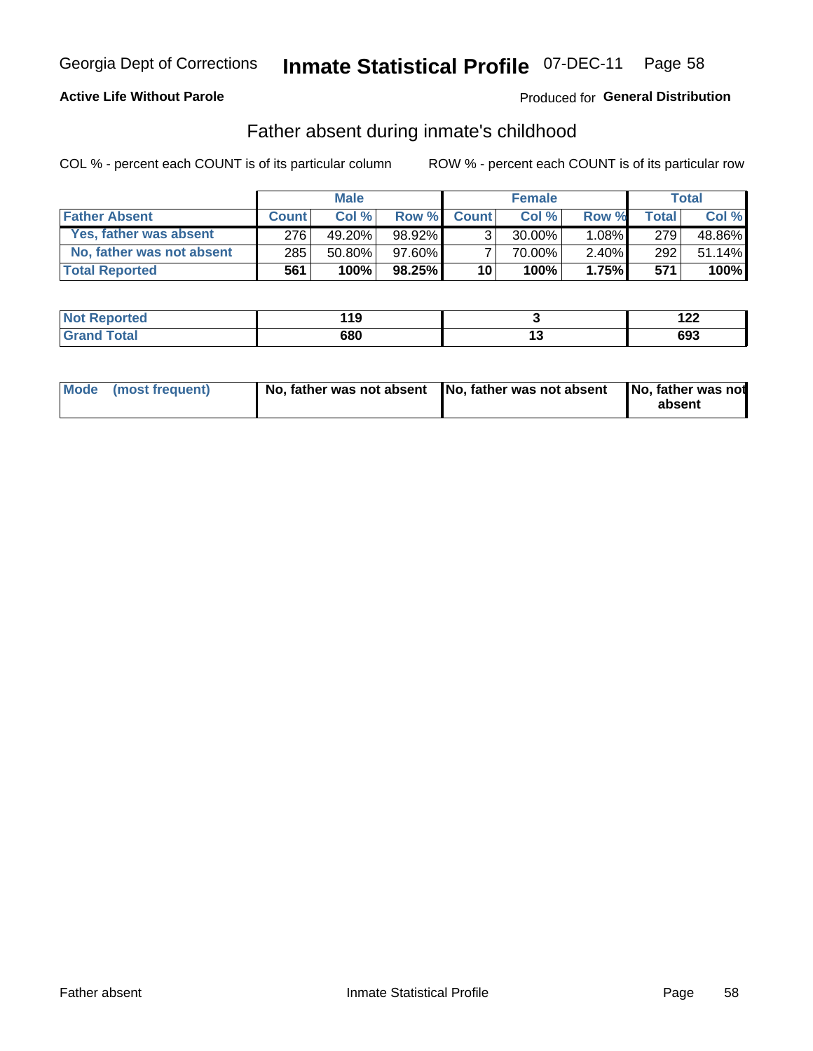Georgia Dept of Corrections **Inmate Statistical Profile** 07-DEC-11 Page 58

**Active Life Without Parole**

Produced for **General Distribution**

## Father absent during inmate's childhood

COL % - percent each COUNT is of its particular column ROW % - percent each COUNT is of its particular row

| | Male | | | Female | | | Total | |
|---|---|---|---|---|---|---|---|---|
| **Father Absent** | **Count** | **Col %** | **Row %** | **Count** | **Col %** | **Row %** | **Total** | **Col %** |
| **Yes, father was absent** | 276 | 49.20% | 98.92% | 3 | 30.00% | 1.08% | 279 | 48.86% |
| **No, father was not absent** | 285 | 50.80% | 97.60% | 7 | 70.00% | 2.40% | 292 | 51.14% |
| **Total Reported** | **561** | **100%** | **98.25%** | **10** | **100%** | **1.75%** | **571** | **100%** |

| | Male | Female | Total |
|---|---|---|---|
| **Not Reported** | **119** | **3** | **122** |
| **Grand Total** | **680** | **13** | **693** |

| | Male | Female | Total |
|---|---|---|---|
| **Mode (most frequent)** | **No, father was not absent** | **No, father was not absent** | **No, father was not absent** |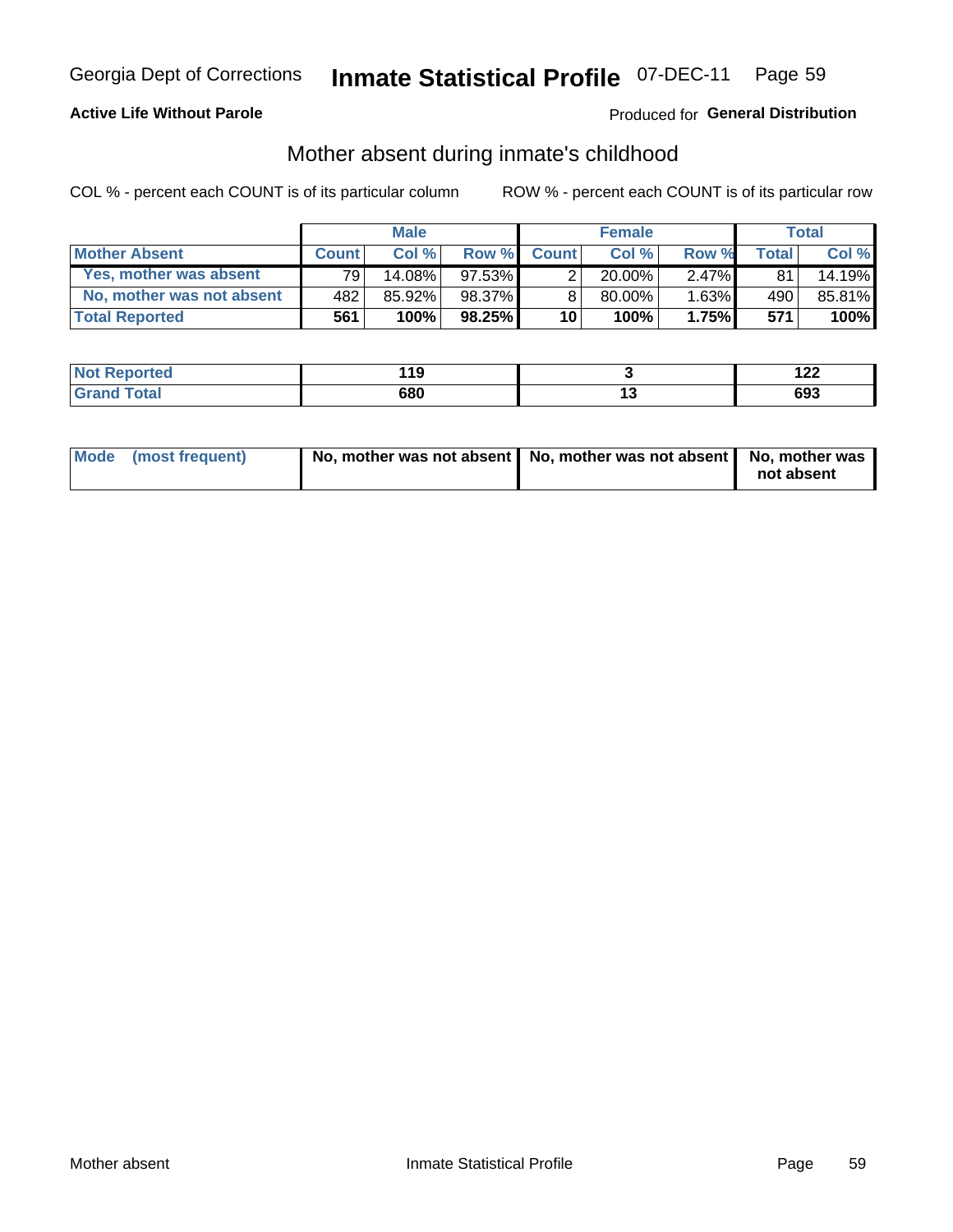**Active Life Without Parole**

Produced for **General Distribution**

## Mother absent during inmate's childhood

COL % - percent each COUNT is of its particular column

ROW % - percent each COUNT is of its particular row

| | Male | | | Female | | | Total | |
|---|---|---|---|---|---|---|---|---|
| **Mother Absent** | **Count** | **Col %** | **Row %** | **Count** | **Col %** | **Row %** | **Total** | **Col %** |
| Yes, mother was absent | 79 | 14.08% | 97.53% | 2 | 20.00% | 2.47% | 81 | 14.19% |
| No, mother was not absent | 482 | 85.92% | 98.37% | 8 | 80.00% | 1.63% | 490 | 85.81% |
| **Total Reported** | **561** | **100%** | **98.25%** | **10** | **100%** | **1.75%** | **571** | **100%** |

| | Male | Female | Total |
|---|---|---|---|
| **Not Reported** | **119** | **3** | **122** |
| **Grand Total** | **680** | **13** | **693** |

| | Male | Female | Total |
|---|---|---|---|
| **Mode (most frequent)** | **No, mother was not absent** | **No, mother was not absent** | **No, mother was not absent** |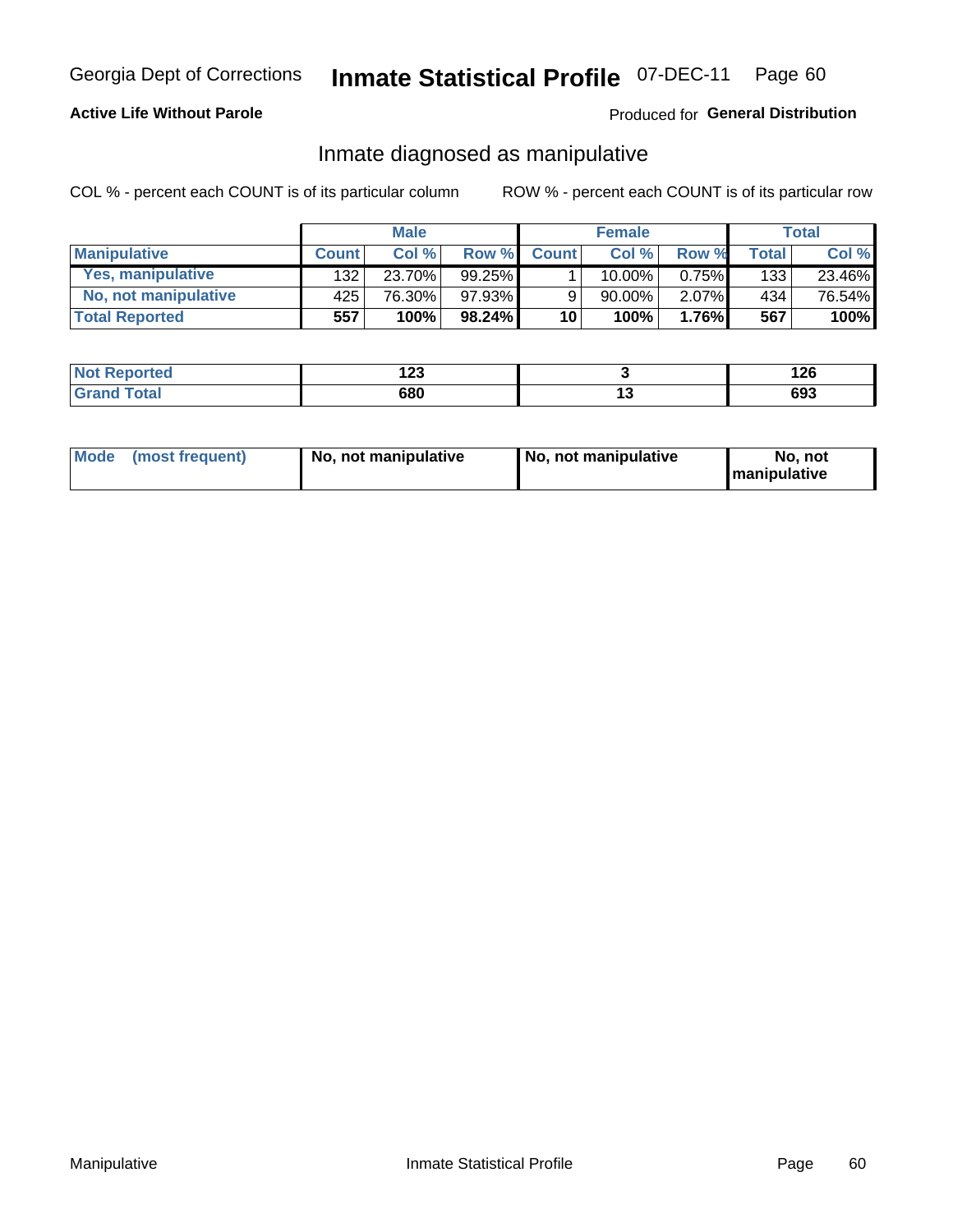Georgia Dept of Corrections **Inmate Statistical Profile** 07-DEC-11

**Active Life Without Parole**

Produced for **General Distribution**

## Inmate diagnosed as manipulative

COL % - percent each COUNT is of its particular column

ROW % - percent each COUNT is of its particular row

| | Male | | | Female | | | Total | |
|---|---|---|---|---|---|---|---|---|
| **Manipulative** | **Count** | **Col %** | **Row %** | **Count** | **Col %** | **Row %** | **Total** | **Col %** |
| **Yes, manipulative** | 132 | 23.70% | 99.25% | 1 | 10.00% | 0.75% | 133 | 23.46% |
| **No, not manipulative** | 425 | 76.30% | 97.93% | 9 | 90.00% | 2.07% | 434 | 76.54% |
| **Total Reported** | **557** | **100%** | **98.24%** | **10** | **100%** | **1.76%** | **567** | **100%** |

| | Male | Female | Total |
|---|---|---|---|
| **Not Reported** | **123** | **3** | **126** |
| **Grand Total** | **680** | **13** | **693** |

| | Male | Female | Total |
|---|---|---|---|
| **Mode (most frequent)** | **No, not manipulative** | **No, not manipulative** | **No, not manipulative** |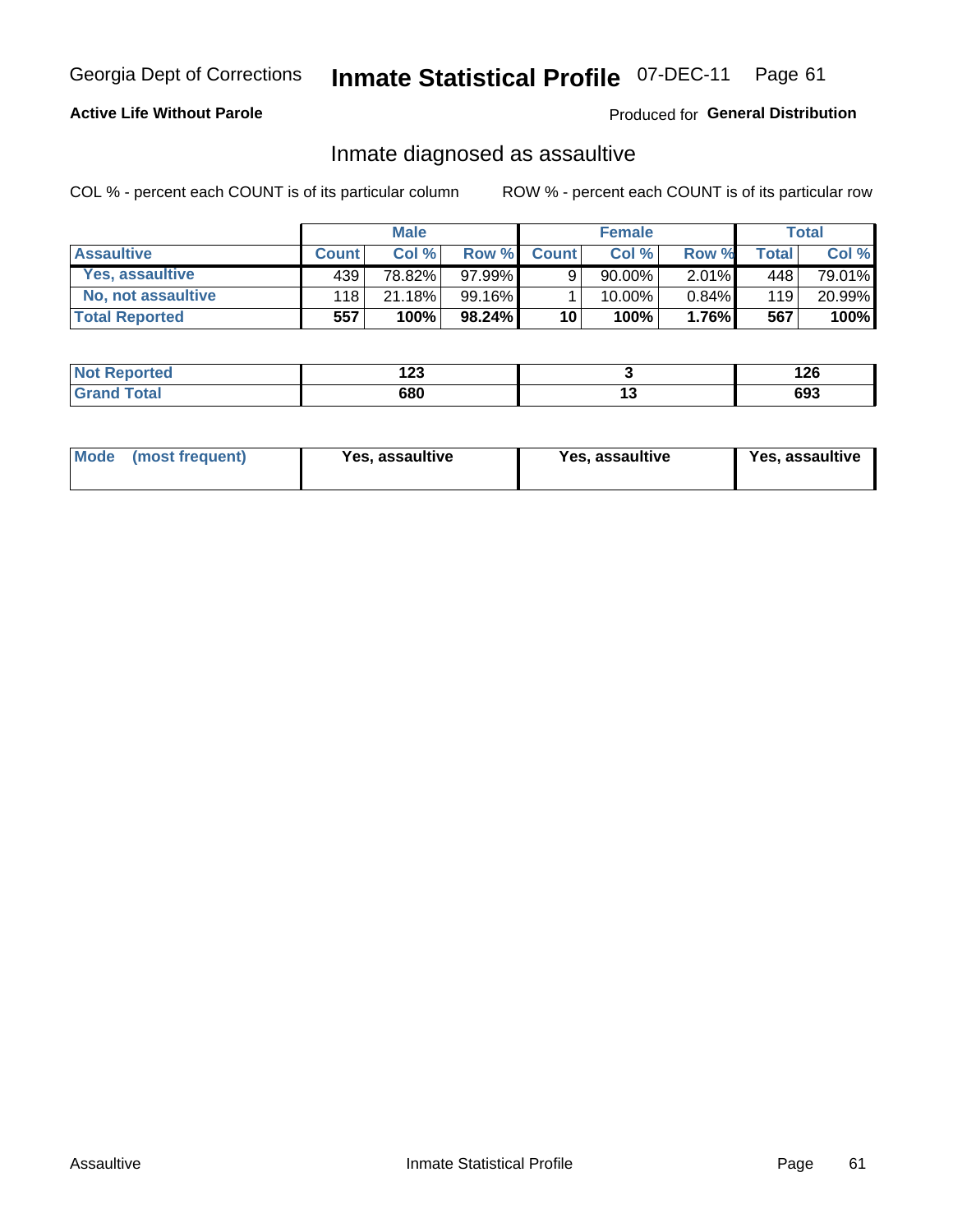Georgia Dept of Corrections **Inmate Statistical Profile** 07-DEC-11

**Active Life Without Parole**

Produced for **General Distribution**

## Inmate diagnosed as assaultive

COL % - percent each COUNT is of its particular column ROW % - percent each COUNT is of its particular row

| | Male | | | Female | | | Total | |
|---|---|---|---|---|---|---|---|---|
| **Assaultive** | **Count** | **Col %** | **Row %** | **Count** | **Col %** | **Row %** | **Total** | **Col %** |
| **Yes, assaultive** | 439 | 78.82% | 97.99% | 9 | 90.00% | 2.01% | 448 | 79.01% |
| **No, not assaultive** | 118 | 21.18% | 99.16% | 1 | 10.00% | 0.84% | 119 | 20.99% |
| **Total Reported** | **557** | **100%** | **98.24%** | **10** | **100%** | **1.76%** | **567** | **100%** |

| | Male | Female | Total |
|---|---|---|---|
| **Not Reported** | **123** | **3** | **126** |
| **Grand Total** | **680** | **13** | **693** |

| | Male | Female | Total |
|---|---|---|---|
| **Mode (most frequent)** | **Yes, assaultive** | **Yes, assaultive** | **Yes, assaultive** |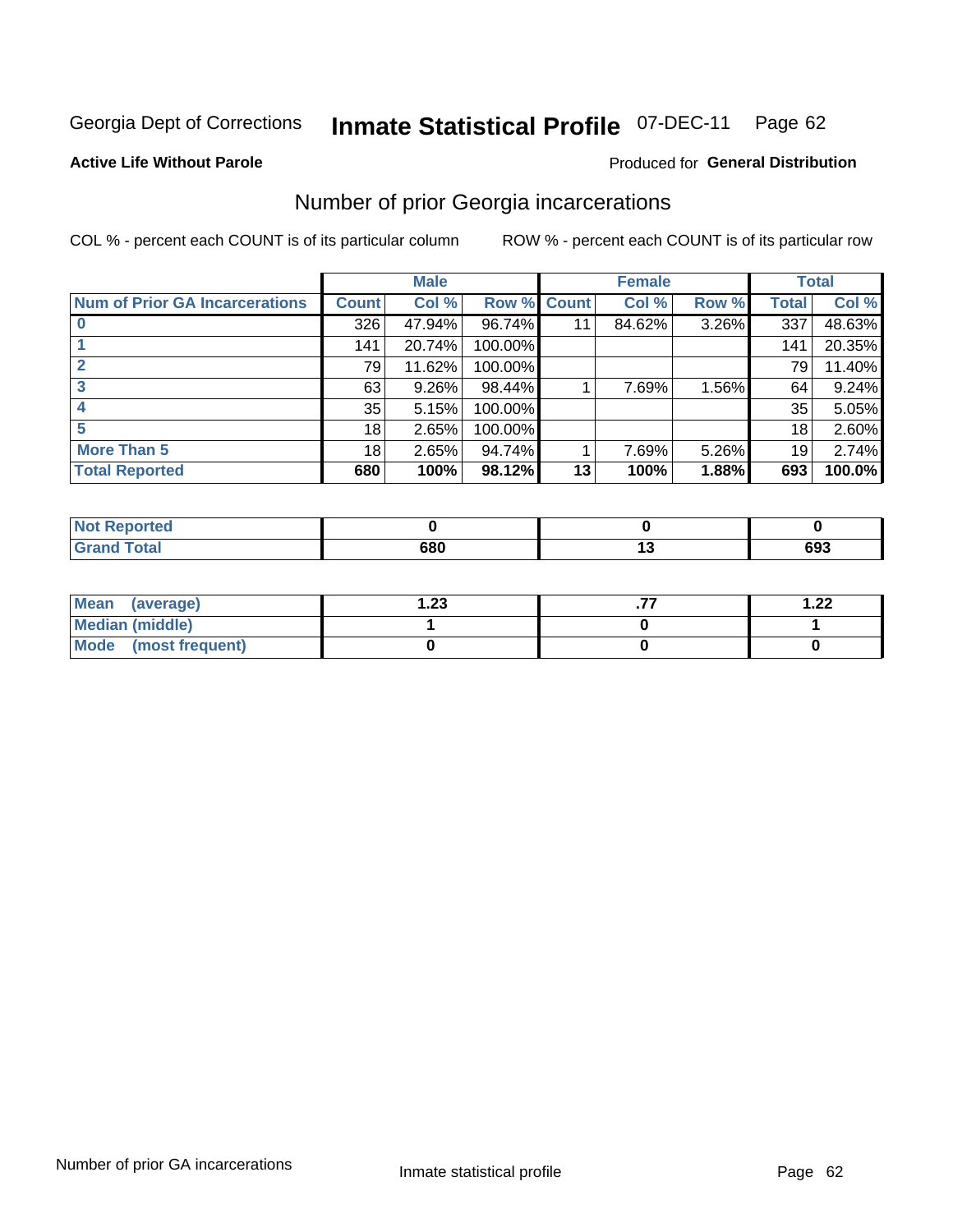Georgia Dept of Corrections **Inmate Statistical Profile** 07-DEC-11

**Active Life Without Parole**

Produced for **General Distribution**

## Number of prior Georgia incarcerations

COL % - percent each COUNT is of its particular column

ROW % - percent each COUNT is of its particular row

| | Male | | | Female | | | Total | |
|---|---|---|---|---|---|---|---|---|
| **Num of Prior GA Incarcerations** | **Count** | **Col %** | **Row %** | **Count** | **Col %** | **Row %** | **Total** | **Col %** |
| **0** | 326 | 47.94% | 96.74% | 11 | 84.62% | 3.26% | 337 | 48.63% |
| **1** | 141 | 20.74% | 100.00% | | | | 141 | 20.35% |
| **2** | 79 | 11.62% | 100.00% | | | | 79 | 11.40% |
| **3** | 63 | 9.26% | 98.44% | 1 | 7.69% | 1.56% | 64 | 9.24% |
| **4** | 35 | 5.15% | 100.00% | | | | 35 | 5.05% |
| **5** | 18 | 2.65% | 100.00% | | | | 18 | 2.60% |
| **More Than 5** | 18 | 2.65% | 94.74% | 1 | 7.69% | 5.26% | 19 | 2.74% |
| **Total Reported** | **680** | **100%** | **98.12%** | **13** | **100%** | **1.88%** | **693** | **100.0%** |

| | Male | Female | Total |
|---|---|---|---|
| **Not Reported** | **0** | **0** | **0** |
| **Grand Total** | **680** | **13** | **693** |

| | Male | Female | Total |
|---|---|---|---|
| **Mean (average)** | **1.23** | **.77** | **1.22** |
| **Median (middle)** | **1** | **0** | **1** |
| **Mode (most frequent)** | **0** | **0** | **0** |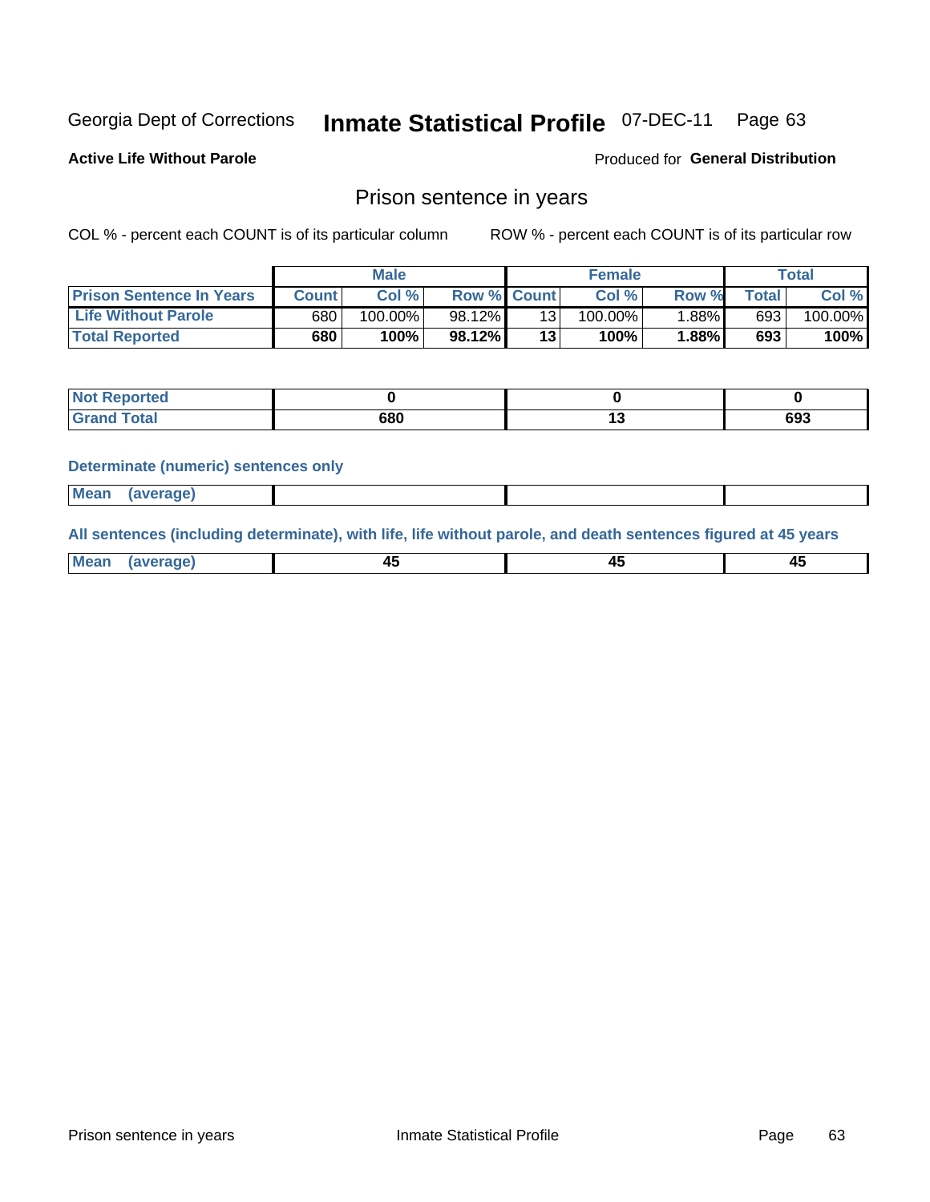Georgia Dept of Corrections **Inmate Statistical Profile** 07-DEC-11 Page 63

**Active Life Without Parole**

Produced for **General Distribution**

## Prison sentence in years

COL % - percent each COUNT is of its particular column

ROW % - percent each COUNT is of its particular row

| | Male | | | Female | | | Total | |
|---|---|---|---|---|---|---|---|---|
| **Prison Sentence In Years** | **Count** | **Col %** | **Row %** | **Count** | **Col %** | **Row %** | **Total** | **Col %** |
| **Life Without Parole** | 680 | 100.00% | 98.12% | 13 | 100.00% | 1.88% | 693 | 100.00% |
| **Total Reported** | **680** | **100%** | **98.12%** | **13** | **100%** | **1.88%** | **693** | **100%** |

| | Male | Female | Total |
|---|---|---|---|
| **Not Reported** | **0** | **0** | **0** |
| **Grand Total** | **680** | **13** | **693** |

**Determinate (numeric) sentences only**

| | Male | Female | Total |
|---|---|---|---|
| **Mean (average)** | | | |

**All sentences (including determinate), with life, life without parole, and death sentences figured at 45 years**

| | Male | Female | Total |
|---|---|---|---|
| **Mean (average)** | **45** | **45** | **45** |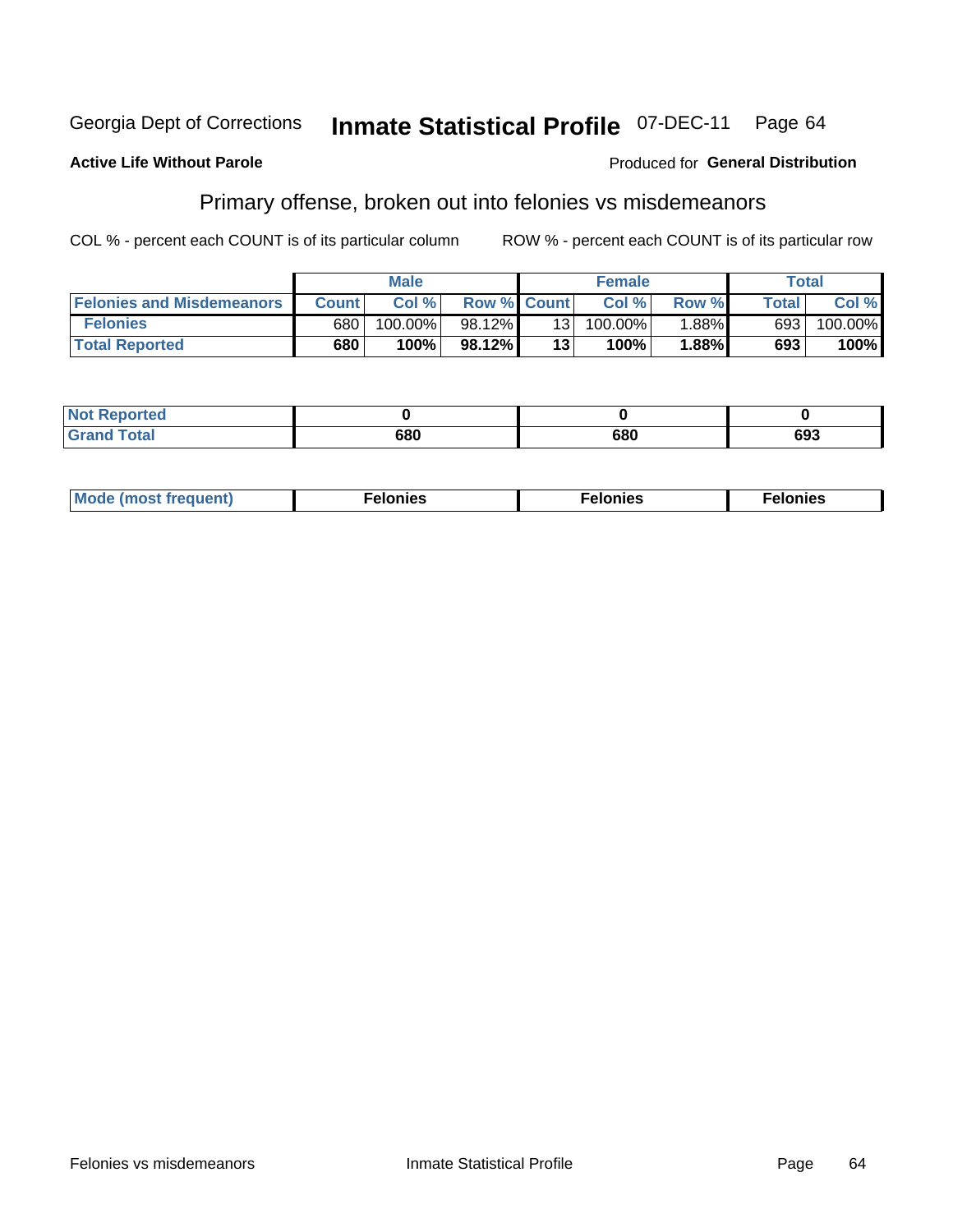Georgia Dept of Corrections **Inmate Statistical Profile** 07-DEC-11

**Active Life Without Parole**

Produced for **General Distribution**

## Primary offense, broken out into felonies vs misdemeanors

COL % - percent each COUNT is of its particular column

ROW % - percent each COUNT is of its particular row

| | Male | | | Female | | | Total | |
|---|---|---|---|---|---|---|---|---|
| **Felonies and Misdemeanors** | **Count** | **Col %** | **Row %** | **Count** | **Col %** | **Row %** | **Total** | **Col %** |
| **Felonies** | 680 | 100.00% | 98.12% | 13 | 100.00% | 1.88% | 693 | 100.00% |
| **Total Reported** | **680** | **100%** | **98.12%** | **13** | **100%** | **1.88%** | **693** | **100%** |

| | Male | Female | Total |
|---|---|---|---|
| **Not Reported** | **0** | **0** | **0** |
| **Grand Total** | **680** | **680** | **693** |

| | Male | Female | Total |
|---|---|---|---|
| **Mode (most frequent)** | **Felonies** | **Felonies** | **Felonies** |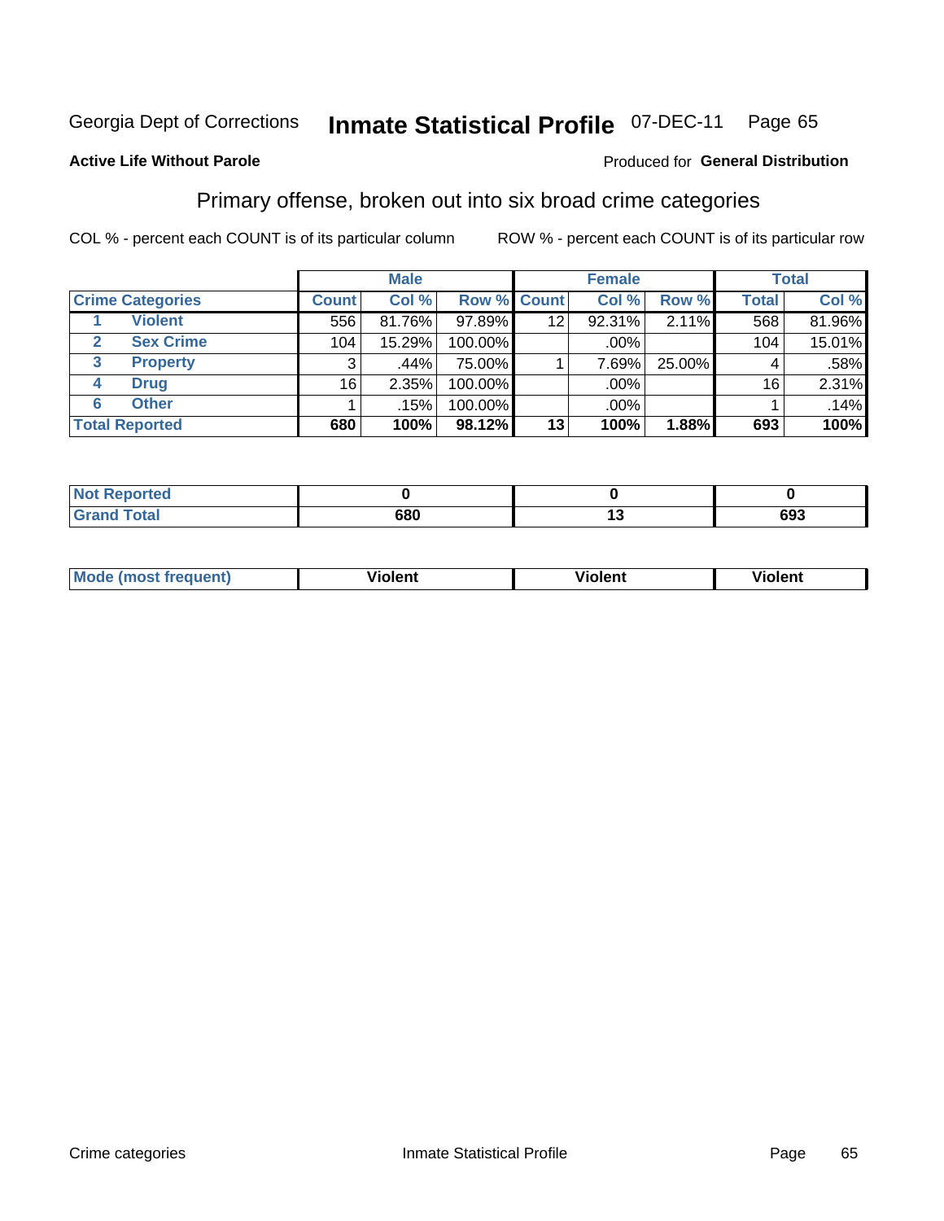Georgia Dept of Corrections **Inmate Statistical Profile** 07-DEC-11 Page 65

**Active Life Without Parole**

Produced for **General Distribution**

## Primary offense, broken out into six broad crime categories

COL % - percent each COUNT is of its particular column ROW % - percent each COUNT is of its particular row

| | | Male | | | Female | | | Total | |
|---|---|---|---|---|---|---|---|---|---|
| **Crime Categories** | | **Count** | **Col %** | **Row %** | **Count** | **Col %** | **Row %** | **Total** | **Col %** |
| 1 | Violent | 556 | 81.76% | 97.89% | 12 | 92.31% | 2.11% | 568 | 81.96% |
| 2 | Sex Crime | 104 | 15.29% | 100.00% | | .00% | | 104 | 15.01% |
| 3 | Property | 3 | .44% | 75.00% | 1 | 7.69% | 25.00% | 4 | .58% |
| 4 | Drug | 16 | 2.35% | 100.00% | | .00% | | 16 | 2.31% |
| 6 | Other | 1 | .15% | 100.00% | | .00% | | 1 | .14% |
| **Total Reported** | | **680** | **100%** | **98.12%** | **13** | **100%** | **1.88%** | **693** | **100%** |

| | Male | Female | Total |
|---|---|---|---|
| Not Reported | **0** | **0** | **0** |
| Grand Total | **680** | **13** | **693** |

| | Male | Female | Total |
|---|---|---|---|
| Mode (most frequent) | **Violent** | **Violent** | **Violent** |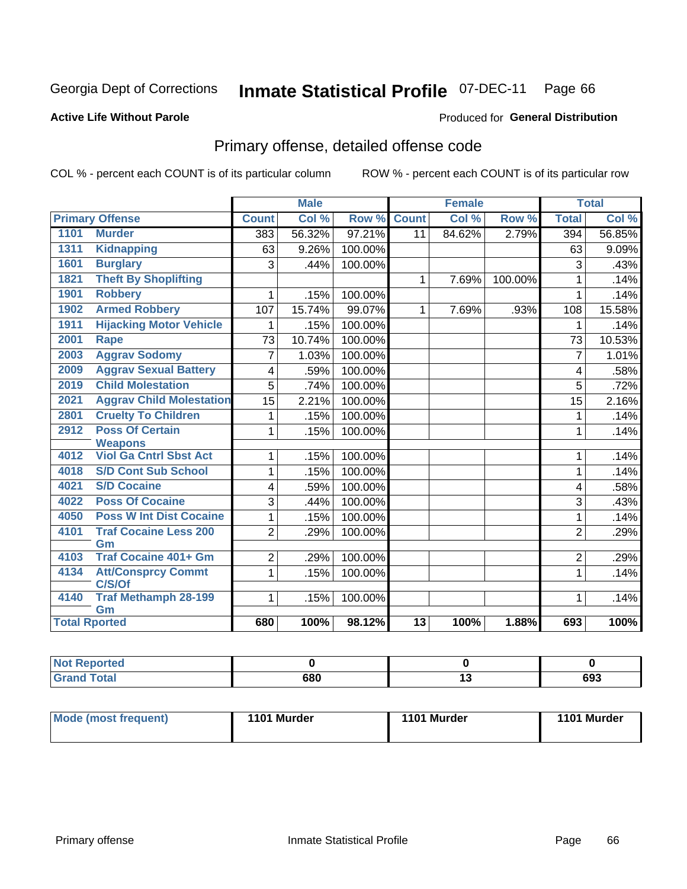Georgia Dept of Corrections **Inmate Statistical Profile** 07-DEC-11

**Active Life Without Parole**

Produced for **General Distribution**

## Primary offense, detailed offense code

COL % - percent each COUNT is of its particular column

ROW % - percent each COUNT is of its particular row

| Primary Offense | | Male | | | Female | | | Total | |
|---|---|---|---|---|---|---|---|---|---|
| | | Count | Col % | Row % | Count | Col % | Row % | Total | Col % |
| 1101 | Murder | 383 | 56.32% | 97.21% | 11 | 84.62% | 2.79% | 394 | 56.85% |
| 1311 | Kidnapping | 63 | 9.26% | 100.00% | | | | 63 | 9.09% |
| 1601 | Burglary | 3 | .44% | 100.00% | | | | 3 | .43% |
| 1821 | Theft By Shoplifting | | | | 1 | 7.69% | 100.00% | 1 | .14% |
| 1901 | Robbery | 1 | .15% | 100.00% | | | | 1 | .14% |
| 1902 | Armed Robbery | 107 | 15.74% | 99.07% | 1 | 7.69% | .93% | 108 | 15.58% |
| 1911 | Hijacking Motor Vehicle | 1 | .15% | 100.00% | | | | 1 | .14% |
| 2001 | Rape | 73 | 10.74% | 100.00% | | | | 73 | 10.53% |
| 2003 | Aggrav Sodomy | 7 | 1.03% | 100.00% | | | | 7 | 1.01% |
| 2009 | Aggrav Sexual Battery | 4 | .59% | 100.00% | | | | 4 | .58% |
| 2019 | Child Molestation | 5 | .74% | 100.00% | | | | 5 | .72% |
| 2021 | Aggrav Child Molestation | 15 | 2.21% | 100.00% | | | | 15 | 2.16% |
| 2801 | Cruelty To Children | 1 | .15% | 100.00% | | | | 1 | .14% |
| 2912 | Poss Of Certain Weapons | 1 | .15% | 100.00% | | | | 1 | .14% |
| 4012 | Viol Ga Cntrl Sbst Act | 1 | .15% | 100.00% | | | | 1 | .14% |
| 4018 | S/D Cont Sub School | 1 | .15% | 100.00% | | | | 1 | .14% |
| 4021 | S/D Cocaine | 4 | .59% | 100.00% | | | | 4 | .58% |
| 4022 | Poss Of Cocaine | 3 | .44% | 100.00% | | | | 3 | .43% |
| 4050 | Poss W Int Dist Cocaine | 1 | .15% | 100.00% | | | | 1 | .14% |
| 4101 | Traf Cocaine Less 200 Gm | 2 | .29% | 100.00% | | | | 2 | .29% |
| 4103 | Traf Cocaine 401+ Gm | 2 | .29% | 100.00% | | | | 2 | .29% |
| 4134 | Att/Consprcy Commt C/S/Of | 1 | .15% | 100.00% | | | | 1 | .14% |
| 4140 | Traf Methamph 28-199 Gm | 1 | .15% | 100.00% | | | | 1 | .14% |
| **Total Rported** | | **680** | **100%** | **98.12%** | **13** | **100%** | **1.88%** | **693** | **100%** |

| | Male | Female | Total |
|---|---|---|---|
| Not Reported | 0 | 0 | 0 |
| Grand Total | 680 | 13 | 693 |

| | Male | Female | Total |
|---|---|---|---|
| Mode (most frequent) | 1101 Murder | 1101 Murder | 1101 Murder |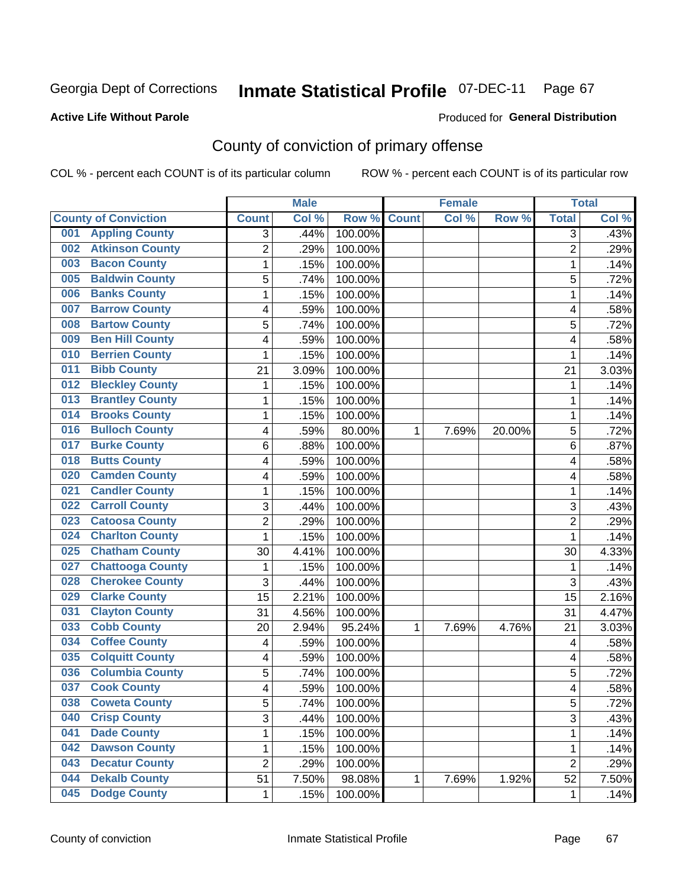Georgia Dept of Corrections **Inmate Statistical Profile** 07-DEC-11

**Active Life Without Parole**

Produced for **General Distribution**

## County of conviction of primary offense

COL % - percent each COUNT is of its particular column ROW % - percent each COUNT is of its particular row

| County of Conviction | Male | | | Female | | | Total | |
|---|---|---|---|---|---|---|---|---|
| | Count | Col % | Row % | Count | Col % | Row % | Total | Col % |
| 001 Appling County | 3 | .44% | 100.00% | | | | 3 | .43% |
| 002 Atkinson County | 2 | .29% | 100.00% | | | | 2 | .29% |
| 003 Bacon County | 1 | .15% | 100.00% | | | | 1 | .14% |
| 005 Baldwin County | 5 | .74% | 100.00% | | | | 5 | .72% |
| 006 Banks County | 1 | .15% | 100.00% | | | | 1 | .14% |
| 007 Barrow County | 4 | .59% | 100.00% | | | | 4 | .58% |
| 008 Bartow County | 5 | .74% | 100.00% | | | | 5 | .72% |
| 009 Ben Hill County | 4 | .59% | 100.00% | | | | 4 | .58% |
| 010 Berrien County | 1 | .15% | 100.00% | | | | 1 | .14% |
| 011 Bibb County | 21 | 3.09% | 100.00% | | | | 21 | 3.03% |
| 012 Bleckley County | 1 | .15% | 100.00% | | | | 1 | .14% |
| 013 Brantley County | 1 | .15% | 100.00% | | | | 1 | .14% |
| 014 Brooks County | 1 | .15% | 100.00% | | | | 1 | .14% |
| 016 Bulloch County | 4 | .59% | 80.00% | 1 | 7.69% | 20.00% | 5 | .72% |
| 017 Burke County | 6 | .88% | 100.00% | | | | 6 | .87% |
| 018 Butts County | 4 | .59% | 100.00% | | | | 4 | .58% |
| 020 Camden County | 4 | .59% | 100.00% | | | | 4 | .58% |
| 021 Candler County | 1 | .15% | 100.00% | | | | 1 | .14% |
| 022 Carroll County | 3 | .44% | 100.00% | | | | 3 | .43% |
| 023 Catoosa County | 2 | .29% | 100.00% | | | | 2 | .29% |
| 024 Charlton County | 1 | .15% | 100.00% | | | | 1 | .14% |
| 025 Chatham County | 30 | 4.41% | 100.00% | | | | 30 | 4.33% |
| 027 Chattooga County | 1 | .15% | 100.00% | | | | 1 | .14% |
| 028 Cherokee County | 3 | .44% | 100.00% | | | | 3 | .43% |
| 029 Clarke County | 15 | 2.21% | 100.00% | | | | 15 | 2.16% |
| 031 Clayton County | 31 | 4.56% | 100.00% | | | | 31 | 4.47% |
| 033 Cobb County | 20 | 2.94% | 95.24% | 1 | 7.69% | 4.76% | 21 | 3.03% |
| 034 Coffee County | 4 | .59% | 100.00% | | | | 4 | .58% |
| 035 Colquitt County | 4 | .59% | 100.00% | | | | 4 | .58% |
| 036 Columbia County | 5 | .74% | 100.00% | | | | 5 | .72% |
| 037 Cook County | 4 | .59% | 100.00% | | | | 4 | .58% |
| 038 Coweta County | 5 | .74% | 100.00% | | | | 5 | .72% |
| 040 Crisp County | 3 | .44% | 100.00% | | | | 3 | .43% |
| 041 Dade County | 1 | .15% | 100.00% | | | | 1 | .14% |
| 042 Dawson County | 1 | .15% | 100.00% | | | | 1 | .14% |
| 043 Decatur County | 2 | .29% | 100.00% | | | | 2 | .29% |
| 044 Dekalb County | 51 | 7.50% | 98.08% | 1 | 7.69% | 1.92% | 52 | 7.50% |
| 045 Dodge County | 1 | .15% | 100.00% | | | | 1 | .14% |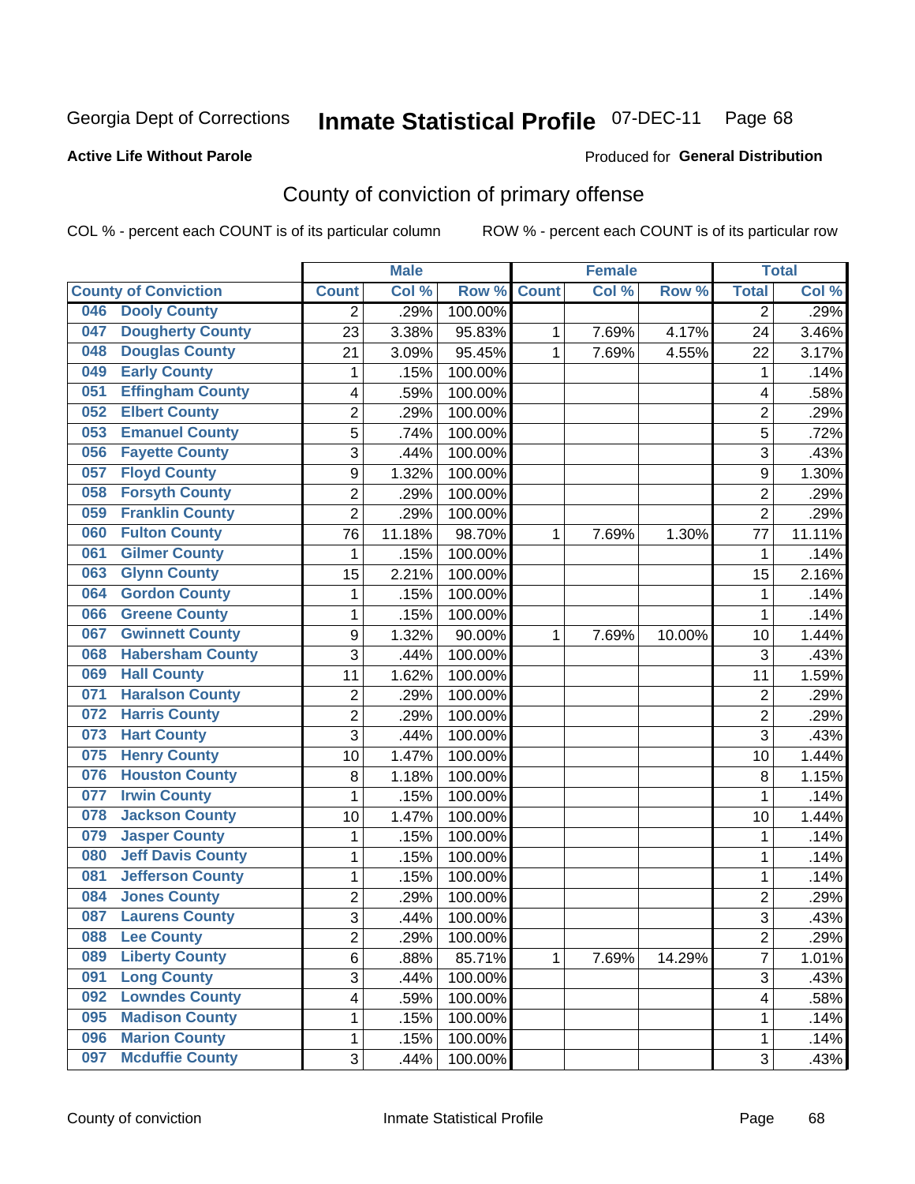Georgia Dept of Corrections **Inmate Statistical Profile** 07-DEC-11

**Active Life Without Parole**

Produced for **General Distribution**

## County of conviction of primary offense

COL % - percent each COUNT is of its particular column ROW % - percent each COUNT is of its particular row

| County of Conviction | Male | | | Female | | | Total | |
|---|---|---|---|---|---|---|---|---|
| | Count | Col % | Row % | Count | Col % | Row % | Total | Col % |
| 046 Dooly County | 2 | .29% | 100.00% | | | | 2 | .29% |
| 047 Dougherty County | 23 | 3.38% | 95.83% | 1 | 7.69% | 4.17% | 24 | 3.46% |
| 048 Douglas County | 21 | 3.09% | 95.45% | 1 | 7.69% | 4.55% | 22 | 3.17% |
| 049 Early County | 1 | .15% | 100.00% | | | | 1 | .14% |
| 051 Effingham County | 4 | .59% | 100.00% | | | | 4 | .58% |
| 052 Elbert County | 2 | .29% | 100.00% | | | | 2 | .29% |
| 053 Emanuel County | 5 | .74% | 100.00% | | | | 5 | .72% |
| 056 Fayette County | 3 | .44% | 100.00% | | | | 3 | .43% |
| 057 Floyd County | 9 | 1.32% | 100.00% | | | | 9 | 1.30% |
| 058 Forsyth County | 2 | .29% | 100.00% | | | | 2 | .29% |
| 059 Franklin County | 2 | .29% | 100.00% | | | | 2 | .29% |
| 060 Fulton County | 76 | 11.18% | 98.70% | 1 | 7.69% | 1.30% | 77 | 11.11% |
| 061 Gilmer County | 1 | .15% | 100.00% | | | | 1 | .14% |
| 063 Glynn County | 15 | 2.21% | 100.00% | | | | 15 | 2.16% |
| 064 Gordon County | 1 | .15% | 100.00% | | | | 1 | .14% |
| 066 Greene County | 1 | .15% | 100.00% | | | | 1 | .14% |
| 067 Gwinnett County | 9 | 1.32% | 90.00% | 1 | 7.69% | 10.00% | 10 | 1.44% |
| 068 Habersham County | 3 | .44% | 100.00% | | | | 3 | .43% |
| 069 Hall County | 11 | 1.62% | 100.00% | | | | 11 | 1.59% |
| 071 Haralson County | 2 | .29% | 100.00% | | | | 2 | .29% |
| 072 Harris County | 2 | .29% | 100.00% | | | | 2 | .29% |
| 073 Hart County | 3 | .44% | 100.00% | | | | 3 | .43% |
| 075 Henry County | 10 | 1.47% | 100.00% | | | | 10 | 1.44% |
| 076 Houston County | 8 | 1.18% | 100.00% | | | | 8 | 1.15% |
| 077 Irwin County | 1 | .15% | 100.00% | | | | 1 | .14% |
| 078 Jackson County | 10 | 1.47% | 100.00% | | | | 10 | 1.44% |
| 079 Jasper County | 1 | .15% | 100.00% | | | | 1 | .14% |
| 080 Jeff Davis County | 1 | .15% | 100.00% | | | | 1 | .14% |
| 081 Jefferson County | 1 | .15% | 100.00% | | | | 1 | .14% |
| 084 Jones County | 2 | .29% | 100.00% | | | | 2 | .29% |
| 087 Laurens County | 3 | .44% | 100.00% | | | | 3 | .43% |
| 088 Lee County | 2 | .29% | 100.00% | | | | 2 | .29% |
| 089 Liberty County | 6 | .88% | 85.71% | 1 | 7.69% | 14.29% | 7 | 1.01% |
| 091 Long County | 3 | .44% | 100.00% | | | | 3 | .43% |
| 092 Lowndes County | 4 | .59% | 100.00% | | | | 4 | .58% |
| 095 Madison County | 1 | .15% | 100.00% | | | | 1 | .14% |
| 096 Marion County | 1 | .15% | 100.00% | | | | 1 | .14% |
| 097 Mcduffie County | 3 | .44% | 100.00% | | | | 3 | .43% |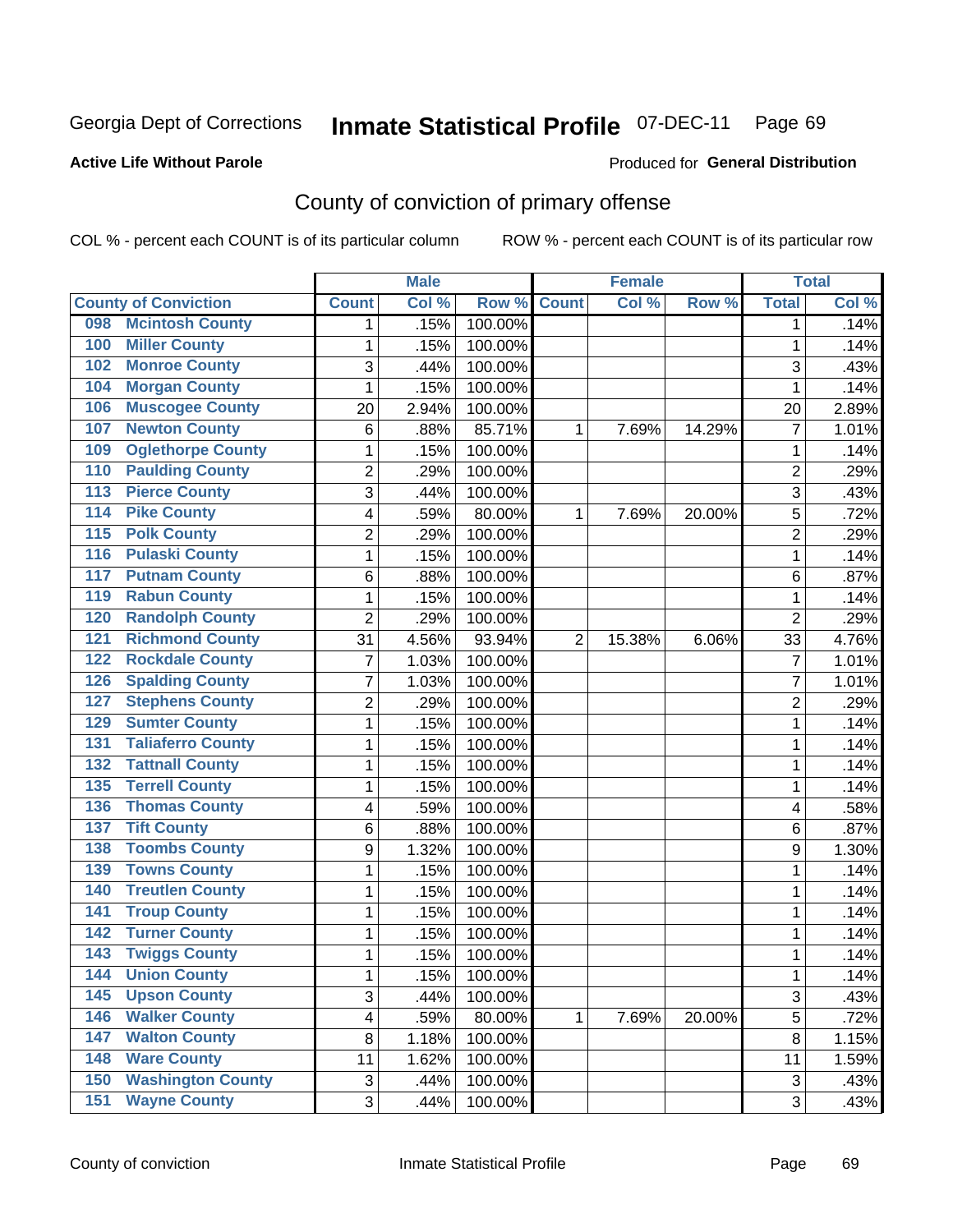Georgia Dept of Corrections **Inmate Statistical Profile** 07-DEC-11

**Active Life Without Parole**

Produced for **General Distribution**

## County of conviction of primary offense

COL % - percent each COUNT is of its particular column     ROW % - percent each COUNT is of its particular row

| | Male | | | Female | | | Total | |
|---|---|---|---|---|---|---|---|---|
| **County of Conviction** | **Count** | **Col %** | **Row %** | **Count** | **Col %** | **Row %** | **Total** | **Col %** |
| 098 Mcintosh County | 1 | .15% | 100.00% | | | | 1 | .14% |
| 100 Miller County | 1 | .15% | 100.00% | | | | 1 | .14% |
| 102 Monroe County | 3 | .44% | 100.00% | | | | 3 | .43% |
| 104 Morgan County | 1 | .15% | 100.00% | | | | 1 | .14% |
| 106 Muscogee County | 20 | 2.94% | 100.00% | | | | 20 | 2.89% |
| 107 Newton County | 6 | .88% | 85.71% | 1 | 7.69% | 14.29% | 7 | 1.01% |
| 109 Oglethorpe County | 1 | .15% | 100.00% | | | | 1 | .14% |
| 110 Paulding County | 2 | .29% | 100.00% | | | | 2 | .29% |
| 113 Pierce County | 3 | .44% | 100.00% | | | | 3 | .43% |
| 114 Pike County | 4 | .59% | 80.00% | 1 | 7.69% | 20.00% | 5 | .72% |
| 115 Polk County | 2 | .29% | 100.00% | | | | 2 | .29% |
| 116 Pulaski County | 1 | .15% | 100.00% | | | | 1 | .14% |
| 117 Putnam County | 6 | .88% | 100.00% | | | | 6 | .87% |
| 119 Rabun County | 1 | .15% | 100.00% | | | | 1 | .14% |
| 120 Randolph County | 2 | .29% | 100.00% | | | | 2 | .29% |
| 121 Richmond County | 31 | 4.56% | 93.94% | 2 | 15.38% | 6.06% | 33 | 4.76% |
| 122 Rockdale County | 7 | 1.03% | 100.00% | | | | 7 | 1.01% |
| 126 Spalding County | 7 | 1.03% | 100.00% | | | | 7 | 1.01% |
| 127 Stephens County | 2 | .29% | 100.00% | | | | 2 | .29% |
| 129 Sumter County | 1 | .15% | 100.00% | | | | 1 | .14% |
| 131 Taliaferro County | 1 | .15% | 100.00% | | | | 1 | .14% |
| 132 Tattnall County | 1 | .15% | 100.00% | | | | 1 | .14% |
| 135 Terrell County | 1 | .15% | 100.00% | | | | 1 | .14% |
| 136 Thomas County | 4 | .59% | 100.00% | | | | 4 | .58% |
| 137 Tift County | 6 | .88% | 100.00% | | | | 6 | .87% |
| 138 Toombs County | 9 | 1.32% | 100.00% | | | | 9 | 1.30% |
| 139 Towns County | 1 | .15% | 100.00% | | | | 1 | .14% |
| 140 Treutlen County | 1 | .15% | 100.00% | | | | 1 | .14% |
| 141 Troup County | 1 | .15% | 100.00% | | | | 1 | .14% |
| 142 Turner County | 1 | .15% | 100.00% | | | | 1 | .14% |
| 143 Twiggs County | 1 | .15% | 100.00% | | | | 1 | .14% |
| 144 Union County | 1 | .15% | 100.00% | | | | 1 | .14% |
| 145 Upson County | 3 | .44% | 100.00% | | | | 3 | .43% |
| 146 Walker County | 4 | .59% | 80.00% | 1 | 7.69% | 20.00% | 5 | .72% |
| 147 Walton County | 8 | 1.18% | 100.00% | | | | 8 | 1.15% |
| 148 Ware County | 11 | 1.62% | 100.00% | | | | 11 | 1.59% |
| 150 Washington County | 3 | .44% | 100.00% | | | | 3 | .43% |
| 151 Wayne County | 3 | .44% | 100.00% | | | | 3 | .43% |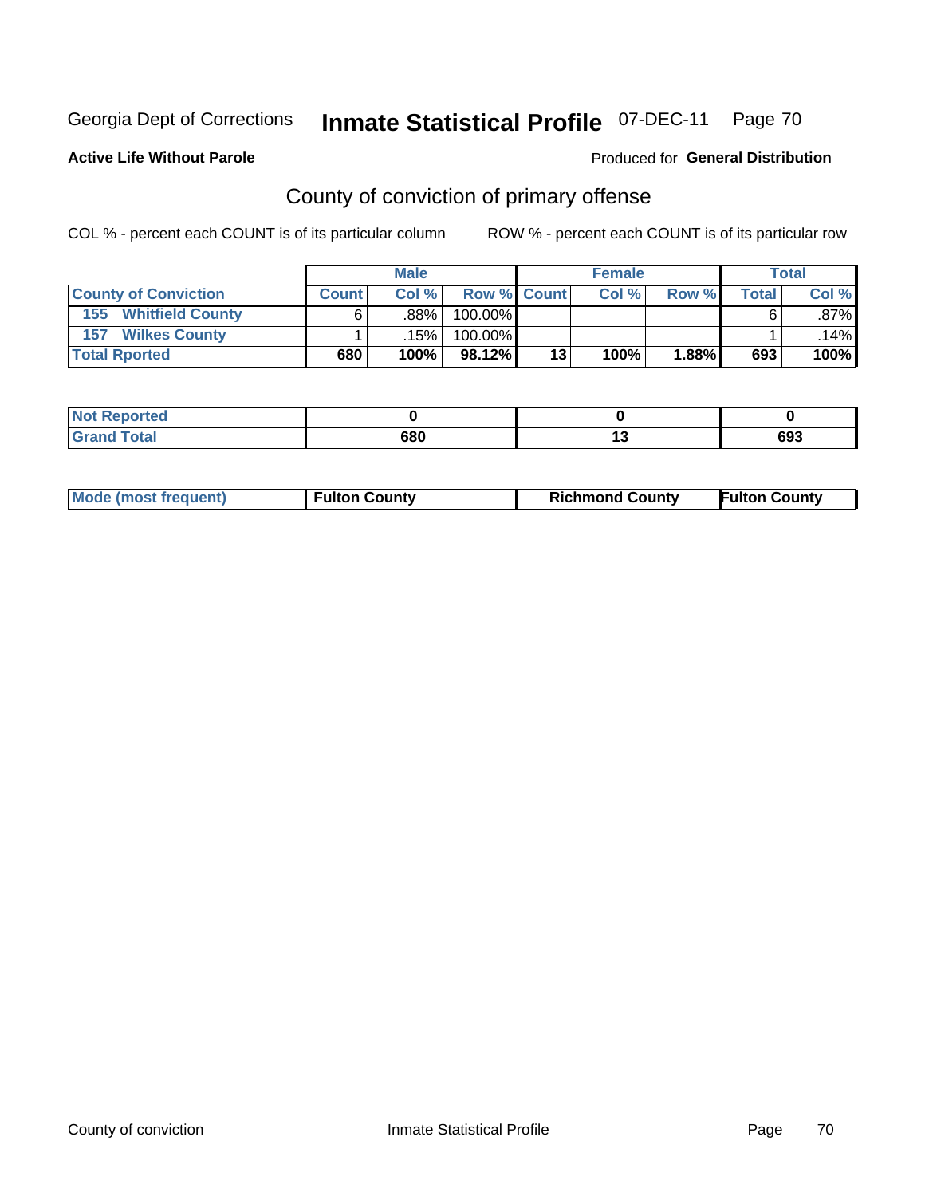Georgia Dept of Corrections **Inmate Statistical Profile** 07-DEC-11

**Active Life Without Parole**

Produced for **General Distribution**

## County of conviction of primary offense

COL % - percent each COUNT is of its particular column

ROW % - percent each COUNT is of its particular row

| | Male | | | Female | | | Total | |
|---|---|---|---|---|---|---|---|---|
| **County of Conviction** | **Count** | **Col %** | **Row %** | **Count** | **Col %** | **Row %** | **Total** | **Col %** |
| **155 Whitfield County** | 6 | .88% | 100.00% | | | | 6 | .87% |
| **157 Wilkes County** | 1 | .15% | 100.00% | | | | 1 | .14% |
| **Total Rported** | **680** | **100%** | **98.12%** | **13** | **100%** | **1.88%** | **693** | **100%** |

| | Male | Female | Total |
|---|---|---|---|
| **Not Reported** | **0** | **0** | **0** |
| **Grand Total** | **680** | **13** | **693** |

| | Male | Female | Total |
|---|---|---|---|
| **Mode (most frequent)** | **Fulton County** | **Richmond County** | **Fulton County** |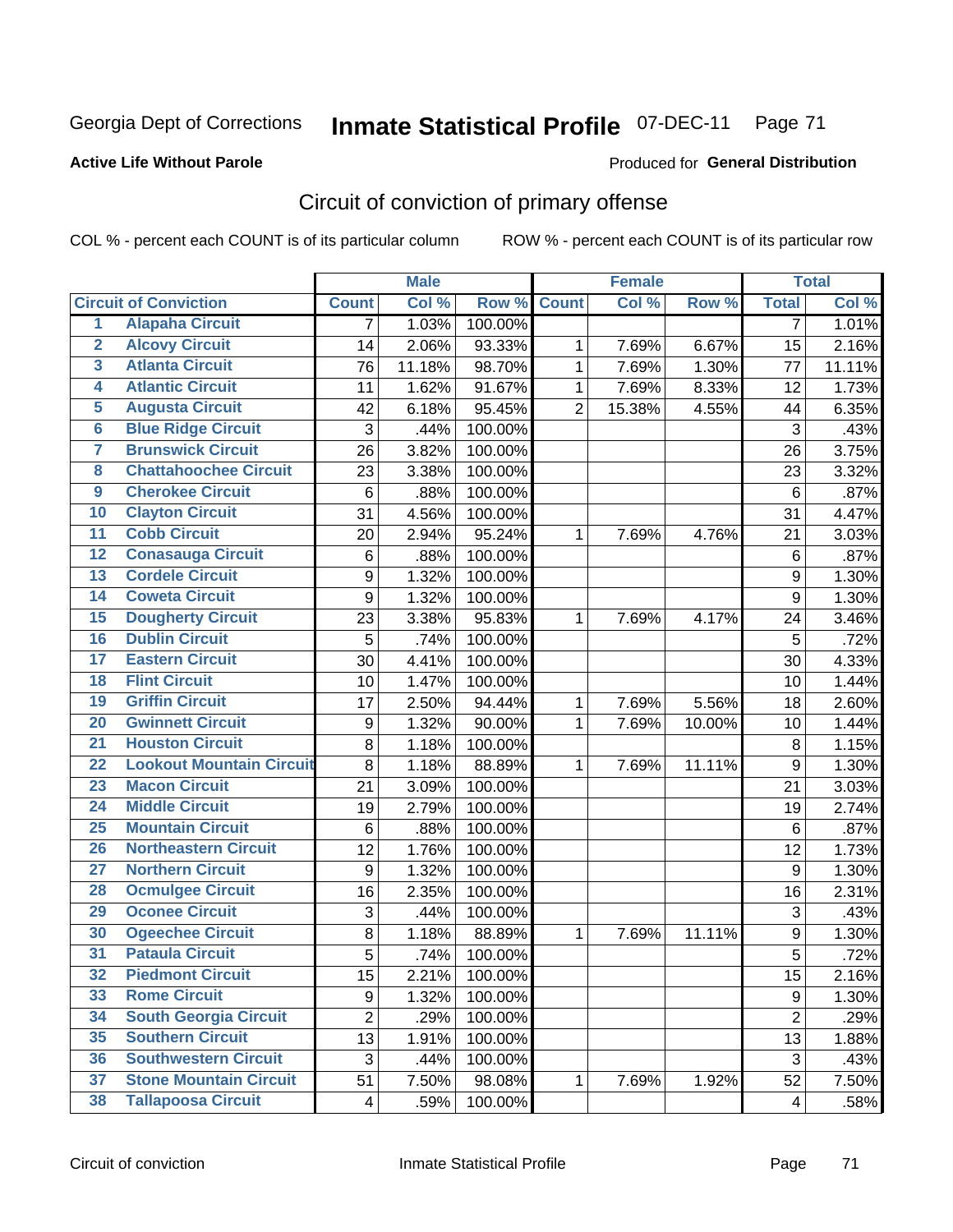Georgia Dept of Corrections **Inmate Statistical Profile** 07-DEC-11

**Active Life Without Parole**

Produced for **General Distribution**

## Circuit of conviction of primary offense

COL % - percent each COUNT is of its particular column

ROW % - percent each COUNT is of its particular row

| | | Male | | | Female | | | Total | |
|---|---|---|---|---|---|---|---|---|---|
| Circuit of Conviction | | Count | Col % | Row % | Count | Col % | Row % | Total | Col % |
| 1 | Alapaha Circuit | 7 | 1.03% | 100.00% | | | | 7 | 1.01% |
| 2 | Alcovy Circuit | 14 | 2.06% | 93.33% | 1 | 7.69% | 6.67% | 15 | 2.16% |
| 3 | Atlanta Circuit | 76 | 11.18% | 98.70% | 1 | 7.69% | 1.30% | 77 | 11.11% |
| 4 | Atlantic Circuit | 11 | 1.62% | 91.67% | 1 | 7.69% | 8.33% | 12 | 1.73% |
| 5 | Augusta Circuit | 42 | 6.18% | 95.45% | 2 | 15.38% | 4.55% | 44 | 6.35% |
| 6 | Blue Ridge Circuit | 3 | .44% | 100.00% | | | | 3 | .43% |
| 7 | Brunswick Circuit | 26 | 3.82% | 100.00% | | | | 26 | 3.75% |
| 8 | Chattahoochee Circuit | 23 | 3.38% | 100.00% | | | | 23 | 3.32% |
| 9 | Cherokee Circuit | 6 | .88% | 100.00% | | | | 6 | .87% |
| 10 | Clayton Circuit | 31 | 4.56% | 100.00% | | | | 31 | 4.47% |
| 11 | Cobb Circuit | 20 | 2.94% | 95.24% | 1 | 7.69% | 4.76% | 21 | 3.03% |
| 12 | Conasauga Circuit | 6 | .88% | 100.00% | | | | 6 | .87% |
| 13 | Cordele Circuit | 9 | 1.32% | 100.00% | | | | 9 | 1.30% |
| 14 | Coweta Circuit | 9 | 1.32% | 100.00% | | | | 9 | 1.30% |
| 15 | Dougherty Circuit | 23 | 3.38% | 95.83% | 1 | 7.69% | 4.17% | 24 | 3.46% |
| 16 | Dublin Circuit | 5 | .74% | 100.00% | | | | 5 | .72% |
| 17 | Eastern Circuit | 30 | 4.41% | 100.00% | | | | 30 | 4.33% |
| 18 | Flint Circuit | 10 | 1.47% | 100.00% | | | | 10 | 1.44% |
| 19 | Griffin Circuit | 17 | 2.50% | 94.44% | 1 | 7.69% | 5.56% | 18 | 2.60% |
| 20 | Gwinnett Circuit | 9 | 1.32% | 90.00% | 1 | 7.69% | 10.00% | 10 | 1.44% |
| 21 | Houston Circuit | 8 | 1.18% | 100.00% | | | | 8 | 1.15% |
| 22 | Lookout Mountain Circuit | 8 | 1.18% | 88.89% | 1 | 7.69% | 11.11% | 9 | 1.30% |
| 23 | Macon Circuit | 21 | 3.09% | 100.00% | | | | 21 | 3.03% |
| 24 | Middle Circuit | 19 | 2.79% | 100.00% | | | | 19 | 2.74% |
| 25 | Mountain Circuit | 6 | .88% | 100.00% | | | | 6 | .87% |
| 26 | Northeastern Circuit | 12 | 1.76% | 100.00% | | | | 12 | 1.73% |
| 27 | Northern Circuit | 9 | 1.32% | 100.00% | | | | 9 | 1.30% |
| 28 | Ocmulgee Circuit | 16 | 2.35% | 100.00% | | | | 16 | 2.31% |
| 29 | Oconee Circuit | 3 | .44% | 100.00% | | | | 3 | .43% |
| 30 | Ogeechee Circuit | 8 | 1.18% | 88.89% | 1 | 7.69% | 11.11% | 9 | 1.30% |
| 31 | Pataula Circuit | 5 | .74% | 100.00% | | | | 5 | .72% |
| 32 | Piedmont Circuit | 15 | 2.21% | 100.00% | | | | 15 | 2.16% |
| 33 | Rome Circuit | 9 | 1.32% | 100.00% | | | | 9 | 1.30% |
| 34 | South Georgia Circuit | 2 | .29% | 100.00% | | | | 2 | .29% |
| 35 | Southern Circuit | 13 | 1.91% | 100.00% | | | | 13 | 1.88% |
| 36 | Southwestern Circuit | 3 | .44% | 100.00% | | | | 3 | .43% |
| 37 | Stone Mountain Circuit | 51 | 7.50% | 98.08% | 1 | 7.69% | 1.92% | 52 | 7.50% |
| 38 | Tallapoosa Circuit | 4 | .59% | 100.00% | | | | 4 | .58% |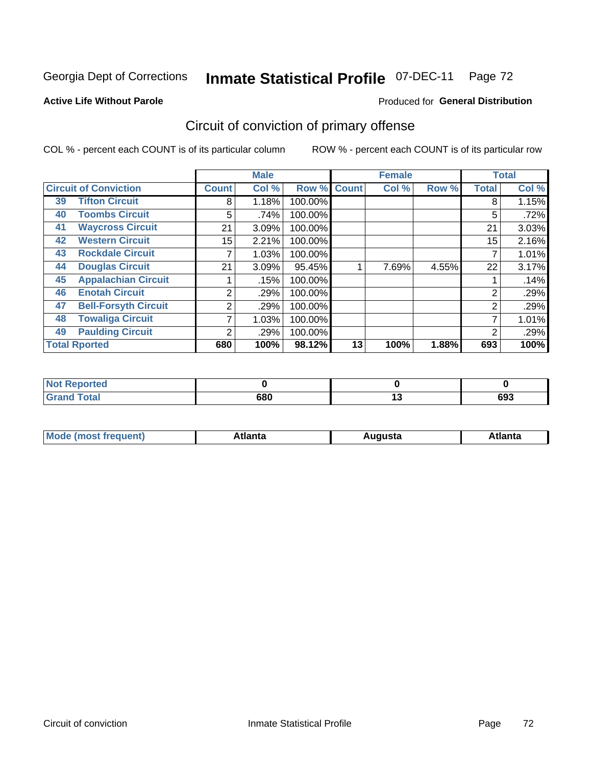Georgia Dept of Corrections **Inmate Statistical Profile** 07-DEC-11

**Active Life Without Parole**

Produced for **General Distribution**

## Circuit of conviction of primary offense

COL % - percent each COUNT is of its particular column ROW % - percent each COUNT is of its particular row

| Circuit of Conviction | | Male | | | Female | | | Total | |
|---|---|---|---|---|---|---|---|---|---|
| | | Count | Col % | Row % | Count | Col % | Row % | Total | Col % |
| 39 | Tifton Circuit | 8 | 1.18% | 100.00% | | | | 8 | 1.15% |
| 40 | Toombs Circuit | 5 | .74% | 100.00% | | | | 5 | .72% |
| 41 | Waycross Circuit | 21 | 3.09% | 100.00% | | | | 21 | 3.03% |
| 42 | Western Circuit | 15 | 2.21% | 100.00% | | | | 15 | 2.16% |
| 43 | Rockdale Circuit | 7 | 1.03% | 100.00% | | | | 7 | 1.01% |
| 44 | Douglas Circuit | 21 | 3.09% | 95.45% | 1 | 7.69% | 4.55% | 22 | 3.17% |
| 45 | Appalachian Circuit | 1 | .15% | 100.00% | | | | 1 | .14% |
| 46 | Enotah Circuit | 2 | .29% | 100.00% | | | | 2 | .29% |
| 47 | Bell-Forsyth Circuit | 2 | .29% | 100.00% | | | | 2 | .29% |
| 48 | Towaliga Circuit | 7 | 1.03% | 100.00% | | | | 7 | 1.01% |
| 49 | Paulding Circuit | 2 | .29% | 100.00% | | | | 2 | .29% |
| **Total Rported** | | **680** | **100%** | **98.12%** | **13** | **100%** | **1.88%** | **693** | **100%** |

| | Male | Female | Total |
|---|---|---|---|
| Not Reported | **0** | **0** | **0** |
| Grand Total | **680** | **13** | **693** |

| | Male | Female | Total |
|---|---|---|---|
| Mode (most frequent) | **Atlanta** | **Augusta** | **Atlanta** |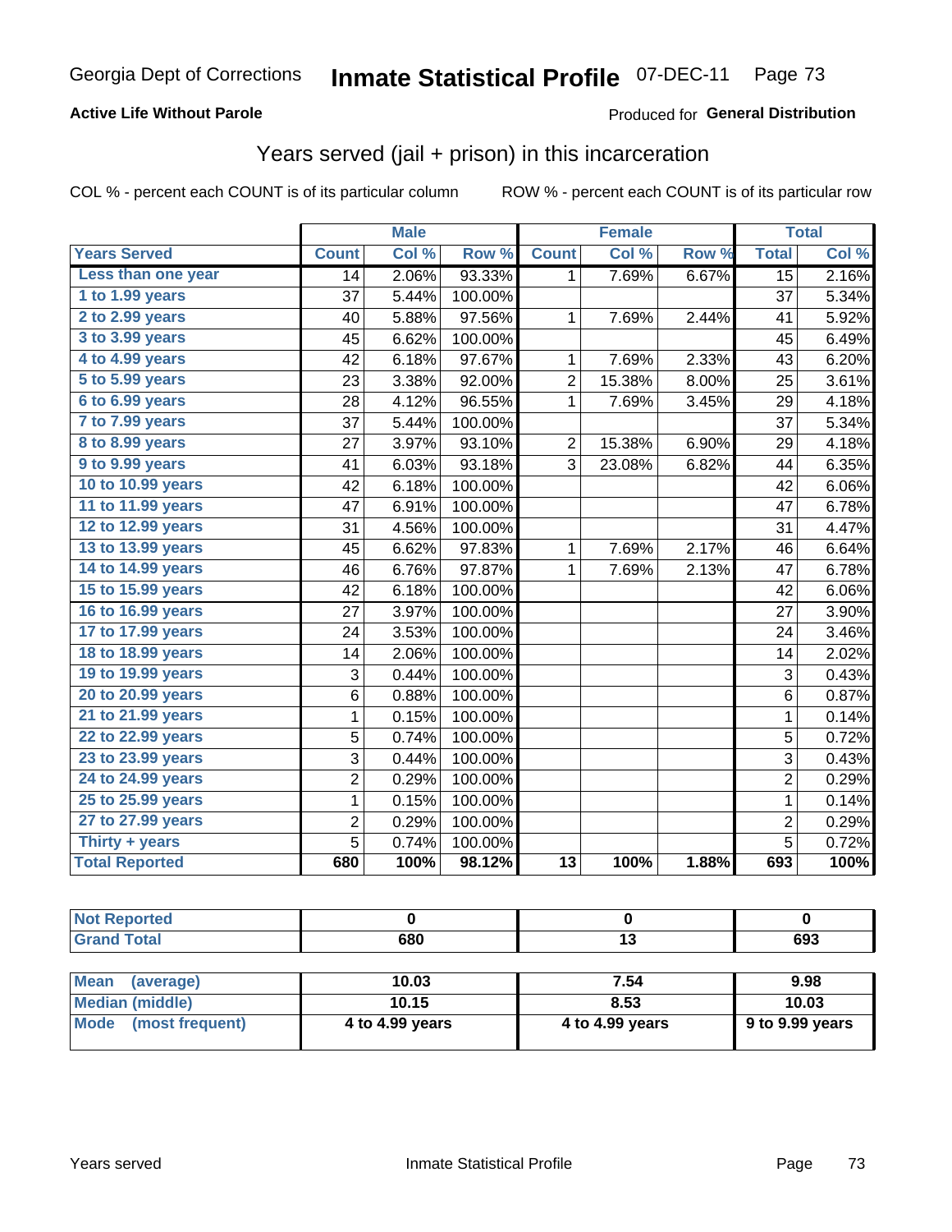Georgia Dept of Corrections **Inmate Statistical Profile** 07-DEC-11 Page 73

**Active Life Without Parole**

Produced for **General Distribution**

## Years served (jail + prison) in this incarceration

COL % - percent each COUNT is of its particular column    ROW % - percent each COUNT is of its particular row

| | Male | | | Female | | | Total | |
|---|---|---|---|---|---|---|---|---|
| Years Served | Count | Col % | Row % | Count | Col % | Row % | Total | Col % |
| Less than one year | 14 | 2.06% | 93.33% | 1 | 7.69% | 6.67% | 15 | 2.16% |
| 1 to 1.99 years | 37 | 5.44% | 100.00% | | | | 37 | 5.34% |
| 2 to 2.99 years | 40 | 5.88% | 97.56% | 1 | 7.69% | 2.44% | 41 | 5.92% |
| 3 to 3.99 years | 45 | 6.62% | 100.00% | | | | 45 | 6.49% |
| 4 to 4.99 years | 42 | 6.18% | 97.67% | 1 | 7.69% | 2.33% | 43 | 6.20% |
| 5 to 5.99 years | 23 | 3.38% | 92.00% | 2 | 15.38% | 8.00% | 25 | 3.61% |
| 6 to 6.99 years | 28 | 4.12% | 96.55% | 1 | 7.69% | 3.45% | 29 | 4.18% |
| 7 to 7.99 years | 37 | 5.44% | 100.00% | | | | 37 | 5.34% |
| 8 to 8.99 years | 27 | 3.97% | 93.10% | 2 | 15.38% | 6.90% | 29 | 4.18% |
| 9 to 9.99 years | 41 | 6.03% | 93.18% | 3 | 23.08% | 6.82% | 44 | 6.35% |
| 10 to 10.99 years | 42 | 6.18% | 100.00% | | | | 42 | 6.06% |
| 11 to 11.99 years | 47 | 6.91% | 100.00% | | | | 47 | 6.78% |
| 12 to 12.99 years | 31 | 4.56% | 100.00% | | | | 31 | 4.47% |
| 13 to 13.99 years | 45 | 6.62% | 97.83% | 1 | 7.69% | 2.17% | 46 | 6.64% |
| 14 to 14.99 years | 46 | 6.76% | 97.87% | 1 | 7.69% | 2.13% | 47 | 6.78% |
| 15 to 15.99 years | 42 | 6.18% | 100.00% | | | | 42 | 6.06% |
| 16 to 16.99 years | 27 | 3.97% | 100.00% | | | | 27 | 3.90% |
| 17 to 17.99 years | 24 | 3.53% | 100.00% | | | | 24 | 3.46% |
| 18 to 18.99 years | 14 | 2.06% | 100.00% | | | | 14 | 2.02% |
| 19 to 19.99 years | 3 | 0.44% | 100.00% | | | | 3 | 0.43% |
| 20 to 20.99 years | 6 | 0.88% | 100.00% | | | | 6 | 0.87% |
| 21 to 21.99 years | 1 | 0.15% | 100.00% | | | | 1 | 0.14% |
| 22 to 22.99 years | 5 | 0.74% | 100.00% | | | | 5 | 0.72% |
| 23 to 23.99 years | 3 | 0.44% | 100.00% | | | | 3 | 0.43% |
| 24 to 24.99 years | 2 | 0.29% | 100.00% | | | | 2 | 0.29% |
| 25 to 25.99 years | 1 | 0.15% | 100.00% | | | | 1 | 0.14% |
| 27 to 27.99 years | 2 | 0.29% | 100.00% | | | | 2 | 0.29% |
| Thirty + years | 5 | 0.74% | 100.00% | | | | 5 | 0.72% |
| **Total Reported** | **680** | **100%** | **98.12%** | **13** | **100%** | **1.88%** | **693** | **100%** |

| | Male | Female | Total |
|---|---|---|---|
| Not Reported | 0 | 0 | 0 |
| Grand Total | 680 | 13 | 693 |

| | Male | Female | Total |
|---|---|---|---|
| Mean (average) | 10.03 | 7.54 | 9.98 |
| Median (middle) | 10.15 | 8.53 | 10.03 |
| Mode (most frequent) | 4 to 4.99 years | 4 to 4.99 years | 9 to 9.99 years |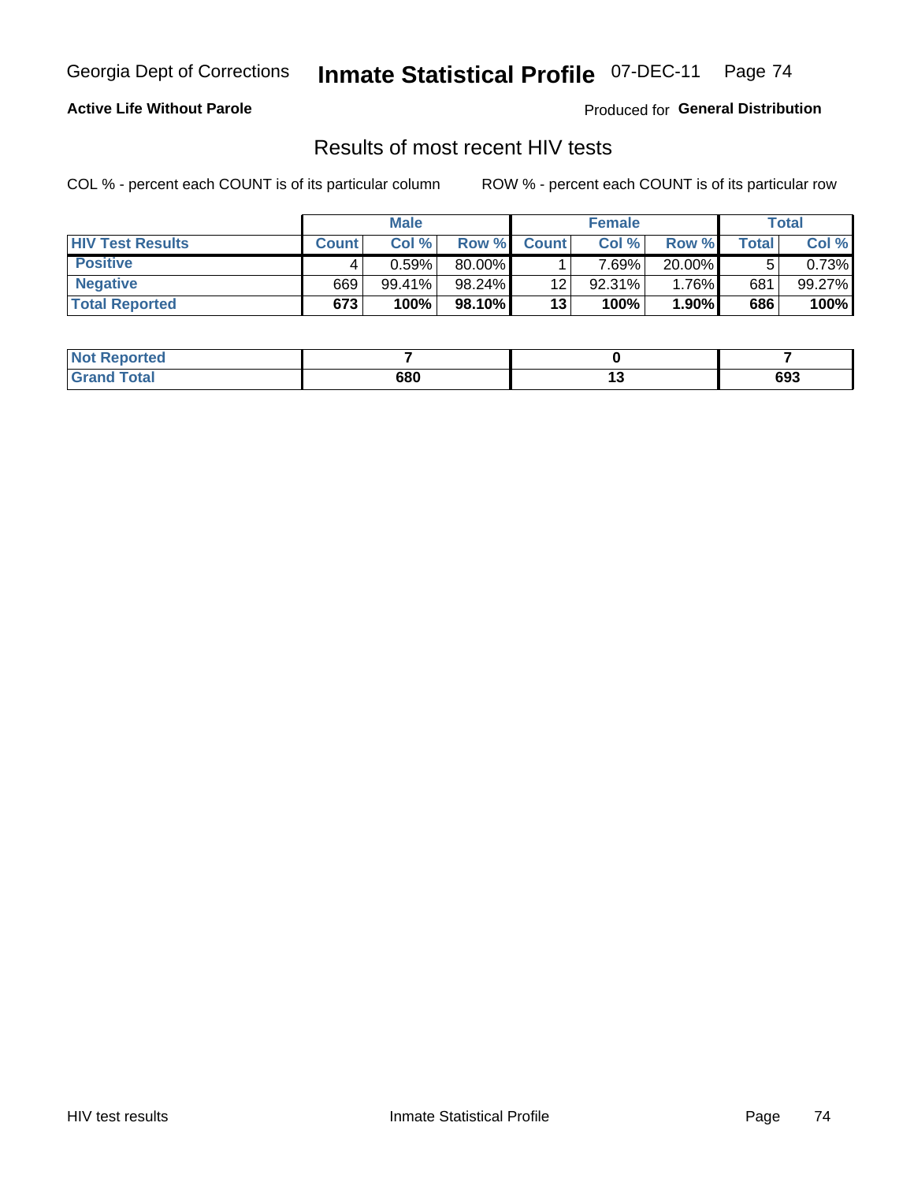Georgia Dept of Corrections **Inmate Statistical Profile** 07-DEC-11

**Active Life Without Parole**

Produced for **General Distribution**

## Results of most recent HIV tests

COL % - percent each COUNT is of its particular column ROW % - percent each COUNT is of its particular row

| | Male | | | Female | | | Total | |
|---|---|---|---|---|---|---|---|---|
| **HIV Test Results** | **Count** | **Col %** | **Row %** | **Count** | **Col %** | **Row %** | **Total** | **Col %** |
| **Positive** | 4 | 0.59% | 80.00% | 1 | 7.69% | 20.00% | 5 | 0.73% |
| **Negative** | 669 | 99.41% | 98.24% | 12 | 92.31% | 1.76% | 681 | 99.27% |
| **Total Reported** | **673** | **100%** | **98.10%** | **13** | **100%** | **1.90%** | **686** | **100%** |

| | Male | Female | Total |
|---|---|---|---|
| **Not Reported** | **7** | **0** | **7** |
| **Grand Total** | **680** | **13** | **693** |

HIV test results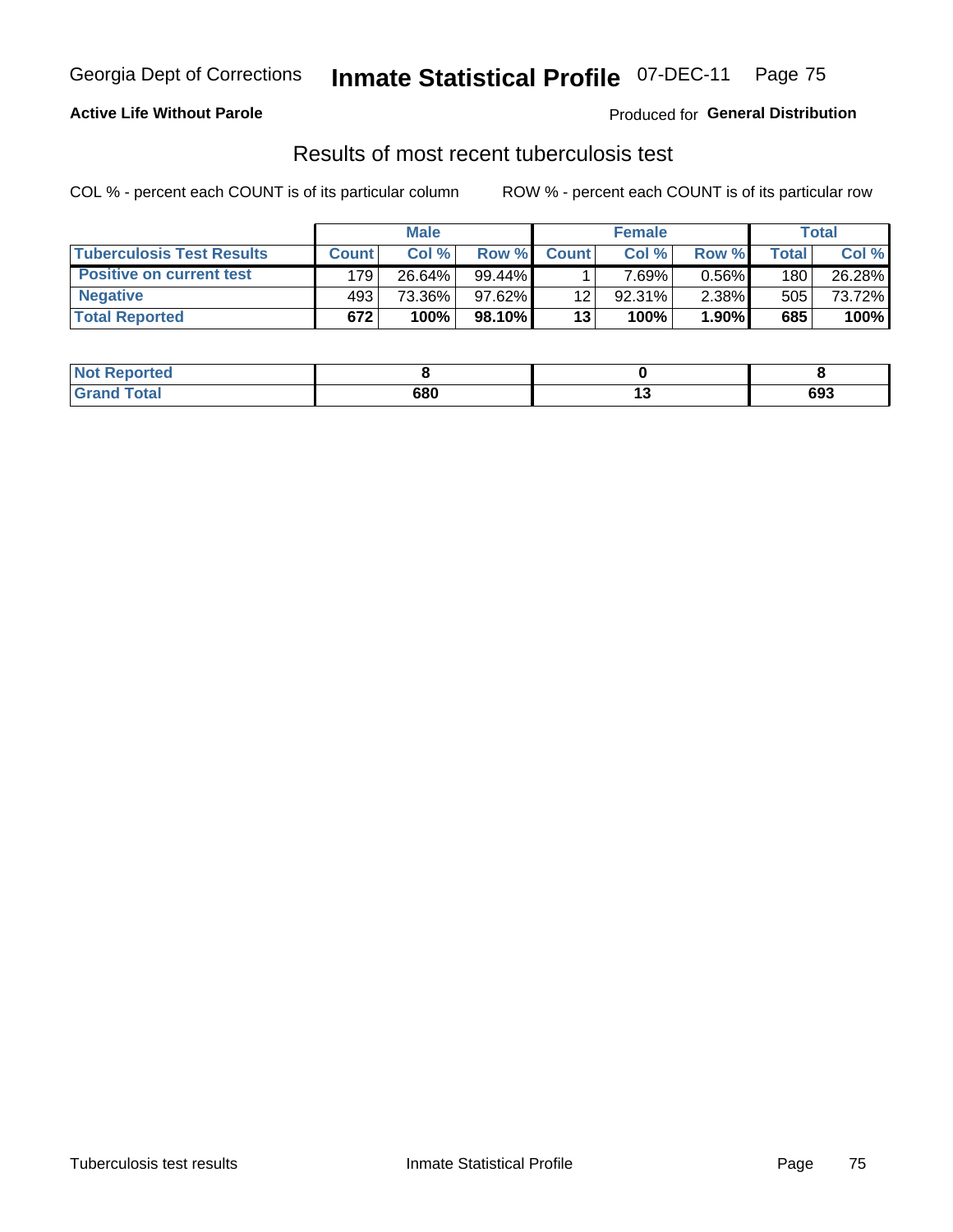Georgia Dept of Corrections **Inmate Statistical Profile** 07-DEC-11

**Active Life Without Parole**

Produced for **General Distribution**

## Results of most recent tuberculosis test

COL % - percent each COUNT is of its particular column

ROW % - percent each COUNT is of its particular row

| | Male | | | Female | | | Total | |
|---|---|---|---|---|---|---|---|---|
| **Tuberculosis Test Results** | **Count** | **Col %** | **Row %** | **Count** | **Col %** | **Row %** | **Total** | **Col %** |
| **Positive on current test** | 179 | 26.64% | 99.44% | 1 | 7.69% | 0.56% | 180 | 26.28% |
| **Negative** | 493 | 73.36% | 97.62% | 12 | 92.31% | 2.38% | 505 | 73.72% |
| **Total Reported** | **672** | **100%** | **98.10%** | **13** | **100%** | **1.90%** | **685** | **100%** |

| | Male | Female | Total |
|---|---|---|---|
| **Not Reported** | **8** | **0** | **8** |
| **Grand Total** | **680** | **13** | **693** |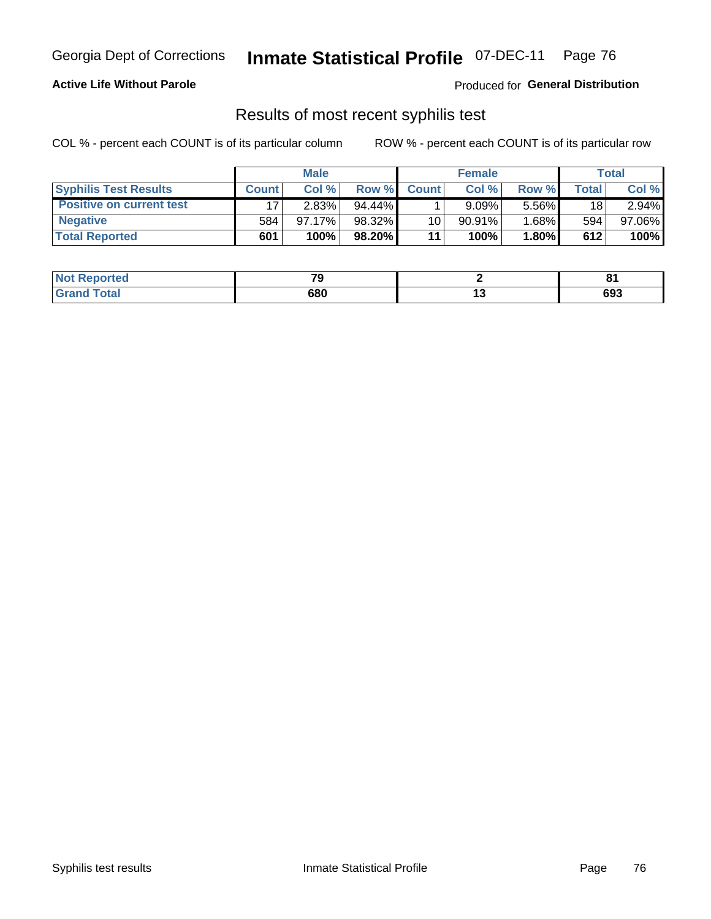Georgia Dept of Corrections **Inmate Statistical Profile** 07-DEC-11

**Active Life Without Parole**

Produced for **General Distribution**

## Results of most recent syphilis test

COL % - percent each COUNT is of its particular column

ROW % - percent each COUNT is of its particular row

| | Male | | | Female | | | Total | |
|---|---|---|---|---|---|---|---|---|
| **Syphilis Test Results** | **Count** | **Col %** | **Row %** | **Count** | **Col %** | **Row %** | **Total** | **Col %** |
| **Positive on current test** | 17 | 2.83% | 94.44% | 1 | 9.09% | 5.56% | 18 | 2.94% |
| **Negative** | 584 | 97.17% | 98.32% | 10 | 90.91% | 1.68% | 594 | 97.06% |
| **Total Reported** | **601** | **100%** | **98.20%** | **11** | **100%** | **1.80%** | **612** | **100%** |

| | Male | Female | Total |
|---|---|---|---|
| **Not Reported** | **79** | **2** | **81** |
| **Grand Total** | **680** | **13** | **693** |

Syphilis test results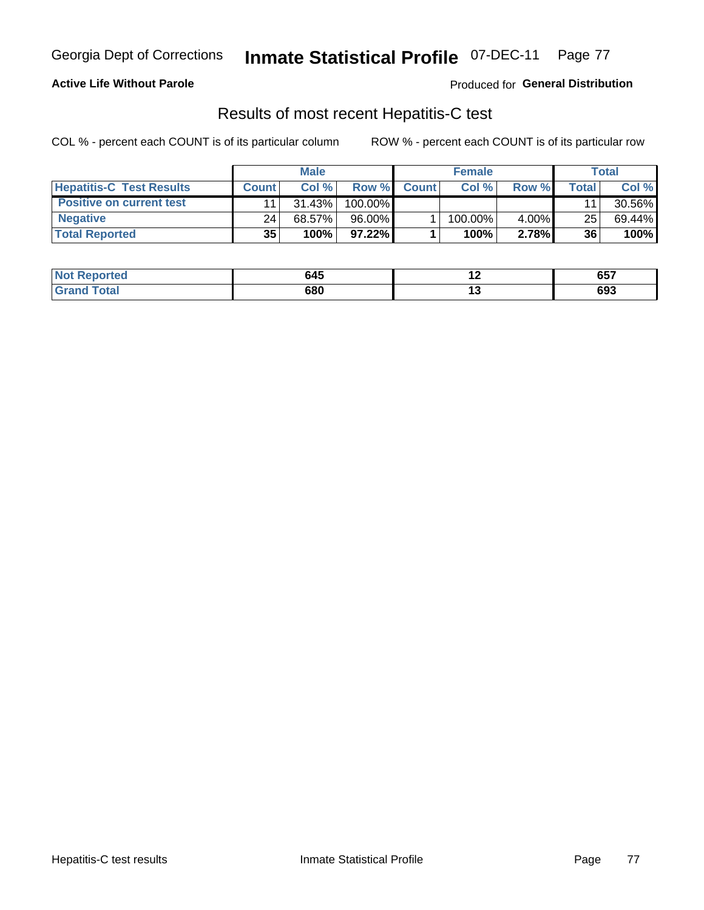Georgia Dept of Corrections **Inmate Statistical Profile** 07-DEC-11

**Active Life Without Parole**

Produced for **General Distribution**

## Results of most recent Hepatitis-C test

COL % - percent each COUNT is of its particular column    ROW % - percent each COUNT is of its particular row

| | Male | | | Female | | | Total | |
|---|---|---|---|---|---|---|---|---|
| **Hepatitis-C Test Results** | **Count** | **Col %** | **Row %** | **Count** | **Col %** | **Row %** | **Total** | **Col %** |
| **Positive on current test** | 11 | 31.43% | 100.00% | | | | 11 | 30.56% |
| **Negative** | 24 | 68.57% | 96.00% | 1 | 100.00% | 4.00% | 25 | 69.44% |
| **Total Reported** | **35** | **100%** | **97.22%** | **1** | **100%** | **2.78%** | **36** | **100%** |

| | Male | Female | Total |
|---|---|---|---|
| **Not Reported** | **645** | **12** | **657** |
| **Grand Total** | **680** | **13** | **693** |